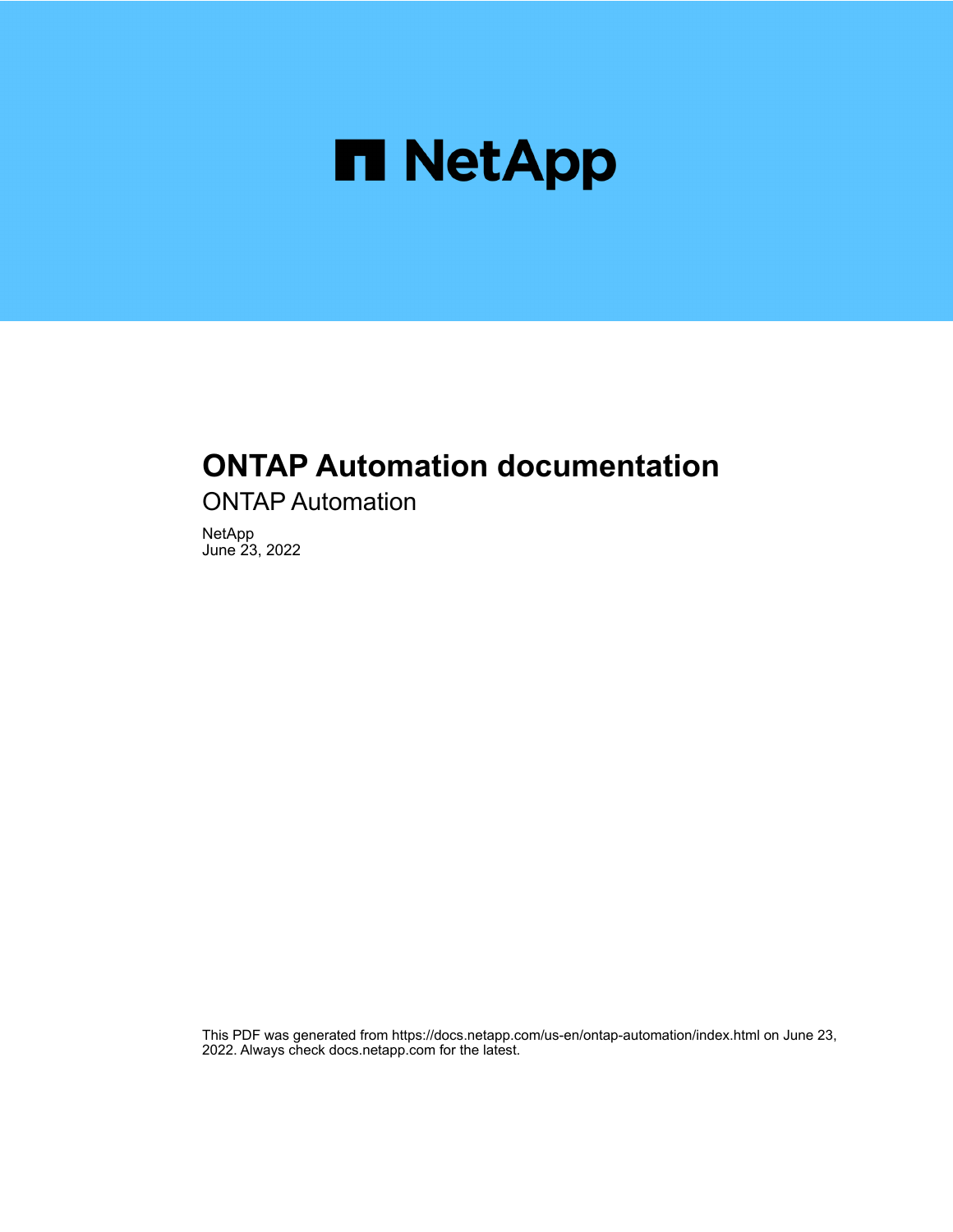NetApp

# ONTAP Automation documentation

ONTAP Automation

NetApp
June 23, 2022

This PDF was generated from https://docs.netapp.com/us-en/ontap-automation/index.html on June 23, 2022. Always check docs.netapp.com for the latest.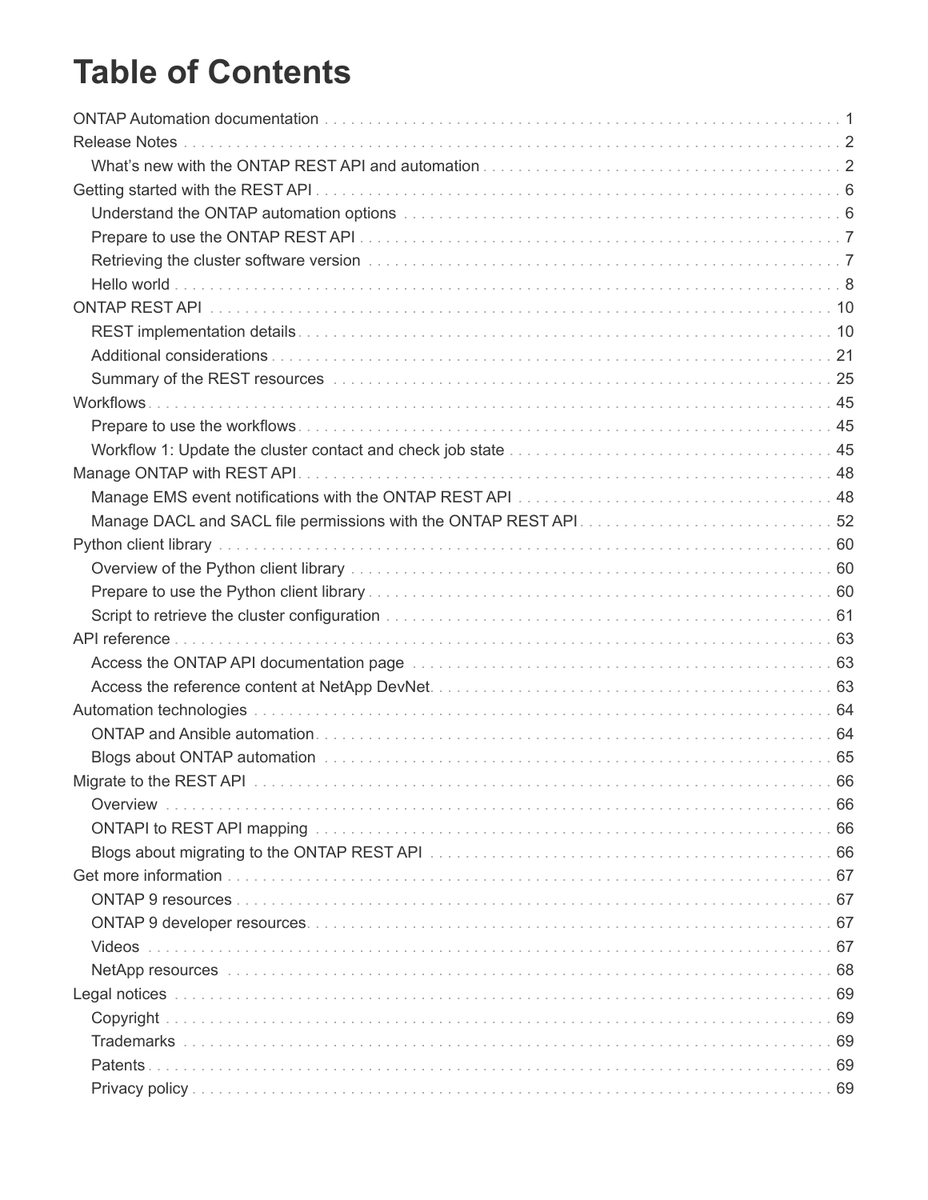# Table of Contents

- ONTAP Automation documentation . . . 1
- Release Notes . . . 2
  - What's new with the ONTAP REST API and automation . . . 2
- Getting started with the REST API . . . 6
  - Understand the ONTAP automation options . . . 6
  - Prepare to use the ONTAP REST API . . . 7
  - Retrieving the cluster software version . . . 7
  - Hello world . . . 8
- ONTAP REST API . . . 10
  - REST implementation details . . . 10
  - Additional considerations . . . 21
  - Summary of the REST resources . . . 25
- Workflows . . . 45
  - Prepare to use the workflows . . . 45
  - Workflow 1: Update the cluster contact and check job state . . . 45
- Manage ONTAP with REST API . . . 48
  - Manage EMS event notifications with the ONTAP REST API . . . 48
  - Manage DACL and SACL file permissions with the ONTAP REST API . . . 52
- Python client library . . . 60
  - Overview of the Python client library . . . 60
  - Prepare to use the Python client library . . . 60
  - Script to retrieve the cluster configuration . . . 61
- API reference . . . 63
  - Access the ONTAP API documentation page . . . 63
  - Access the reference content at NetApp DevNet . . . 63
- Automation technologies . . . 64
  - ONTAP and Ansible automation . . . 64
  - Blogs about ONTAP automation . . . 65
- Migrate to the REST API . . . 66
  - Overview . . . 66
  - ONTAPI to REST API mapping . . . 66
  - Blogs about migrating to the ONTAP REST API . . . 66
- Get more information . . . 67
  - ONTAP 9 resources . . . 67
  - ONTAP 9 developer resources . . . 67
  - Videos . . . 67
  - NetApp resources . . . 68
- Legal notices . . . 69
  - Copyright . . . 69
  - Trademarks . . . 69
  - Patents . . . 69
  - Privacy policy . . . 69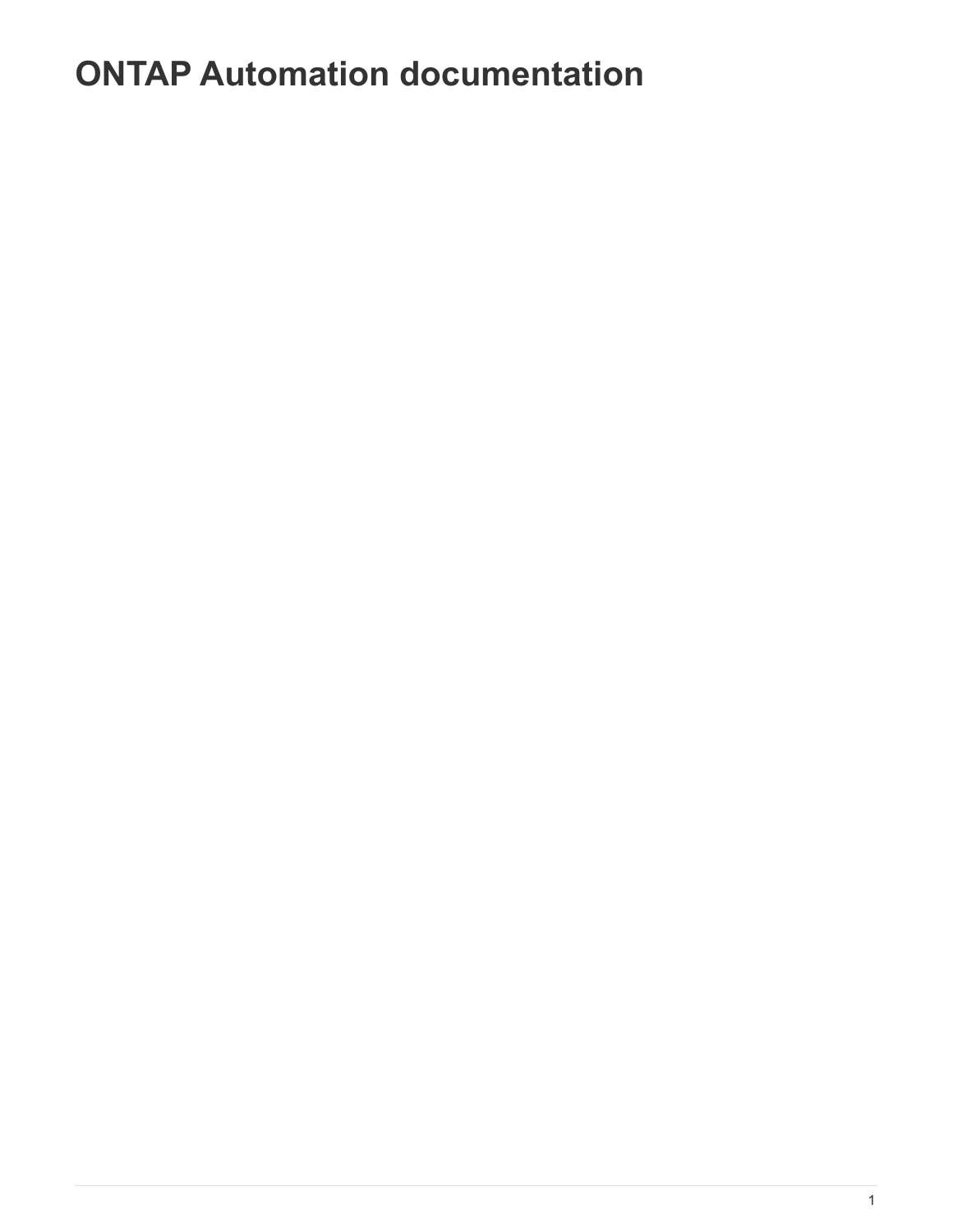# ONTAP Automation documentation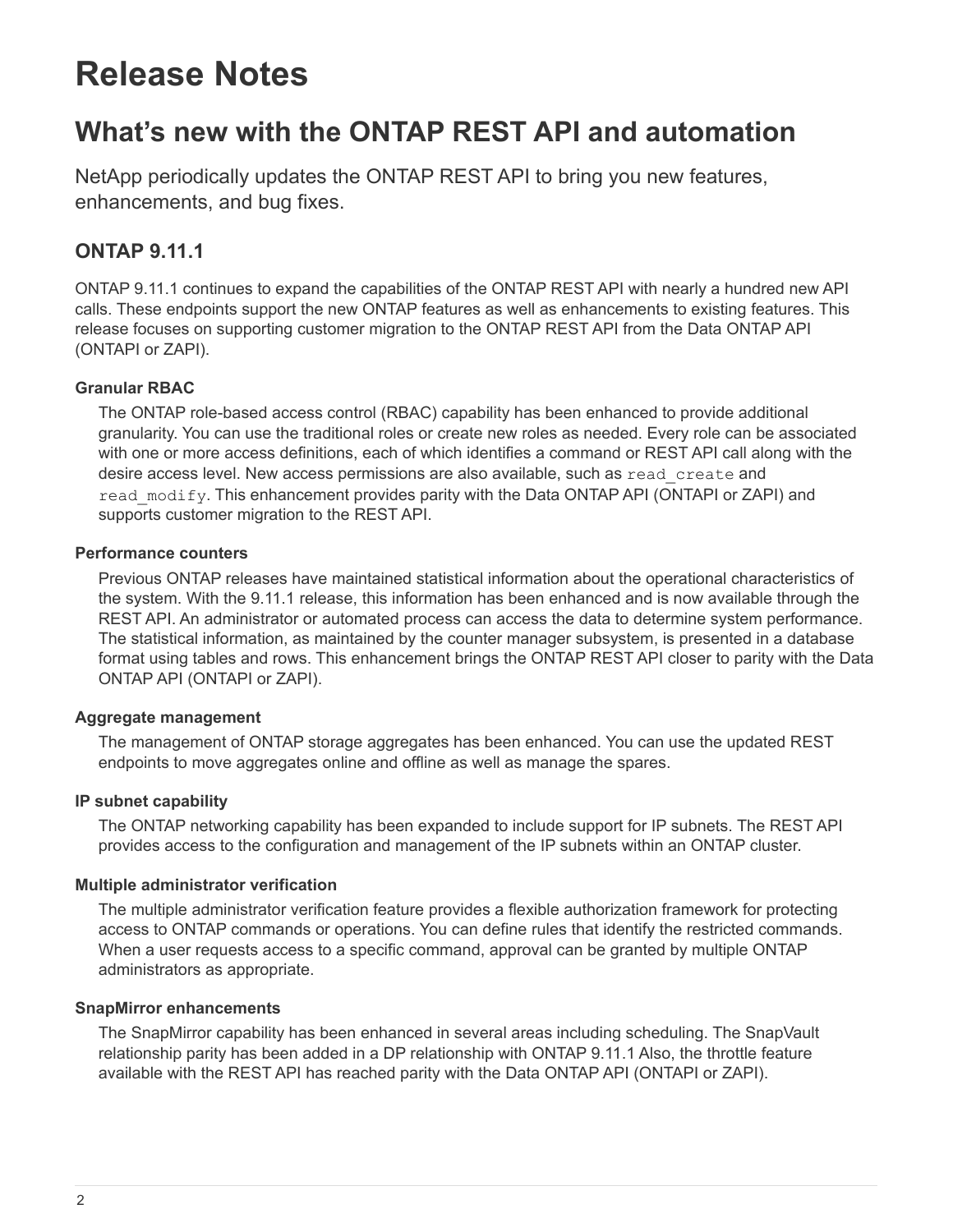# Release Notes

## What's new with the ONTAP REST API and automation

NetApp periodically updates the ONTAP REST API to bring you new features, enhancements, and bug fixes.

### ONTAP 9.11.1

ONTAP 9.11.1 continues to expand the capabilities of the ONTAP REST API with nearly a hundred new API calls. These endpoints support the new ONTAP features as well as enhancements to existing features. This release focuses on supporting customer migration to the ONTAP REST API from the Data ONTAP API (ONTAPI or ZAPI).

#### Granular RBAC

The ONTAP role-based access control (RBAC) capability has been enhanced to provide additional granularity. You can use the traditional roles or create new roles as needed. Every role can be associated with one or more access definitions, each of which identifies a command or REST API call along with the desire access level. New access permissions are also available, such as `read_create` and `read_modify`. This enhancement provides parity with the Data ONTAP API (ONTAPI or ZAPI) and supports customer migration to the REST API.

#### Performance counters

Previous ONTAP releases have maintained statistical information about the operational characteristics of the system. With the 9.11.1 release, this information has been enhanced and is now available through the REST API. An administrator or automated process can access the data to determine system performance. The statistical information, as maintained by the counter manager subsystem, is presented in a database format using tables and rows. This enhancement brings the ONTAP REST API closer to parity with the Data ONTAP API (ONTAPI or ZAPI).

#### Aggregate management

The management of ONTAP storage aggregates has been enhanced. You can use the updated REST endpoints to move aggregates online and offline as well as manage the spares.

#### IP subnet capability

The ONTAP networking capability has been expanded to include support for IP subnets. The REST API provides access to the configuration and management of the IP subnets within an ONTAP cluster.

#### Multiple administrator verification

The multiple administrator verification feature provides a flexible authorization framework for protecting access to ONTAP commands or operations. You can define rules that identify the restricted commands. When a user requests access to a specific command, approval can be granted by multiple ONTAP administrators as appropriate.

#### SnapMirror enhancements

The SnapMirror capability has been enhanced in several areas including scheduling. The SnapVault relationship parity has been added in a DP relationship with ONTAP 9.11.1 Also, the throttle feature available with the REST API has reached parity with the Data ONTAP API (ONTAPI or ZAPI).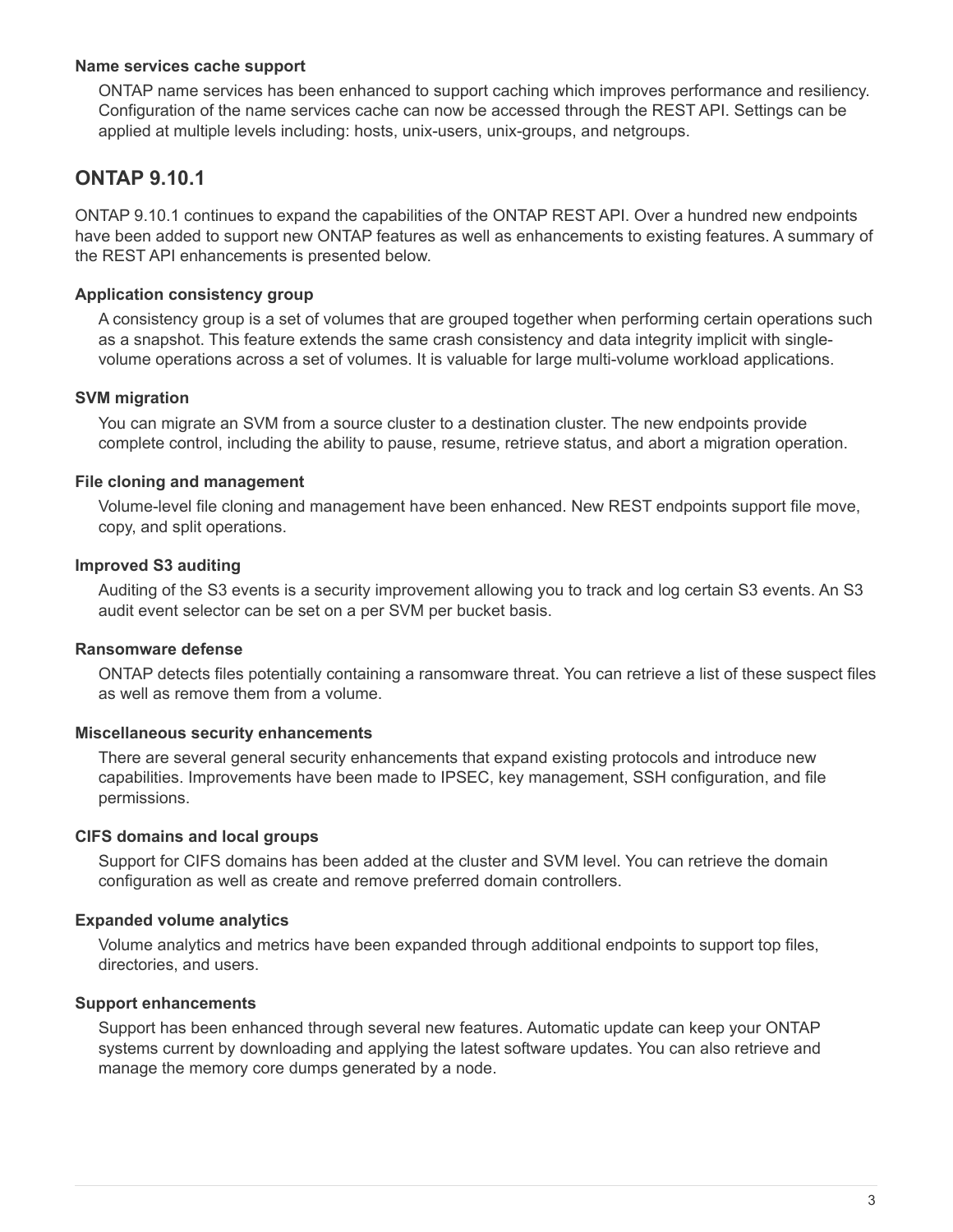#### Name services cache support

ONTAP name services has been enhanced to support caching which improves performance and resiliency. Configuration of the name services cache can now be accessed through the REST API. Settings can be applied at multiple levels including: hosts, unix-users, unix-groups, and netgroups.

## ONTAP 9.10.1

ONTAP 9.10.1 continues to expand the capabilities of the ONTAP REST API. Over a hundred new endpoints have been added to support new ONTAP features as well as enhancements to existing features. A summary of the REST API enhancements is presented below.

#### Application consistency group

A consistency group is a set of volumes that are grouped together when performing certain operations such as a snapshot. This feature extends the same crash consistency and data integrity implicit with single-volume operations across a set of volumes. It is valuable for large multi-volume workload applications.

#### SVM migration

You can migrate an SVM from a source cluster to a destination cluster. The new endpoints provide complete control, including the ability to pause, resume, retrieve status, and abort a migration operation.

#### File cloning and management

Volume-level file cloning and management have been enhanced. New REST endpoints support file move, copy, and split operations.

#### Improved S3 auditing

Auditing of the S3 events is a security improvement allowing you to track and log certain S3 events. An S3 audit event selector can be set on a per SVM per bucket basis.

#### Ransomware defense

ONTAP detects files potentially containing a ransomware threat. You can retrieve a list of these suspect files as well as remove them from a volume.

#### Miscellaneous security enhancements

There are several general security enhancements that expand existing protocols and introduce new capabilities. Improvements have been made to IPSEC, key management, SSH configuration, and file permissions.

#### CIFS domains and local groups

Support for CIFS domains has been added at the cluster and SVM level. You can retrieve the domain configuration as well as create and remove preferred domain controllers.

#### Expanded volume analytics

Volume analytics and metrics have been expanded through additional endpoints to support top files, directories, and users.

#### Support enhancements

Support has been enhanced through several new features. Automatic update can keep your ONTAP systems current by downloading and applying the latest software updates. You can also retrieve and manage the memory core dumps generated by a node.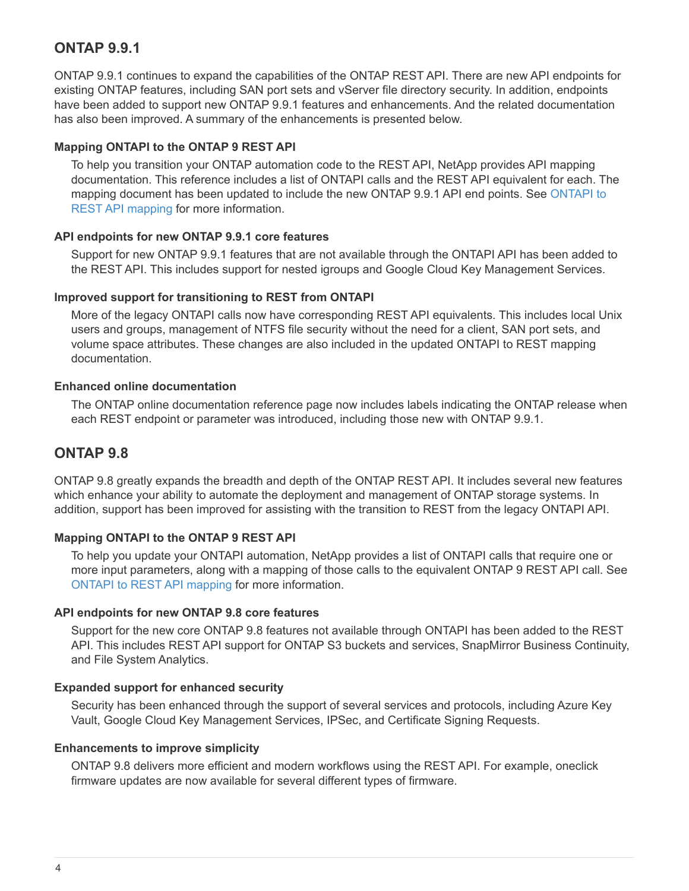## ONTAP 9.9.1

ONTAP 9.9.1 continues to expand the capabilities of the ONTAP REST API. There are new API endpoints for existing ONTAP features, including SAN port sets and vServer file directory security. In addition, endpoints have been added to support new ONTAP 9.9.1 features and enhancements. And the related documentation has also been improved. A summary of the enhancements is presented below.

#### Mapping ONTAPI to the ONTAP 9 REST API

To help you transition your ONTAP automation code to the REST API, NetApp provides API mapping documentation. This reference includes a list of ONTAPI calls and the REST API equivalent for each. The mapping document has been updated to include the new ONTAP 9.9.1 API end points. See ONTAPI to REST API mapping for more information.

#### API endpoints for new ONTAP 9.9.1 core features

Support for new ONTAP 9.9.1 features that are not available through the ONTAPI API has been added to the REST API. This includes support for nested igroups and Google Cloud Key Management Services.

#### Improved support for transitioning to REST from ONTAPI

More of the legacy ONTAPI calls now have corresponding REST API equivalents. This includes local Unix users and groups, management of NTFS file security without the need for a client, SAN port sets, and volume space attributes. These changes are also included in the updated ONTAPI to REST mapping documentation.

#### Enhanced online documentation

The ONTAP online documentation reference page now includes labels indicating the ONTAP release when each REST endpoint or parameter was introduced, including those new with ONTAP 9.9.1.

## ONTAP 9.8

ONTAP 9.8 greatly expands the breadth and depth of the ONTAP REST API. It includes several new features which enhance your ability to automate the deployment and management of ONTAP storage systems. In addition, support has been improved for assisting with the transition to REST from the legacy ONTAPI API.

#### Mapping ONTAPI to the ONTAP 9 REST API

To help you update your ONTAPI automation, NetApp provides a list of ONTAPI calls that require one or more input parameters, along with a mapping of those calls to the equivalent ONTAP 9 REST API call. See ONTAPI to REST API mapping for more information.

#### API endpoints for new ONTAP 9.8 core features

Support for the new core ONTAP 9.8 features not available through ONTAPI has been added to the REST API. This includes REST API support for ONTAP S3 buckets and services, SnapMirror Business Continuity, and File System Analytics.

#### Expanded support for enhanced security

Security has been enhanced through the support of several services and protocols, including Azure Key Vault, Google Cloud Key Management Services, IPSec, and Certificate Signing Requests.

#### Enhancements to improve simplicity

ONTAP 9.8 delivers more efficient and modern workflows using the REST API. For example, oneclick firmware updates are now available for several different types of firmware.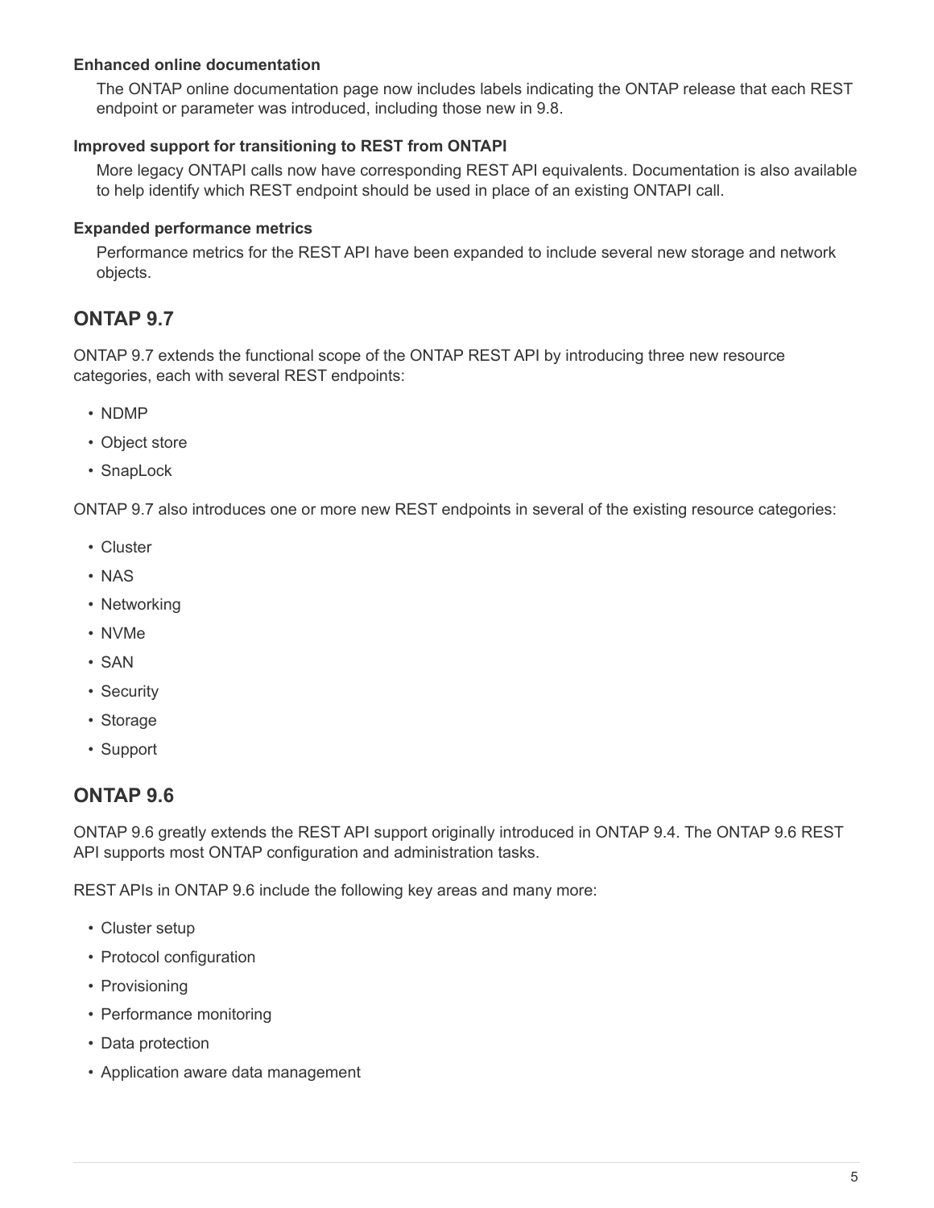**Enhanced online documentation**

The ONTAP online documentation page now includes labels indicating the ONTAP release that each REST endpoint or parameter was introduced, including those new in 9.8.

**Improved support for transitioning to REST from ONTAPI**

More legacy ONTAPI calls now have corresponding REST API equivalents. Documentation is also available to help identify which REST endpoint should be used in place of an existing ONTAPI call.

**Expanded performance metrics**

Performance metrics for the REST API have been expanded to include several new storage and network objects.

## ONTAP 9.7

ONTAP 9.7 extends the functional scope of the ONTAP REST API by introducing three new resource categories, each with several REST endpoints:

- NDMP
- Object store
- SnapLock

ONTAP 9.7 also introduces one or more new REST endpoints in several of the existing resource categories:

- Cluster
- NAS
- Networking
- NVMe
- SAN
- Security
- Storage
- Support

## ONTAP 9.6

ONTAP 9.6 greatly extends the REST API support originally introduced in ONTAP 9.4. The ONTAP 9.6 REST API supports most ONTAP configuration and administration tasks.

REST APIs in ONTAP 9.6 include the following key areas and many more:

- Cluster setup
- Protocol configuration
- Provisioning
- Performance monitoring
- Data protection
- Application aware data management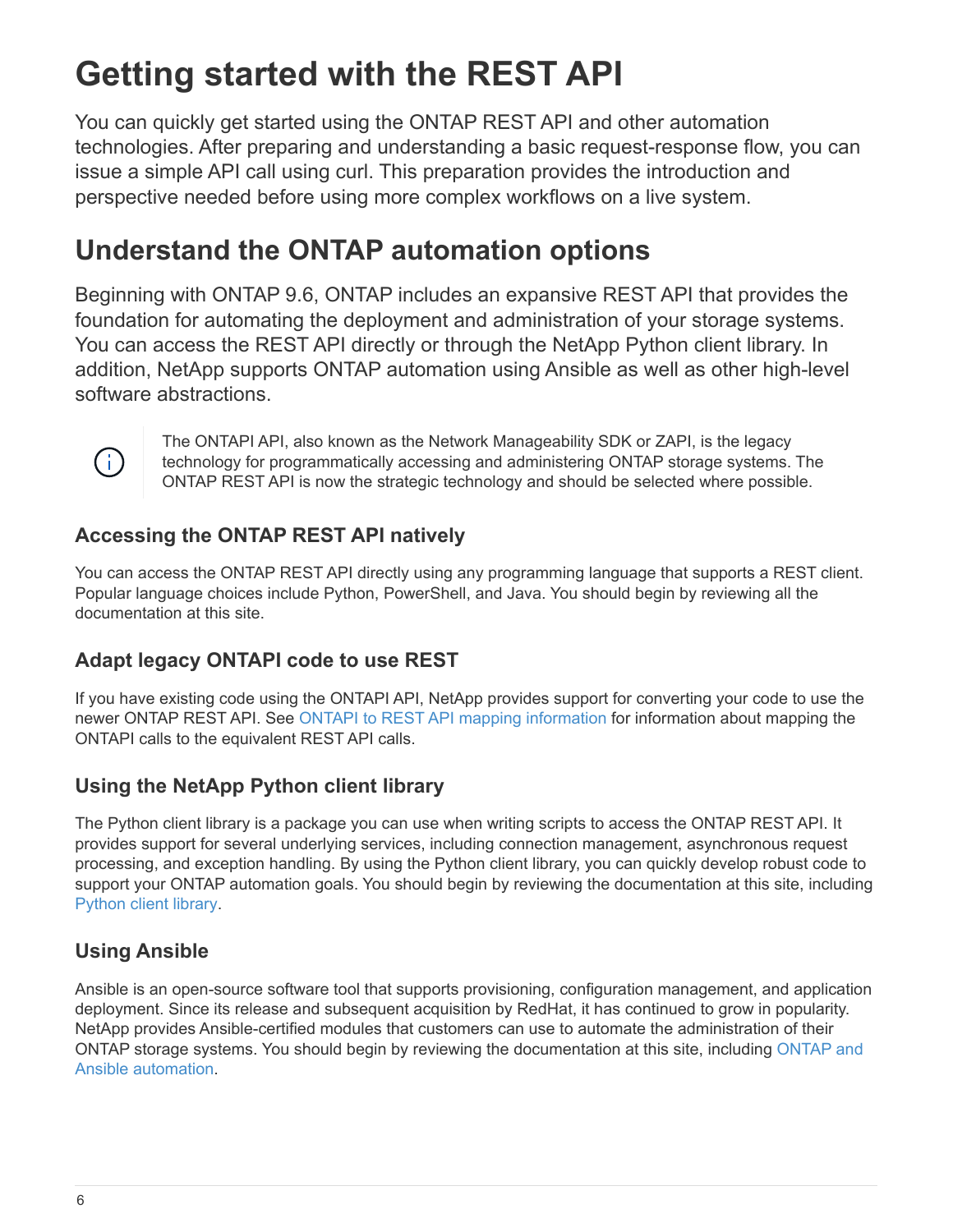# Getting started with the REST API

You can quickly get started using the ONTAP REST API and other automation technologies. After preparing and understanding a basic request-response flow, you can issue a simple API call using curl. This preparation provides the introduction and perspective needed before using more complex workflows on a live system.

## Understand the ONTAP automation options

Beginning with ONTAP 9.6, ONTAP includes an expansive REST API that provides the foundation for automating the deployment and administration of your storage systems. You can access the REST API directly or through the NetApp Python client library. In addition, NetApp supports ONTAP automation using Ansible as well as other high-level software abstractions.

> The ONTAPI API, also known as the Network Manageability SDK or ZAPI, is the legacy technology for programmatically accessing and administering ONTAP storage systems. The ONTAP REST API is now the strategic technology and should be selected where possible.

### Accessing the ONTAP REST API natively

You can access the ONTAP REST API directly using any programming language that supports a REST client. Popular language choices include Python, PowerShell, and Java. You should begin by reviewing all the documentation at this site.

### Adapt legacy ONTAPI code to use REST

If you have existing code using the ONTAPI API, NetApp provides support for converting your code to use the newer ONTAP REST API. See ONTAPI to REST API mapping information for information about mapping the ONTAPI calls to the equivalent REST API calls.

### Using the NetApp Python client library

The Python client library is a package you can use when writing scripts to access the ONTAP REST API. It provides support for several underlying services, including connection management, asynchronous request processing, and exception handling. By using the Python client library, you can quickly develop robust code to support your ONTAP automation goals. You should begin by reviewing the documentation at this site, including Python client library.

### Using Ansible

Ansible is an open-source software tool that supports provisioning, configuration management, and application deployment. Since its release and subsequent acquisition by RedHat, it has continued to grow in popularity. NetApp provides Ansible-certified modules that customers can use to automate the administration of their ONTAP storage systems. You should begin by reviewing the documentation at this site, including ONTAP and Ansible automation.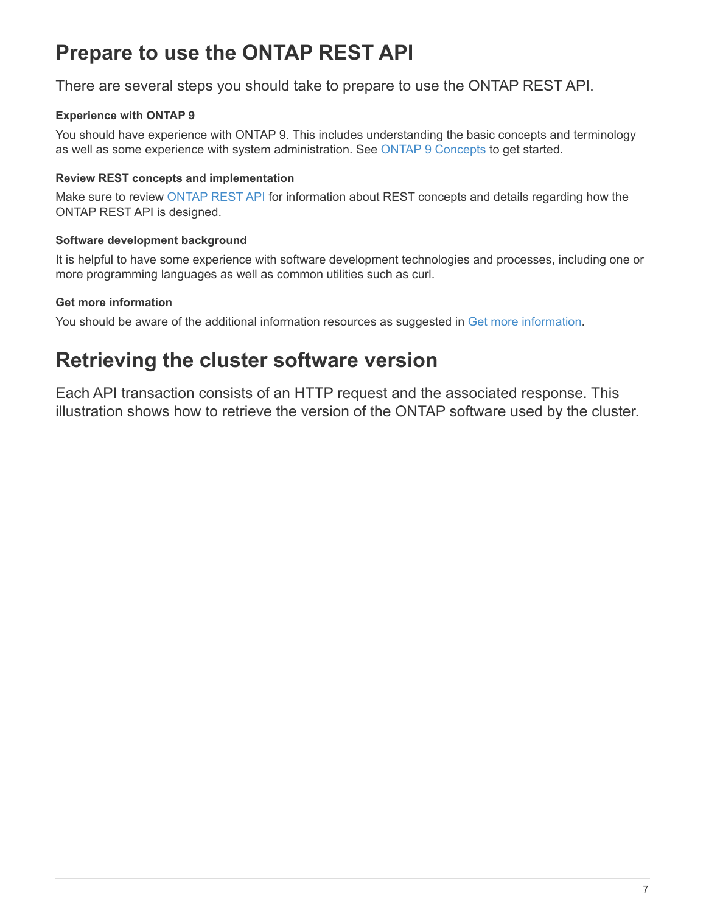# Prepare to use the ONTAP REST API

There are several steps you should take to prepare to use the ONTAP REST API.

**Experience with ONTAP 9**

You should have experience with ONTAP 9. This includes understanding the basic concepts and terminology as well as some experience with system administration. See ONTAP 9 Concepts to get started.

**Review REST concepts and implementation**

Make sure to review ONTAP REST API for information about REST concepts and details regarding how the ONTAP REST API is designed.

**Software development background**

It is helpful to have some experience with software development technologies and processes, including one or more programming languages as well as common utilities such as curl.

**Get more information**

You should be aware of the additional information resources as suggested in Get more information.

# Retrieving the cluster software version

Each API transaction consists of an HTTP request and the associated response. This illustration shows how to retrieve the version of the ONTAP software used by the cluster.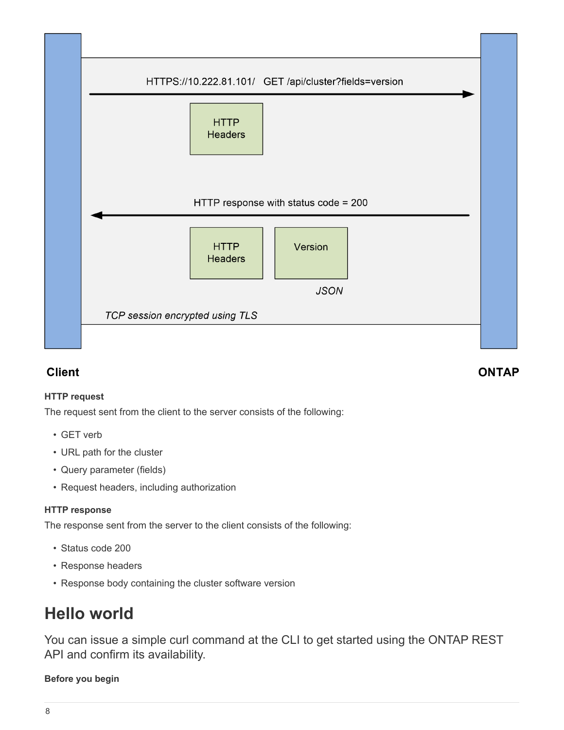HTTPS://10.222.81.101/ GET /api/cluster?fields=version

HTTP Headers

HTTP response with status code = 200

HTTP Headers

Version

*JSON*

*TCP session encrypted using TLS*

**Client** **ONTAP**

#### HTTP request

The request sent from the client to the server consists of the following:

- GET verb
- URL path for the cluster
- Query parameter (fields)
- Request headers, including authorization

#### HTTP response

The response sent from the server to the client consists of the following:

- Status code 200
- Response headers
- Response body containing the cluster software version

## Hello world

You can issue a simple curl command at the CLI to get started using the ONTAP REST API and confirm its availability.

#### Before you begin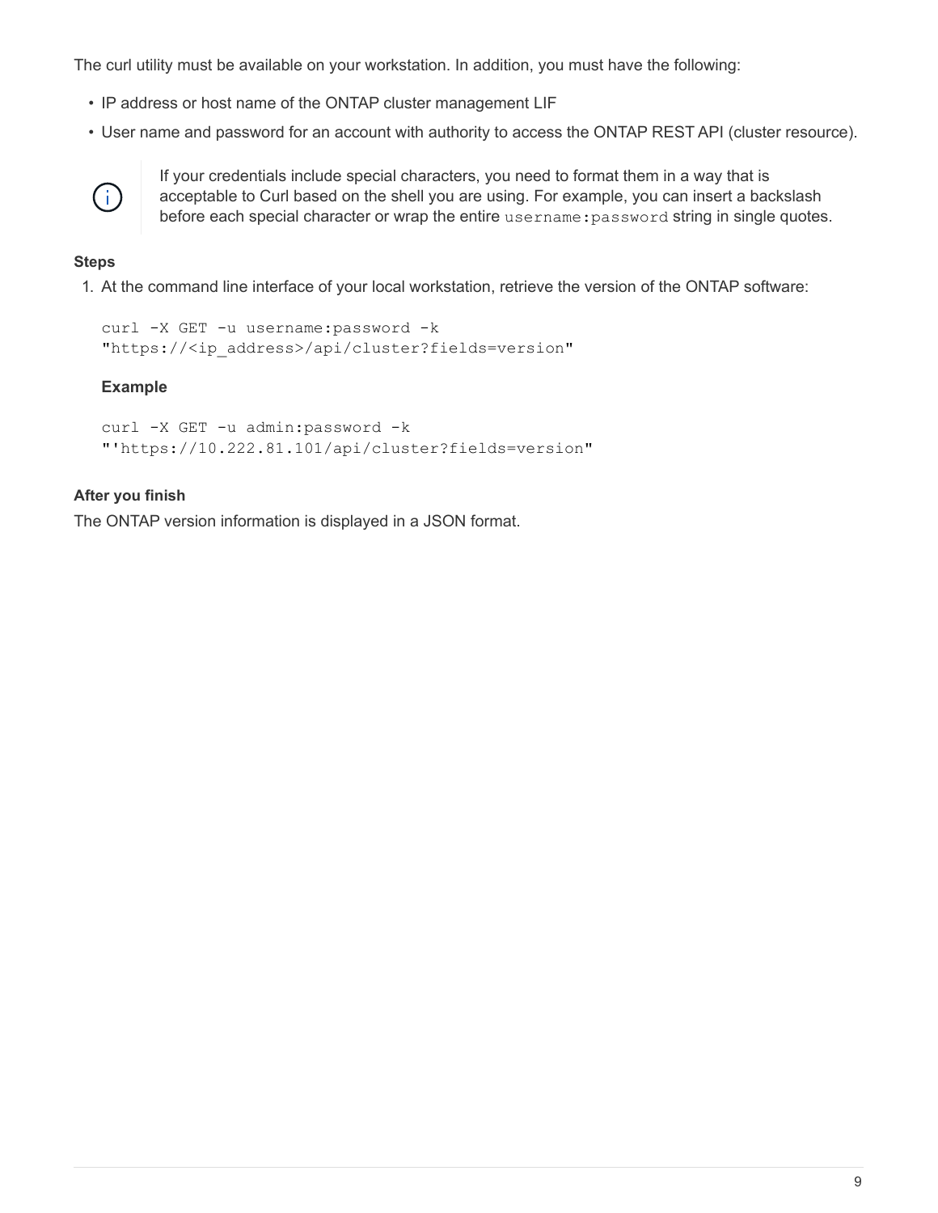The curl utility must be available on your workstation. In addition, you must have the following:

- IP address or host name of the ONTAP cluster management LIF
- User name and password for an account with authority to access the ONTAP REST API (cluster resource).

> If your credentials include special characters, you need to format them in a way that is acceptable to Curl based on the shell you are using. For example, you can insert a backslash before each special character or wrap the entire `username:password` string in single quotes.

**Steps**

1. At the command line interface of your local workstation, retrieve the version of the ONTAP software:

   ```
   curl -X GET -u username:password -k
   "https://<ip_address>/api/cluster?fields=version"
   ```

   **Example**

   ```
   curl -X GET -u admin:password -k
   "'https://10.222.81.101/api/cluster?fields=version"
   ```

**After you finish**

The ONTAP version information is displayed in a JSON format.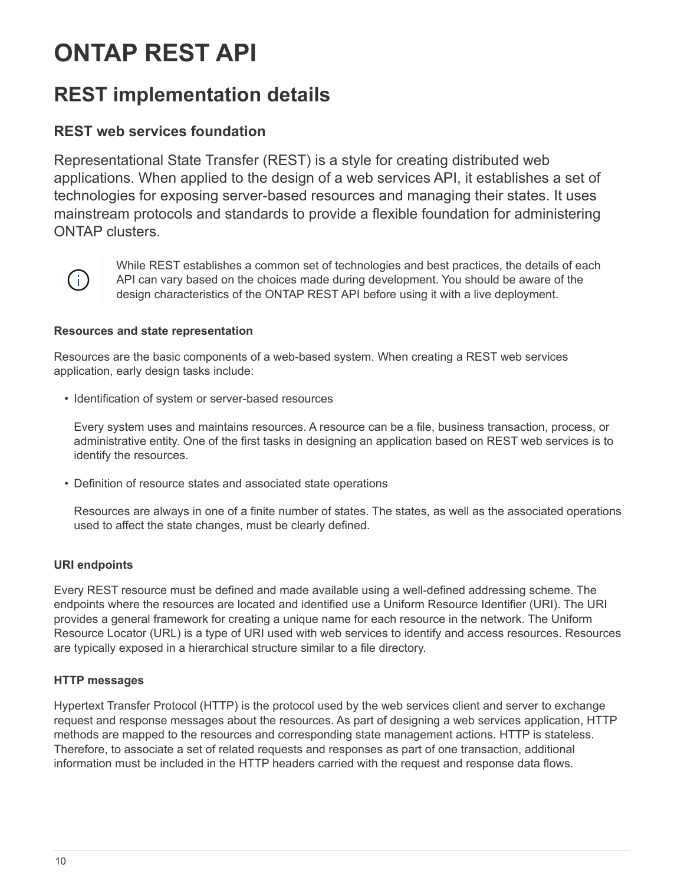# ONTAP REST API

## REST implementation details

### REST web services foundation

Representational State Transfer (REST) is a style for creating distributed web applications. When applied to the design of a web services API, it establishes a set of technologies for exposing server-based resources and managing their states. It uses mainstream protocols and standards to provide a flexible foundation for administering ONTAP clusters.

> While REST establishes a common set of technologies and best practices, the details of each API can vary based on the choices made during development. You should be aware of the design characteristics of the ONTAP REST API before using it with a live deployment.

#### Resources and state representation

Resources are the basic components of a web-based system. When creating a REST web services application, early design tasks include:

- Identification of system or server-based resources

  Every system uses and maintains resources. A resource can be a file, business transaction, process, or administrative entity. One of the first tasks in designing an application based on REST web services is to identify the resources.

- Definition of resource states and associated state operations

  Resources are always in one of a finite number of states. The states, as well as the associated operations used to affect the state changes, must be clearly defined.

#### URI endpoints

Every REST resource must be defined and made available using a well-defined addressing scheme. The endpoints where the resources are located and identified use a Uniform Resource Identifier (URI). The URI provides a general framework for creating a unique name for each resource in the network. The Uniform Resource Locator (URL) is a type of URI used with web services to identify and access resources. Resources are typically exposed in a hierarchical structure similar to a file directory.

#### HTTP messages

Hypertext Transfer Protocol (HTTP) is the protocol used by the web services client and server to exchange request and response messages about the resources. As part of designing a web services application, HTTP methods are mapped to the resources and corresponding state management actions. HTTP is stateless. Therefore, to associate a set of related requests and responses as part of one transaction, additional information must be included in the HTTP headers carried with the request and response data flows.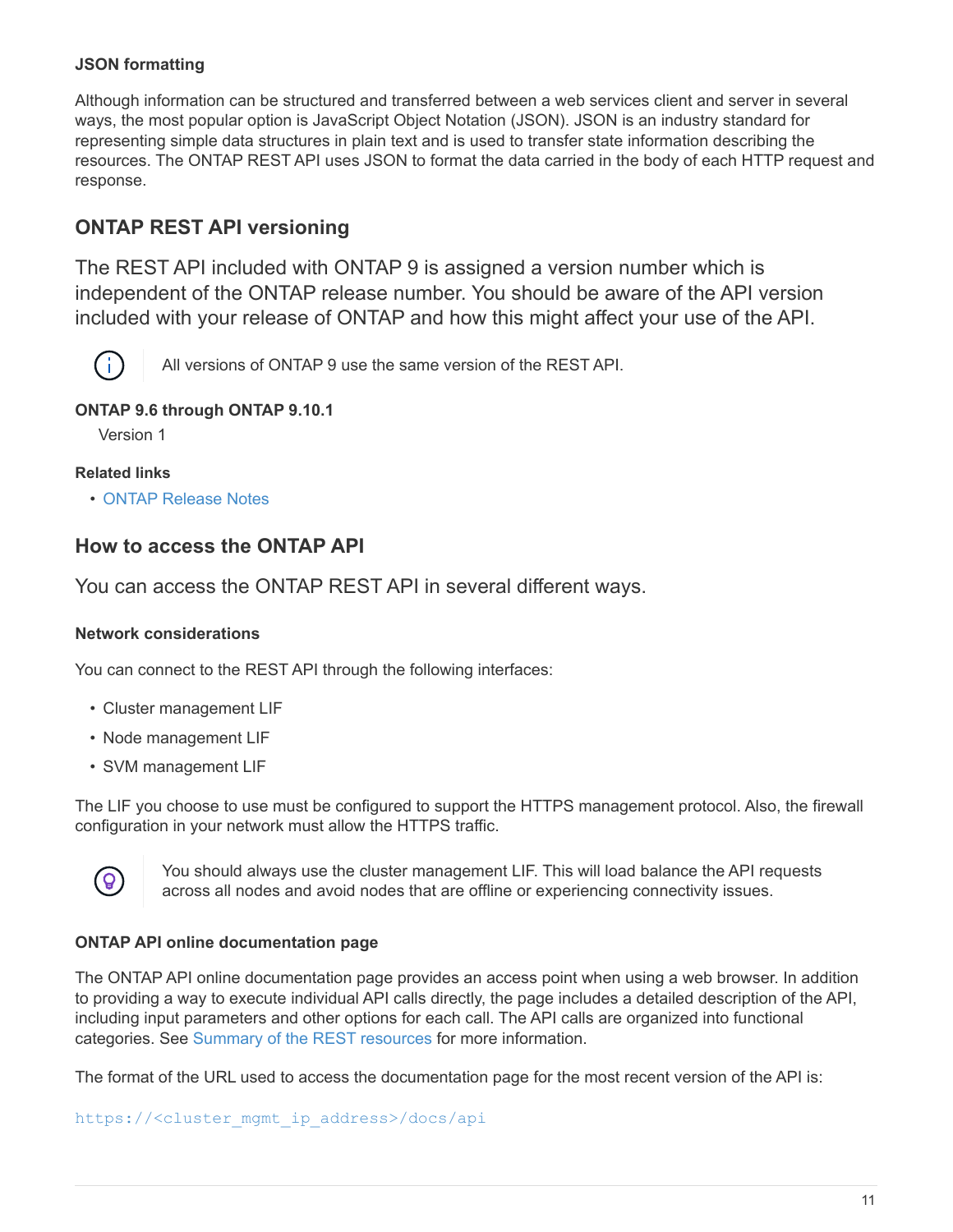#### JSON formatting

Although information can be structured and transferred between a web services client and server in several ways, the most popular option is JavaScript Object Notation (JSON). JSON is an industry standard for representing simple data structures in plain text and is used to transfer state information describing the resources. The ONTAP REST API uses JSON to format the data carried in the body of each HTTP request and response.

## ONTAP REST API versioning

The REST API included with ONTAP 9 is assigned a version number which is independent of the ONTAP release number. You should be aware of the API version included with your release of ONTAP and how this might affect your use of the API.

> All versions of ONTAP 9 use the same version of the REST API.

**ONTAP 9.6 through ONTAP 9.10.1**

Version 1

**Related links**

- ONTAP Release Notes

## How to access the ONTAP API

You can access the ONTAP REST API in several different ways.

#### Network considerations

You can connect to the REST API through the following interfaces:

- Cluster management LIF
- Node management LIF
- SVM management LIF

The LIF you choose to use must be configured to support the HTTPS management protocol. Also, the firewall configuration in your network must allow the HTTPS traffic.

> You should always use the cluster management LIF. This will load balance the API requests across all nodes and avoid nodes that are offline or experiencing connectivity issues.

#### ONTAP API online documentation page

The ONTAP API online documentation page provides an access point when using a web browser. In addition to providing a way to execute individual API calls directly, the page includes a detailed description of the API, including input parameters and other options for each call. The API calls are organized into functional categories. See Summary of the REST resources for more information.

The format of the URL used to access the documentation page for the most recent version of the API is:

```
https://<cluster_mgmt_ip_address>/docs/api
```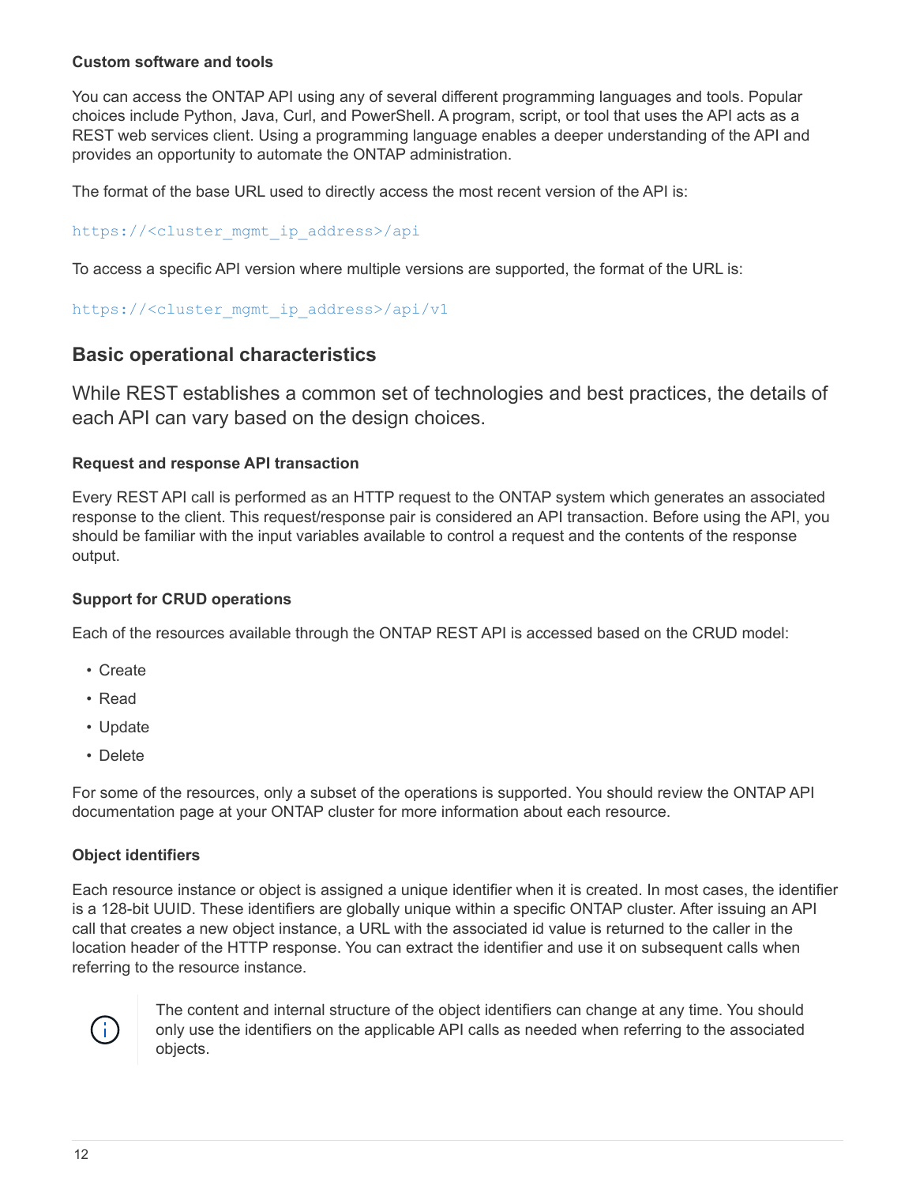#### Custom software and tools

You can access the ONTAP API using any of several different programming languages and tools. Popular choices include Python, Java, Curl, and PowerShell. A program, script, or tool that uses the API acts as a REST web services client. Using a programming language enables a deeper understanding of the API and provides an opportunity to automate the ONTAP administration.

The format of the base URL used to directly access the most recent version of the API is:

```
https://<cluster_mgmt_ip_address>/api
```

To access a specific API version where multiple versions are supported, the format of the URL is:

```
https://<cluster_mgmt_ip_address>/api/v1
```

## Basic operational characteristics

While REST establishes a common set of technologies and best practices, the details of each API can vary based on the design choices.

#### Request and response API transaction

Every REST API call is performed as an HTTP request to the ONTAP system which generates an associated response to the client. This request/response pair is considered an API transaction. Before using the API, you should be familiar with the input variables available to control a request and the contents of the response output.

#### Support for CRUD operations

Each of the resources available through the ONTAP REST API is accessed based on the CRUD model:

- Create
- Read
- Update
- Delete

For some of the resources, only a subset of the operations is supported. You should review the ONTAP API documentation page at your ONTAP cluster for more information about each resource.

#### Object identifiers

Each resource instance or object is assigned a unique identifier when it is created. In most cases, the identifier is a 128-bit UUID. These identifiers are globally unique within a specific ONTAP cluster. After issuing an API call that creates a new object instance, a URL with the associated id value is returned to the caller in the location header of the HTTP response. You can extract the identifier and use it on subsequent calls when referring to the resource instance.

> The content and internal structure of the object identifiers can change at any time. You should only use the identifiers on the applicable API calls as needed when referring to the associated objects.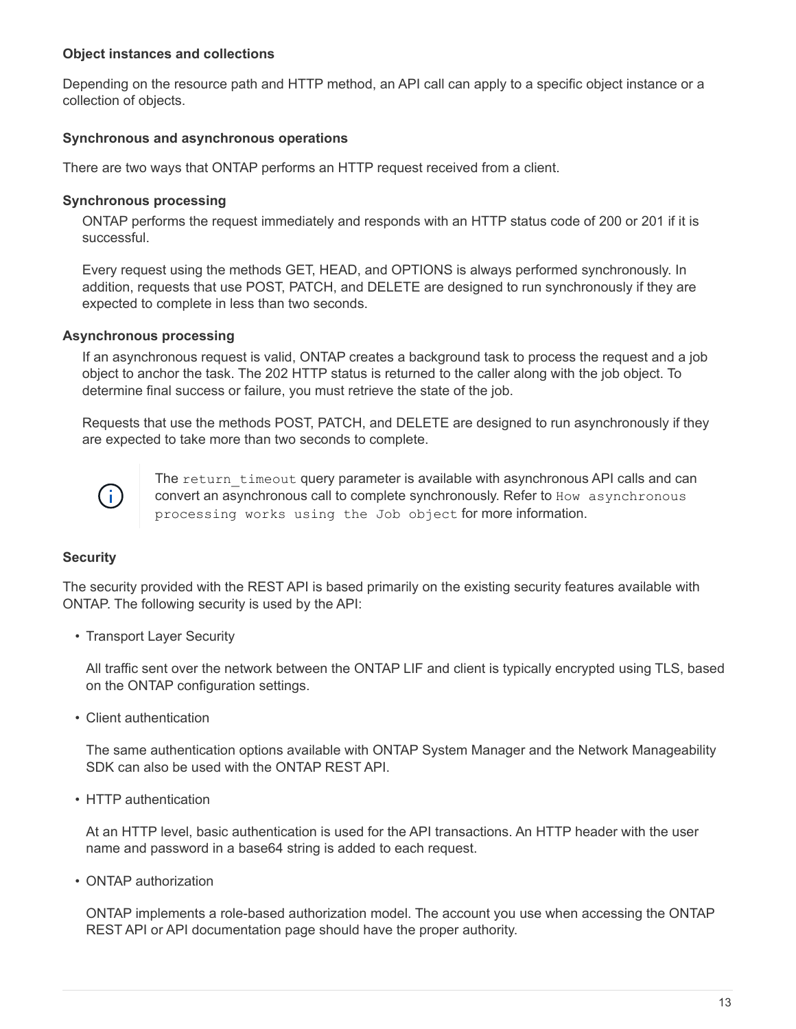#### Object instances and collections

Depending on the resource path and HTTP method, an API call can apply to a specific object instance or a collection of objects.

#### Synchronous and asynchronous operations

There are two ways that ONTAP performs an HTTP request received from a client.

**Synchronous processing**

ONTAP performs the request immediately and responds with an HTTP status code of 200 or 201 if it is successful.

Every request using the methods GET, HEAD, and OPTIONS is always performed synchronously. In addition, requests that use POST, PATCH, and DELETE are designed to run synchronously if they are expected to complete in less than two seconds.

**Asynchronous processing**

If an asynchronous request is valid, ONTAP creates a background task to process the request and a job object to anchor the task. The 202 HTTP status is returned to the caller along with the job object. To determine final success or failure, you must retrieve the state of the job.

Requests that use the methods POST, PATCH, and DELETE are designed to run asynchronously if they are expected to take more than two seconds to complete.

> The `return_timeout` query parameter is available with asynchronous API calls and can convert an asynchronous call to complete synchronously. Refer to `How asynchronous processing works using the Job object` for more information.

#### Security

The security provided with the REST API is based primarily on the existing security features available with ONTAP. The following security is used by the API:

- Transport Layer Security

  All traffic sent over the network between the ONTAP LIF and client is typically encrypted using TLS, based on the ONTAP configuration settings.

- Client authentication

  The same authentication options available with ONTAP System Manager and the Network Manageability SDK can also be used with the ONTAP REST API.

- HTTP authentication

  At an HTTP level, basic authentication is used for the API transactions. An HTTP header with the user name and password in a base64 string is added to each request.

- ONTAP authorization

  ONTAP implements a role-based authorization model. The account you use when accessing the ONTAP REST API or API documentation page should have the proper authority.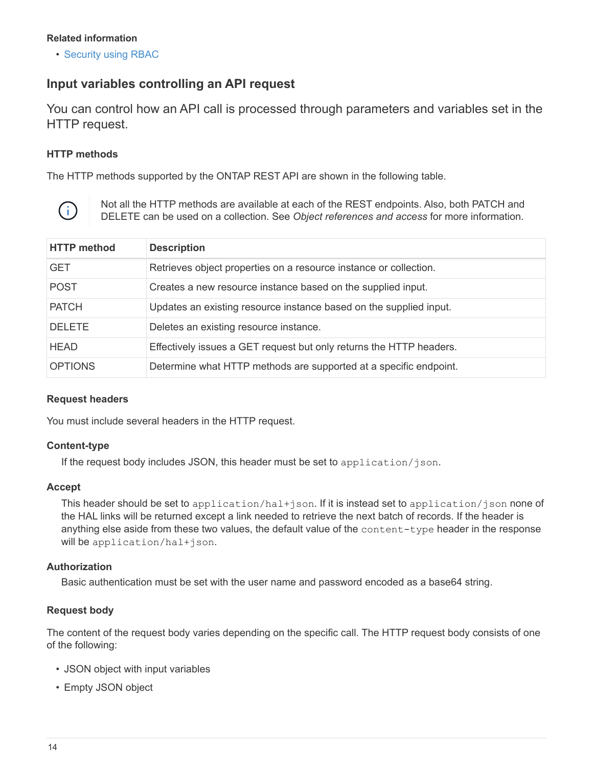**Related information**

- Security using RBAC

## Input variables controlling an API request

You can control how an API call is processed through parameters and variables set in the HTTP request.

### HTTP methods

The HTTP methods supported by the ONTAP REST API are shown in the following table.

> Not all the HTTP methods are available at each of the REST endpoints. Also, both PATCH and DELETE can be used on a collection. See *Object references and access* for more information.

| HTTP method | Description |
| --- | --- |
| GET | Retrieves object properties on a resource instance or collection. |
| POST | Creates a new resource instance based on the supplied input. |
| PATCH | Updates an existing resource instance based on the supplied input. |
| DELETE | Deletes an existing resource instance. |
| HEAD | Effectively issues a GET request but only returns the HTTP headers. |
| OPTIONS | Determine what HTTP methods are supported at a specific endpoint. |

### Request headers

You must include several headers in the HTTP request.

**Content-type**

If the request body includes JSON, this header must be set to `application/json`.

**Accept**

This header should be set to `application/hal+json`. If it is instead set to `application/json` none of the HAL links will be returned except a link needed to retrieve the next batch of records. If the header is anything else aside from these two values, the default value of the `content-type` header in the response will be `application/hal+json`.

**Authorization**

Basic authentication must be set with the user name and password encoded as a base64 string.

### Request body

The content of the request body varies depending on the specific call. The HTTP request body consists of one of the following:

- JSON object with input variables
- Empty JSON object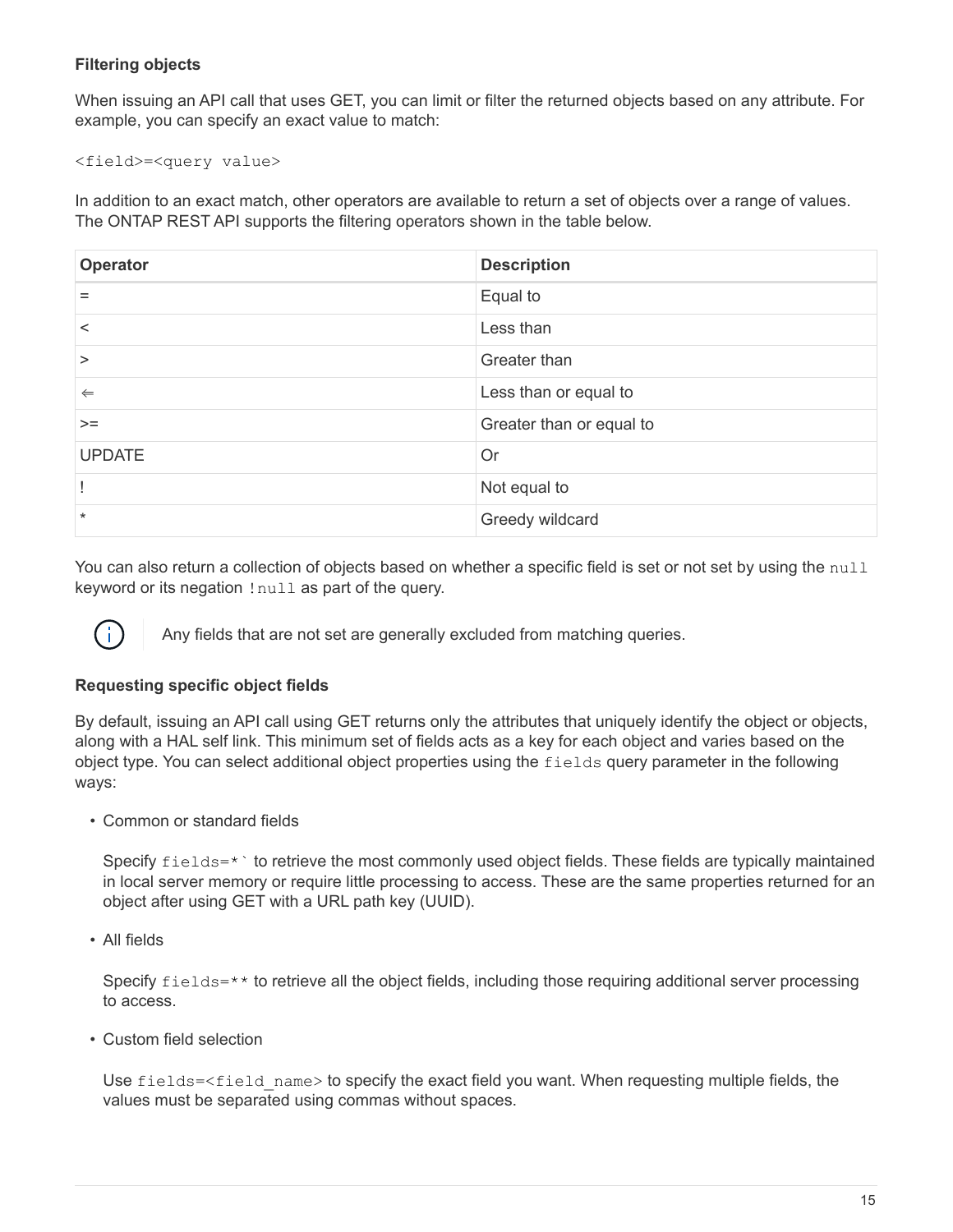### Filtering objects

When issuing an API call that uses GET, you can limit or filter the returned objects based on any attribute. For example, you can specify an exact value to match:

```
<field>=<query value>
```

In addition to an exact match, other operators are available to return a set of objects over a range of values. The ONTAP REST API supports the filtering operators shown in the table below.

| Operator | Description |
| --- | --- |
| = | Equal to |
| < | Less than |
| > | Greater than |
| ⇐ | Less than or equal to |
| >= | Greater than or equal to |
| UPDATE | Or |
| ! | Not equal to |
| * | Greedy wildcard |

You can also return a collection of objects based on whether a specific field is set or not set by using the `null` keyword or its negation `!null` as part of the query.

> Any fields that are not set are generally excluded from matching queries.

### Requesting specific object fields

By default, issuing an API call using GET returns only the attributes that uniquely identify the object or objects, along with a HAL self link. This minimum set of fields acts as a key for each object and varies based on the object type. You can select additional object properties using the `fields` query parameter in the following ways:

- Common or standard fields

  Specify `fields=*`` to retrieve the most commonly used object fields. These fields are typically maintained in local server memory or require little processing to access. These are the same properties returned for an object after using GET with a URL path key (UUID).

- All fields

  Specify `fields=**` to retrieve all the object fields, including those requiring additional server processing to access.

- Custom field selection

  Use `fields=<field_name>` to specify the exact field you want. When requesting multiple fields, the values must be separated using commas without spaces.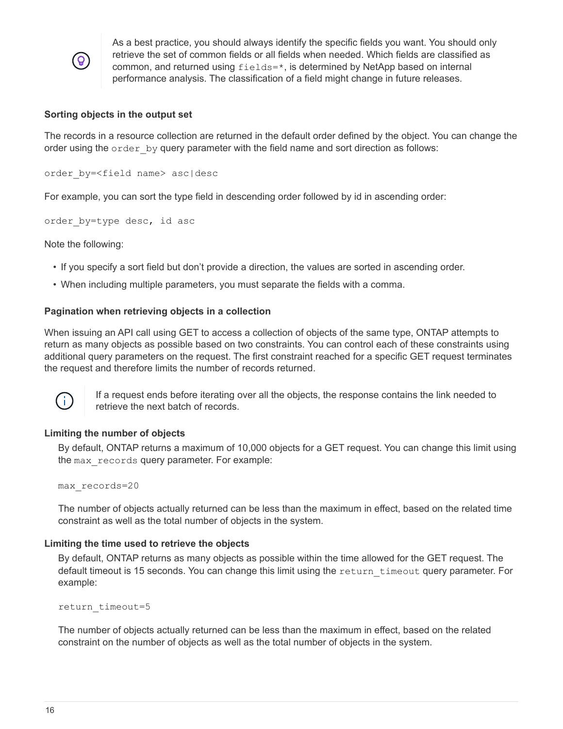> As a best practice, you should always identify the specific fields you want. You should only retrieve the set of common fields or all fields when needed. Which fields are classified as common, and returned using `fields=*`, is determined by NetApp based on internal performance analysis. The classification of a field might change in future releases.

#### Sorting objects in the output set

The records in a resource collection are returned in the default order defined by the object. You can change the order using the `order_by` query parameter with the field name and sort direction as follows:

```
order_by=<field name> asc|desc
```

For example, you can sort the type field in descending order followed by id in ascending order:

```
order_by=type desc, id asc
```

Note the following:

- If you specify a sort field but don't provide a direction, the values are sorted in ascending order.
- When including multiple parameters, you must separate the fields with a comma.

#### Pagination when retrieving objects in a collection

When issuing an API call using GET to access a collection of objects of the same type, ONTAP attempts to return as many objects as possible based on two constraints. You can control each of these constraints using additional query parameters on the request. The first constraint reached for a specific GET request terminates the request and therefore limits the number of records returned.

> If a request ends before iterating over all the objects, the response contains the link needed to retrieve the next batch of records.

**Limiting the number of objects**

By default, ONTAP returns a maximum of 10,000 objects for a GET request. You can change this limit using the `max_records` query parameter. For example:

```
max_records=20
```

The number of objects actually returned can be less than the maximum in effect, based on the related time constraint as well as the total number of objects in the system.

**Limiting the time used to retrieve the objects**

By default, ONTAP returns as many objects as possible within the time allowed for the GET request. The default timeout is 15 seconds. You can change this limit using the `return_timeout` query parameter. For example:

```
return_timeout=5
```

The number of objects actually returned can be less than the maximum in effect, based on the related constraint on the number of objects as well as the total number of objects in the system.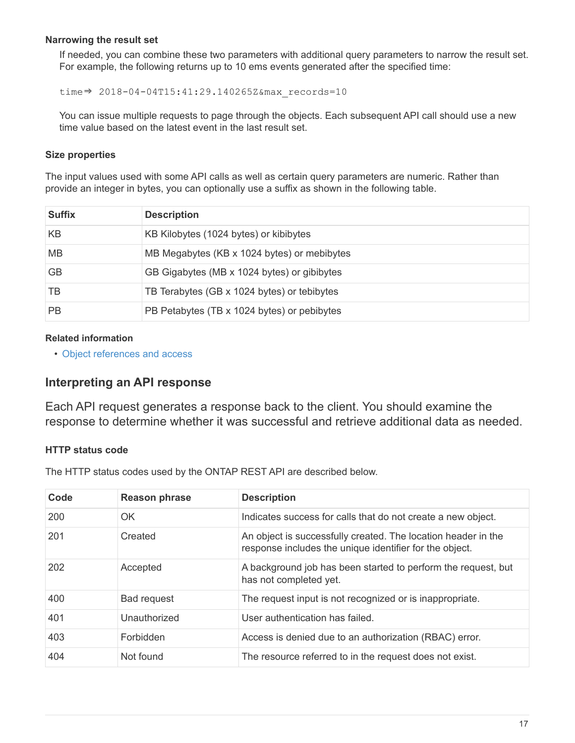#### Narrowing the result set

If needed, you can combine these two parameters with additional query parameters to narrow the result set. For example, the following returns up to 10 ems events generated after the specified time:

```
time=> 2018-04-04T15:41:29.140265Z&max_records=10
```

You can issue multiple requests to page through the objects. Each subsequent API call should use a new time value based on the latest event in the last result set.

#### Size properties

The input values used with some API calls as well as certain query parameters are numeric. Rather than provide an integer in bytes, you can optionally use a suffix as shown in the following table.

| Suffix | Description |
| --- | --- |
| KB | KB Kilobytes (1024 bytes) or kibibytes |
| MB | MB Megabytes (KB x 1024 bytes) or mebibytes |
| GB | GB Gigabytes (MB x 1024 bytes) or gibibytes |
| TB | TB Terabytes (GB x 1024 bytes) or tebibytes |
| PB | PB Petabytes (TB x 1024 bytes) or pebibytes |

#### Related information

- Object references and access

## Interpreting an API response

Each API request generates a response back to the client. You should examine the response to determine whether it was successful and retrieve additional data as needed.

#### HTTP status code

The HTTP status codes used by the ONTAP REST API are described below.

| Code | Reason phrase | Description |
| --- | --- | --- |
| 200 | OK | Indicates success for calls that do not create a new object. |
| 201 | Created | An object is successfully created. The location header in the response includes the unique identifier for the object. |
| 202 | Accepted | A background job has been started to perform the request, but has not completed yet. |
| 400 | Bad request | The request input is not recognized or is inappropriate. |
| 401 | Unauthorized | User authentication has failed. |
| 403 | Forbidden | Access is denied due to an authorization (RBAC) error. |
| 404 | Not found | The resource referred to in the request does not exist. |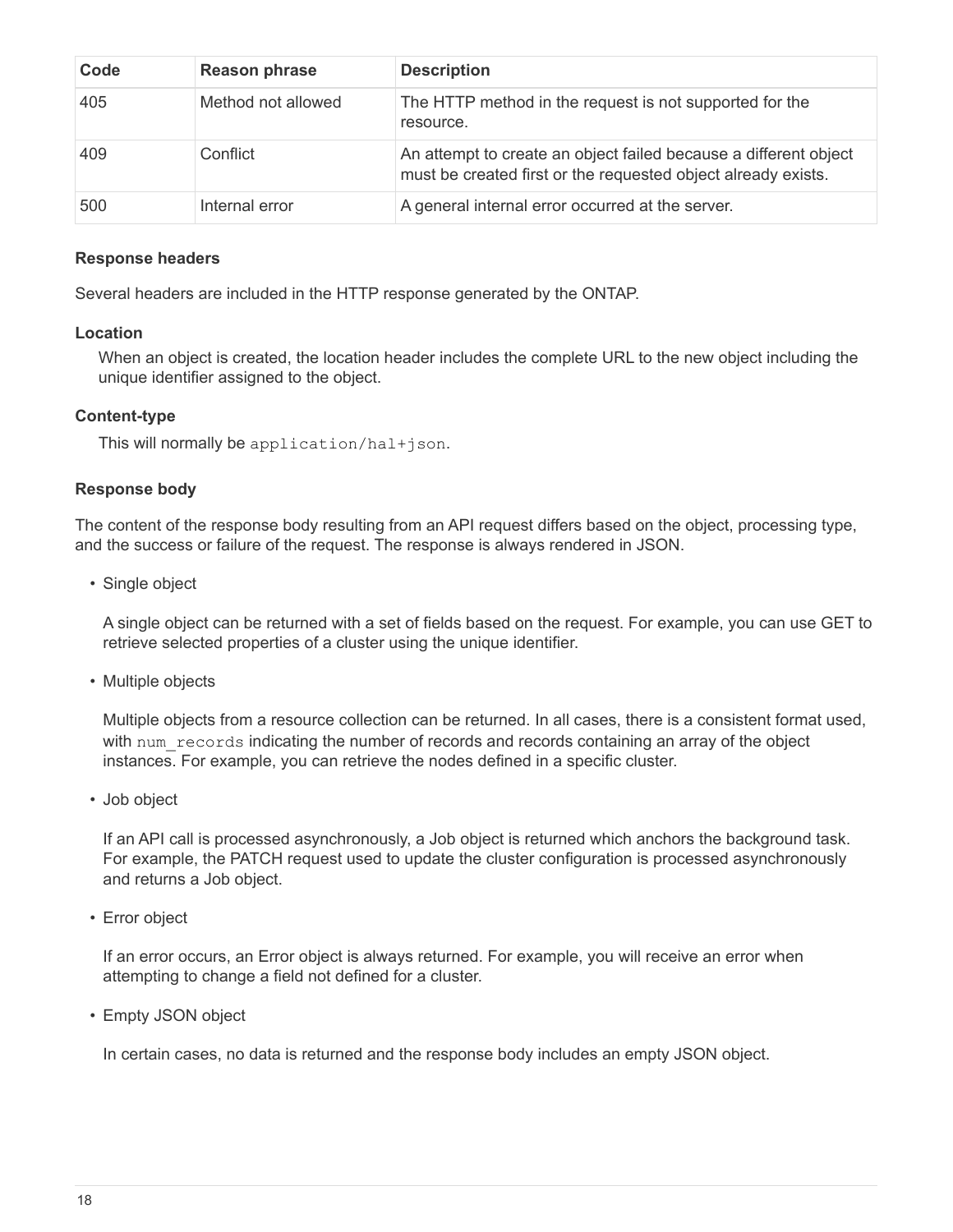| Code | Reason phrase | Description |
| --- | --- | --- |
| 405 | Method not allowed | The HTTP method in the request is not supported for the resource. |
| 409 | Conflict | An attempt to create an object failed because a different object must be created first or the requested object already exists. |
| 500 | Internal error | A general internal error occurred at the server. |

#### Response headers

Several headers are included in the HTTP response generated by the ONTAP.

**Location**

When an object is created, the location header includes the complete URL to the new object including the unique identifier assigned to the object.

**Content-type**

This will normally be `application/hal+json`.

#### Response body

The content of the response body resulting from an API request differs based on the object, processing type, and the success or failure of the request. The response is always rendered in JSON.

- Single object

  A single object can be returned with a set of fields based on the request. For example, you can use GET to retrieve selected properties of a cluster using the unique identifier.

- Multiple objects

  Multiple objects from a resource collection can be returned. In all cases, there is a consistent format used, with `num_records` indicating the number of records and records containing an array of the object instances. For example, you can retrieve the nodes defined in a specific cluster.

- Job object

  If an API call is processed asynchronously, a Job object is returned which anchors the background task. For example, the PATCH request used to update the cluster configuration is processed asynchronously and returns a Job object.

- Error object

  If an error occurs, an Error object is always returned. For example, you will receive an error when attempting to change a field not defined for a cluster.

- Empty JSON object

  In certain cases, no data is returned and the response body includes an empty JSON object.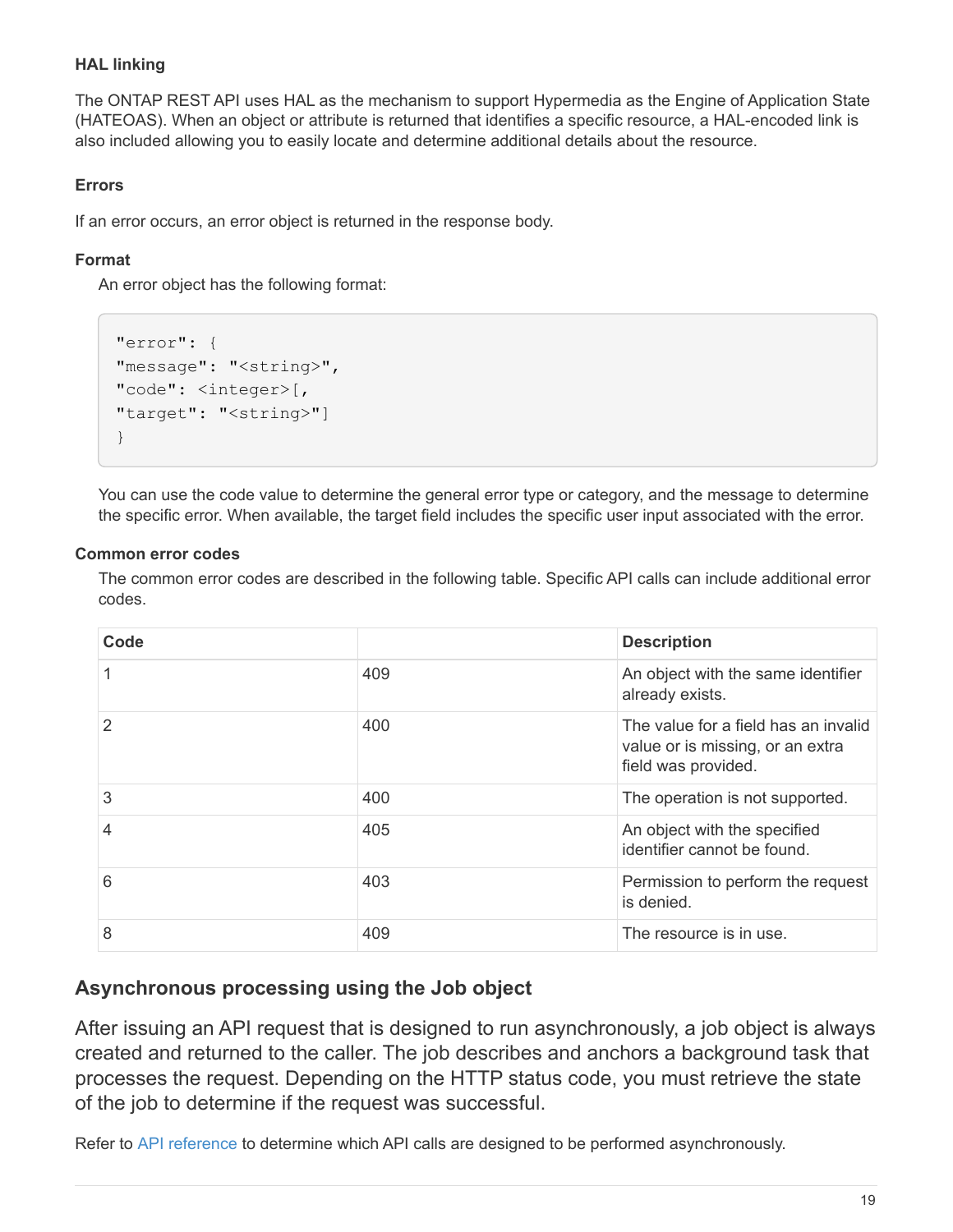#### HAL linking

The ONTAP REST API uses HAL as the mechanism to support Hypermedia as the Engine of Application State (HATEOAS). When an object or attribute is returned that identifies a specific resource, a HAL-encoded link is also included allowing you to easily locate and determine additional details about the resource.

#### Errors

If an error occurs, an error object is returned in the response body.

**Format**

An error object has the following format:

```
"error": {
"message": "<string>",
"code": <integer>[,
"target": "<string>"]
}
```

You can use the code value to determine the general error type or category, and the message to determine the specific error. When available, the target field includes the specific user input associated with the error.

**Common error codes**

The common error codes are described in the following table. Specific API calls can include additional error codes.

| Code | | Description |
|---|---|---|
| 1 | 409 | An object with the same identifier already exists. |
| 2 | 400 | The value for a field has an invalid value or is missing, or an extra field was provided. |
| 3 | 400 | The operation is not supported. |
| 4 | 405 | An object with the specified identifier cannot be found. |
| 6 | 403 | Permission to perform the request is denied. |
| 8 | 409 | The resource is in use. |

### Asynchronous processing using the Job object

After issuing an API request that is designed to run asynchronously, a job object is always created and returned to the caller. The job describes and anchors a background task that processes the request. Depending on the HTTP status code, you must retrieve the state of the job to determine if the request was successful.

Refer to API reference to determine which API calls are designed to be performed asynchronously.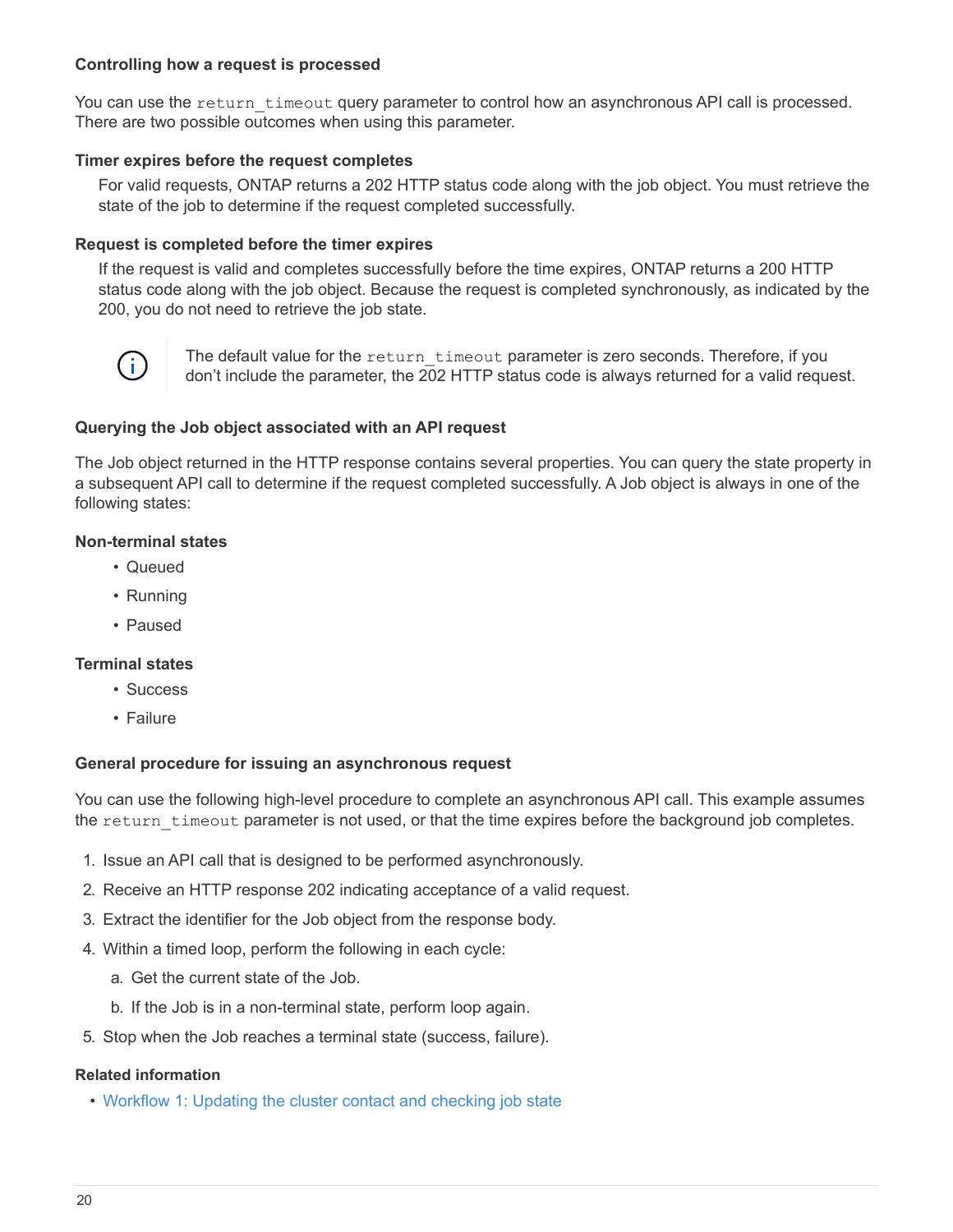### Controlling how a request is processed

You can use the `return_timeout` query parameter to control how an asynchronous API call is processed. There are two possible outcomes when using this parameter.

**Timer expires before the request completes**

For valid requests, ONTAP returns a 202 HTTP status code along with the job object. You must retrieve the state of the job to determine if the request completed successfully.

**Request is completed before the timer expires**

If the request is valid and completes successfully before the time expires, ONTAP returns a 200 HTTP status code along with the job object. Because the request is completed synchronously, as indicated by the 200, you do not need to retrieve the job state.

> The default value for the `return_timeout` parameter is zero seconds. Therefore, if you don't include the parameter, the 202 HTTP status code is always returned for a valid request.

### Querying the Job object associated with an API request

The Job object returned in the HTTP response contains several properties. You can query the state property in a subsequent API call to determine if the request completed successfully. A Job object is always in one of the following states:

**Non-terminal states**

- Queued
- Running
- Paused

**Terminal states**

- Success
- Failure

### General procedure for issuing an asynchronous request

You can use the following high-level procedure to complete an asynchronous API call. This example assumes the `return_timeout` parameter is not used, or that the time expires before the background job completes.

1. Issue an API call that is designed to be performed asynchronously.
2. Receive an HTTP response 202 indicating acceptance of a valid request.
3. Extract the identifier for the Job object from the response body.
4. Within a timed loop, perform the following in each cycle:
   a. Get the current state of the Job.
   b. If the Job is in a non-terminal state, perform loop again.
5. Stop when the Job reaches a terminal state (success, failure).

**Related information**

- Workflow 1: Updating the cluster contact and checking job state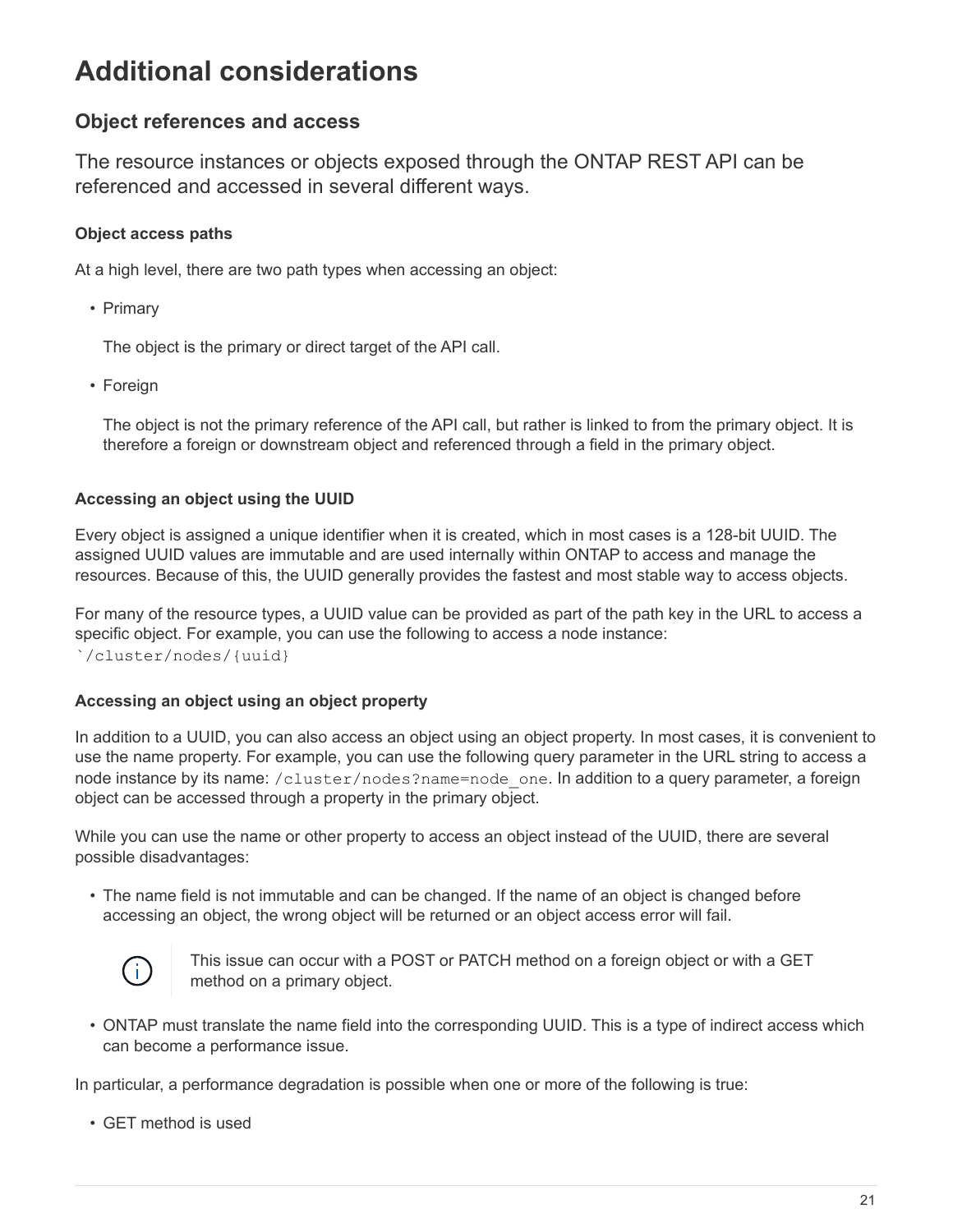# Additional considerations

## Object references and access

The resource instances or objects exposed through the ONTAP REST API can be referenced and accessed in several different ways.

### Object access paths

At a high level, there are two path types when accessing an object:

- Primary

  The object is the primary or direct target of the API call.

- Foreign

  The object is not the primary reference of the API call, but rather is linked to from the primary object. It is therefore a foreign or downstream object and referenced through a field in the primary object.

### Accessing an object using the UUID

Every object is assigned a unique identifier when it is created, which in most cases is a 128-bit UUID. The assigned UUID values are immutable and are used internally within ONTAP to access and manage the resources. Because of this, the UUID generally provides the fastest and most stable way to access objects.

For many of the resource types, a UUID value can be provided as part of the path key in the URL to access a specific object. For example, you can use the following to access a node instance:
`/cluster/nodes/{uuid}

### Accessing an object using an object property

In addition to a UUID, you can also access an object using an object property. In most cases, it is convenient to use the name property. For example, you can use the following query parameter in the URL string to access a node instance by its name: `/cluster/nodes?name=node_one`. In addition to a query parameter, a foreign object can be accessed through a property in the primary object.

While you can use the name or other property to access an object instead of the UUID, there are several possible disadvantages:

- The name field is not immutable and can be changed. If the name of an object is changed before accessing an object, the wrong object will be returned or an object access error will fail.

  > This issue can occur with a POST or PATCH method on a foreign object or with a GET method on a primary object.

- ONTAP must translate the name field into the corresponding UUID. This is a type of indirect access which can become a performance issue.

In particular, a performance degradation is possible when one or more of the following is true:

- GET method is used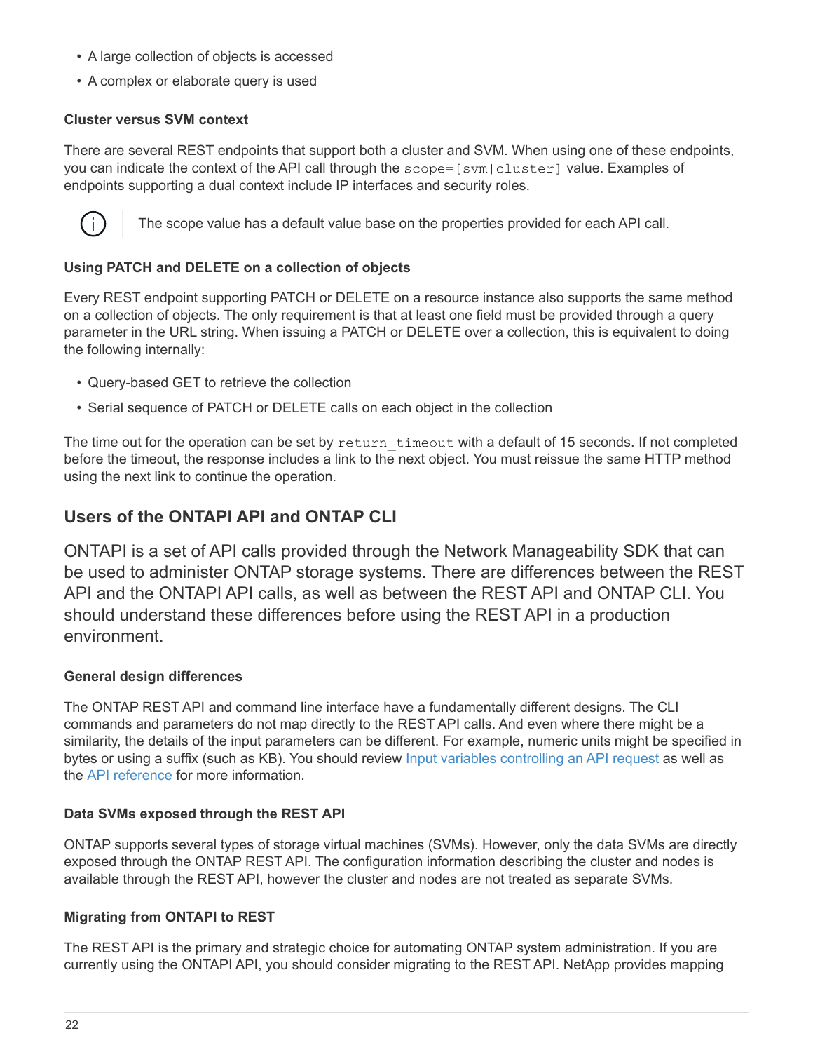- A large collection of objects is accessed
- A complex or elaborate query is used

#### Cluster versus SVM context

There are several REST endpoints that support both a cluster and SVM. When using one of these endpoints, you can indicate the context of the API call through the `scope=[svm|cluster]` value. Examples of endpoints supporting a dual context include IP interfaces and security roles.

> The scope value has a default value base on the properties provided for each API call.

#### Using PATCH and DELETE on a collection of objects

Every REST endpoint supporting PATCH or DELETE on a resource instance also supports the same method on a collection of objects. The only requirement is that at least one field must be provided through a query parameter in the URL string. When issuing a PATCH or DELETE over a collection, this is equivalent to doing the following internally:

- Query-based GET to retrieve the collection
- Serial sequence of PATCH or DELETE calls on each object in the collection

The time out for the operation can be set by `return_timeout` with a default of 15 seconds. If not completed before the timeout, the response includes a link to the next object. You must reissue the same HTTP method using the next link to continue the operation.

## Users of the ONTAPI API and ONTAP CLI

ONTAPI is a set of API calls provided through the Network Manageability SDK that can be used to administer ONTAP storage systems. There are differences between the REST API and the ONTAPI API calls, as well as between the REST API and ONTAP CLI. You should understand these differences before using the REST API in a production environment.

#### General design differences

The ONTAP REST API and command line interface have a fundamentally different designs. The CLI commands and parameters do not map directly to the REST API calls. And even where there might be a similarity, the details of the input parameters can be different. For example, numeric units might be specified in bytes or using a suffix (such as KB). You should review Input variables controlling an API request as well as the API reference for more information.

#### Data SVMs exposed through the REST API

ONTAP supports several types of storage virtual machines (SVMs). However, only the data SVMs are directly exposed through the ONTAP REST API. The configuration information describing the cluster and nodes is available through the REST API, however the cluster and nodes are not treated as separate SVMs.

#### Migrating from ONTAPI to REST

The REST API is the primary and strategic choice for automating ONTAP system administration. If you are currently using the ONTAPI API, you should consider migrating to the REST API. NetApp provides mapping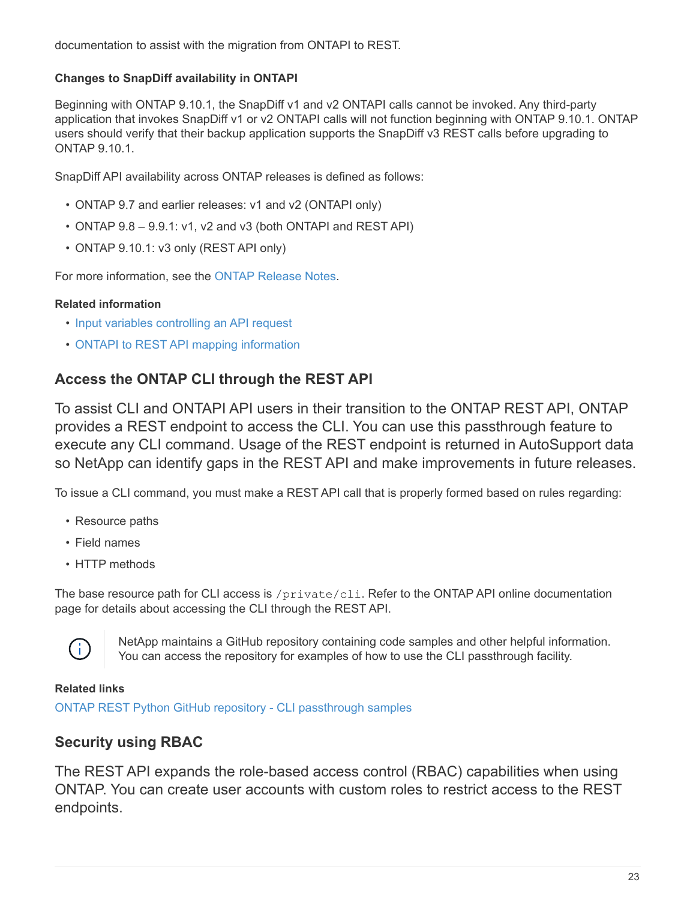documentation to assist with the migration from ONTAPI to REST.

#### Changes to SnapDiff availability in ONTAPI

Beginning with ONTAP 9.10.1, the SnapDiff v1 and v2 ONTAPI calls cannot be invoked. Any third-party application that invokes SnapDiff v1 or v2 ONTAPI calls will not function beginning with ONTAP 9.10.1. ONTAP users should verify that their backup application supports the SnapDiff v3 REST calls before upgrading to ONTAP 9.10.1.

SnapDiff API availability across ONTAP releases is defined as follows:

- ONTAP 9.7 and earlier releases: v1 and v2 (ONTAPI only)
- ONTAP 9.8 – 9.9.1: v1, v2 and v3 (both ONTAPI and REST API)
- ONTAP 9.10.1: v3 only (REST API only)

For more information, see the ONTAP Release Notes.

#### Related information

- Input variables controlling an API request
- ONTAPI to REST API mapping information

## Access the ONTAP CLI through the REST API

To assist CLI and ONTAPI API users in their transition to the ONTAP REST API, ONTAP provides a REST endpoint to access the CLI. You can use this passthrough feature to execute any CLI command. Usage of the REST endpoint is returned in AutoSupport data so NetApp can identify gaps in the REST API and make improvements in future releases.

To issue a CLI command, you must make a REST API call that is properly formed based on rules regarding:

- Resource paths
- Field names
- HTTP methods

The base resource path for CLI access is `/private/cli`. Refer to the ONTAP API online documentation page for details about accessing the CLI through the REST API.

> NetApp maintains a GitHub repository containing code samples and other helpful information. You can access the repository for examples of how to use the CLI passthrough facility.

#### Related links

ONTAP REST Python GitHub repository - CLI passthrough samples

## Security using RBAC

The REST API expands the role-based access control (RBAC) capabilities when using ONTAP. You can create user accounts with custom roles to restrict access to the REST endpoints.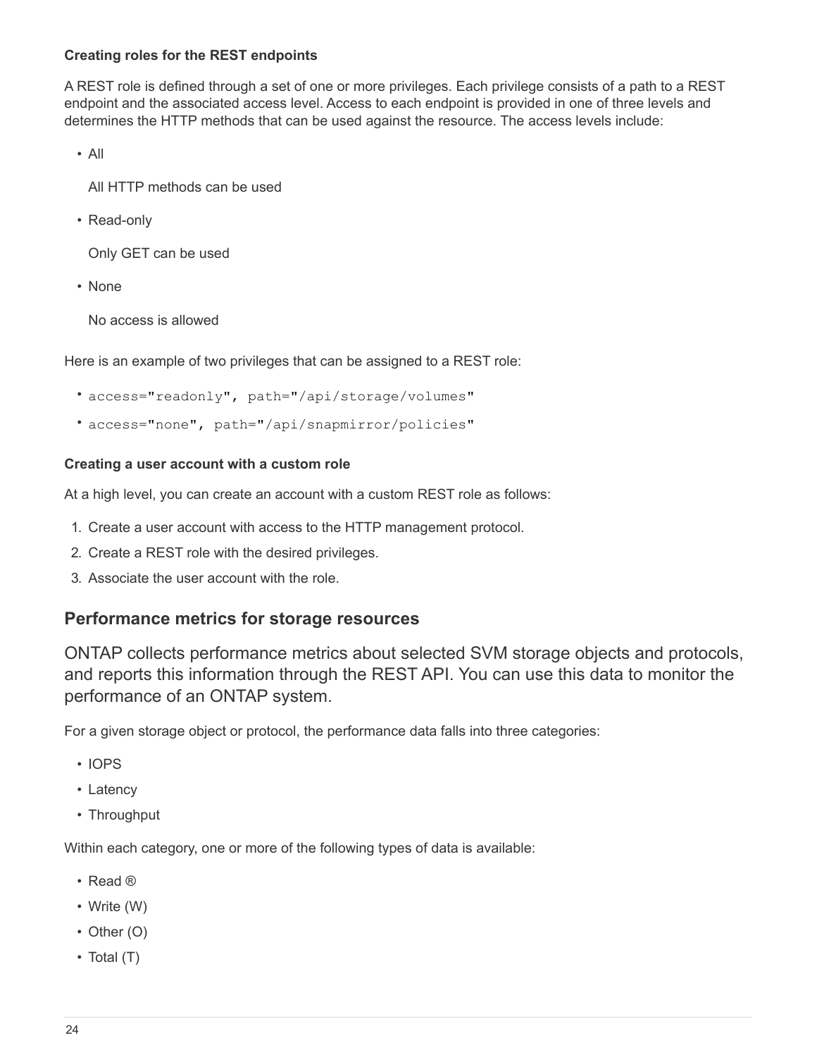#### Creating roles for the REST endpoints

A REST role is defined through a set of one or more privileges. Each privilege consists of a path to a REST endpoint and the associated access level. Access to each endpoint is provided in one of three levels and determines the HTTP methods that can be used against the resource. The access levels include:

- All

  All HTTP methods can be used

- Read-only

  Only GET can be used

- None

  No access is allowed

Here is an example of two privileges that can be assigned to a REST role:

- `access="readonly", path="/api/storage/volumes"`
- `access="none", path="/api/snapmirror/policies"`

#### Creating a user account with a custom role

At a high level, you can create an account with a custom REST role as follows:

1. Create a user account with access to the HTTP management protocol.
2. Create a REST role with the desired privileges.
3. Associate the user account with the role.

### Performance metrics for storage resources

ONTAP collects performance metrics about selected SVM storage objects and protocols, and reports this information through the REST API. You can use this data to monitor the performance of an ONTAP system.

For a given storage object or protocol, the performance data falls into three categories:

- IOPS
- Latency
- Throughput

Within each category, one or more of the following types of data is available:

- Read ®
- Write (W)
- Other (O)
- Total (T)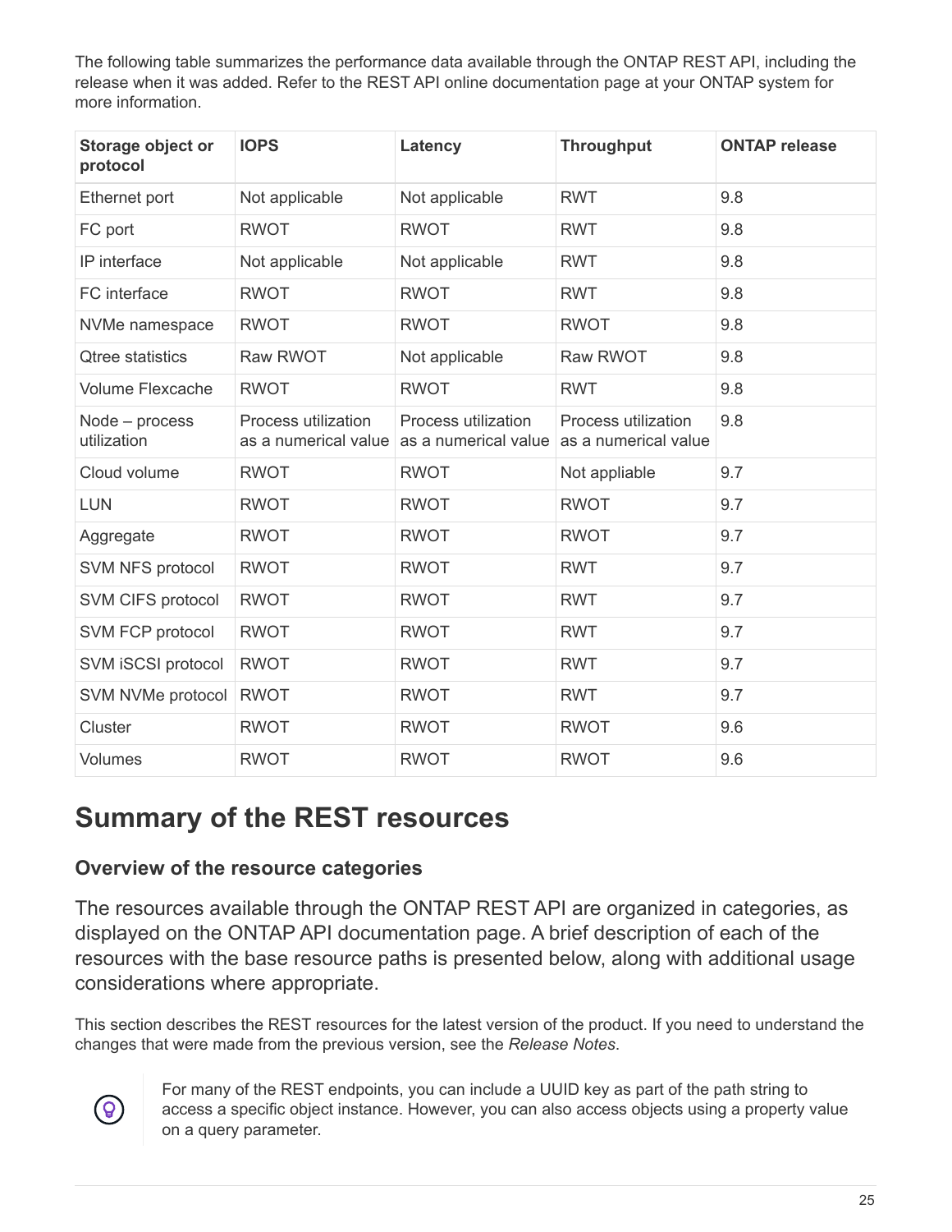The following table summarizes the performance data available through the ONTAP REST API, including the release when it was added. Refer to the REST API online documentation page at your ONTAP system for more information.

| Storage object or protocol | IOPS | Latency | Throughput | ONTAP release |
| --- | --- | --- | --- | --- |
| Ethernet port | Not applicable | Not applicable | RWT | 9.8 |
| FC port | RWOT | RWOT | RWT | 9.8 |
| IP interface | Not applicable | Not applicable | RWT | 9.8 |
| FC interface | RWOT | RWOT | RWT | 9.8 |
| NVMe namespace | RWOT | RWOT | RWOT | 9.8 |
| Qtree statistics | Raw RWOT | Not applicable | Raw RWOT | 9.8 |
| Volume Flexcache | RWOT | RWOT | RWT | 9.8 |
| Node – process utilization | Process utilization as a numerical value | Process utilization as a numerical value | Process utilization as a numerical value | 9.8 |
| Cloud volume | RWOT | RWOT | Not appliable | 9.7 |
| LUN | RWOT | RWOT | RWOT | 9.7 |
| Aggregate | RWOT | RWOT | RWOT | 9.7 |
| SVM NFS protocol | RWOT | RWOT | RWT | 9.7 |
| SVM CIFS protocol | RWOT | RWOT | RWT | 9.7 |
| SVM FCP protocol | RWOT | RWOT | RWT | 9.7 |
| SVM iSCSI protocol | RWOT | RWOT | RWT | 9.7 |
| SVM NVMe protocol | RWOT | RWOT | RWT | 9.7 |
| Cluster | RWOT | RWOT | RWOT | 9.6 |
| Volumes | RWOT | RWOT | RWOT | 9.6 |

# Summary of the REST resources

## Overview of the resource categories

The resources available through the ONTAP REST API are organized in categories, as displayed on the ONTAP API documentation page. A brief description of each of the resources with the base resource paths is presented below, along with additional usage considerations where appropriate.

This section describes the REST resources for the latest version of the product. If you need to understand the changes that were made from the previous version, see the *Release Notes*.

For many of the REST endpoints, you can include a UUID key as part of the path string to access a specific object instance. However, you can also access objects using a property value on a query parameter.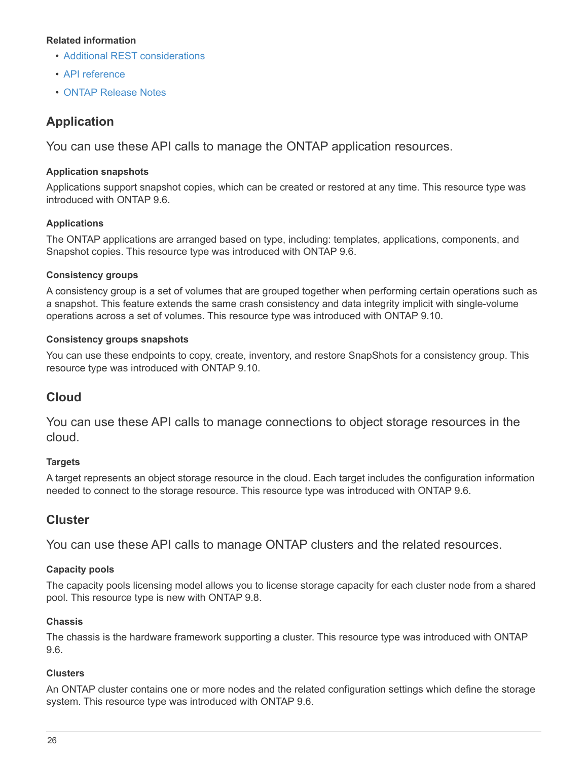**Related information**

- Additional REST considerations
- API reference
- ONTAP Release Notes

## Application

You can use these API calls to manage the ONTAP application resources.

#### Application snapshots

Applications support snapshot copies, which can be created or restored at any time. This resource type was introduced with ONTAP 9.6.

#### Applications

The ONTAP applications are arranged based on type, including: templates, applications, components, and Snapshot copies. This resource type was introduced with ONTAP 9.6.

#### Consistency groups

A consistency group is a set of volumes that are grouped together when performing certain operations such as a snapshot. This feature extends the same crash consistency and data integrity implicit with single-volume operations across a set of volumes. This resource type was introduced with ONTAP 9.10.

#### Consistency groups snapshots

You can use these endpoints to copy, create, inventory, and restore SnapShots for a consistency group. This resource type was introduced with ONTAP 9.10.

## Cloud

You can use these API calls to manage connections to object storage resources in the cloud.

#### Targets

A target represents an object storage resource in the cloud. Each target includes the configuration information needed to connect to the storage resource. This resource type was introduced with ONTAP 9.6.

## Cluster

You can use these API calls to manage ONTAP clusters and the related resources.

#### Capacity pools

The capacity pools licensing model allows you to license storage capacity for each cluster node from a shared pool. This resource type is new with ONTAP 9.8.

#### Chassis

The chassis is the hardware framework supporting a cluster. This resource type was introduced with ONTAP 9.6.

#### Clusters

An ONTAP cluster contains one or more nodes and the related configuration settings which define the storage system. This resource type was introduced with ONTAP 9.6.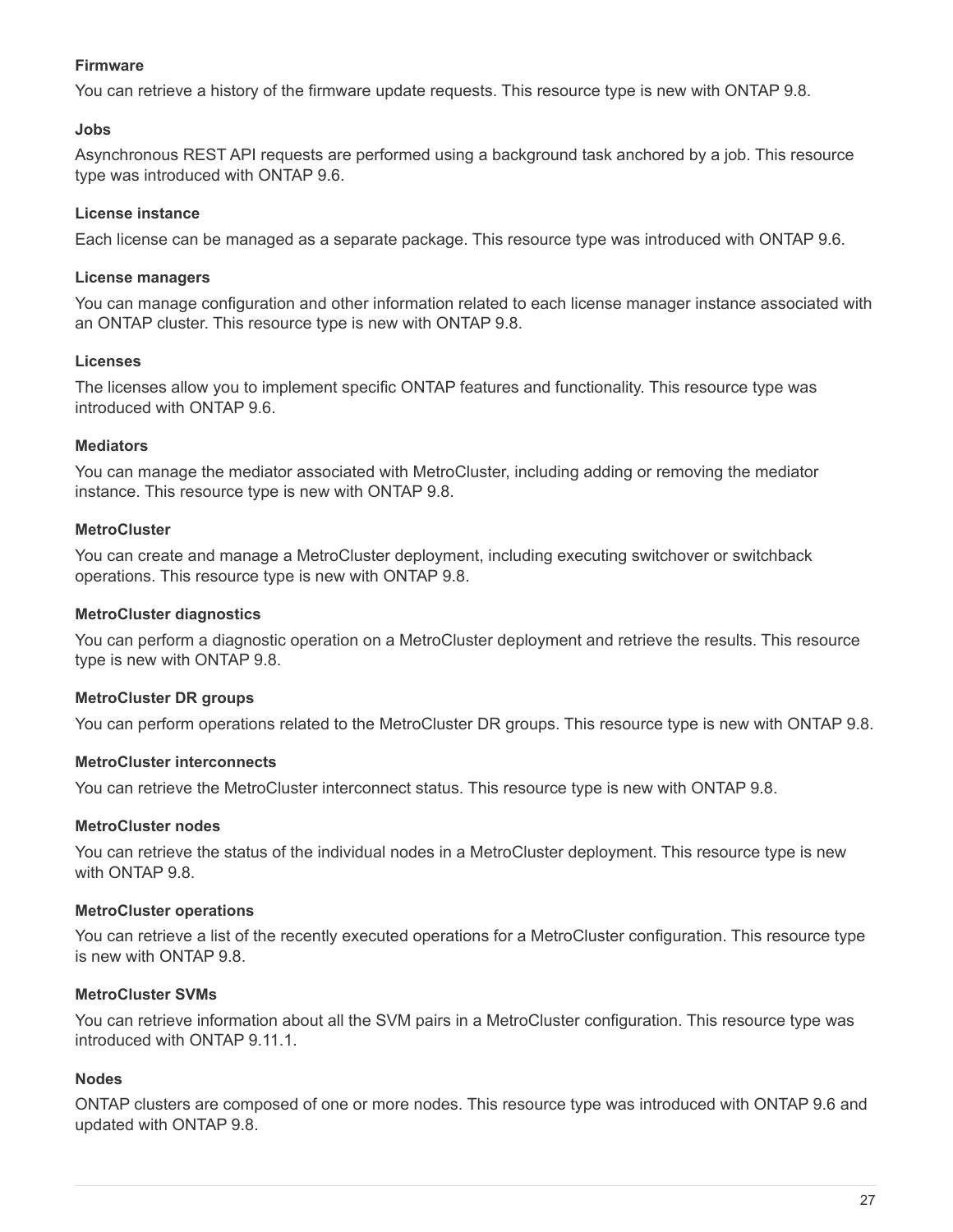#### Firmware

You can retrieve a history of the firmware update requests. This resource type is new with ONTAP 9.8.

#### Jobs

Asynchronous REST API requests are performed using a background task anchored by a job. This resource type was introduced with ONTAP 9.6.

#### License instance

Each license can be managed as a separate package. This resource type was introduced with ONTAP 9.6.

#### License managers

You can manage configuration and other information related to each license manager instance associated with an ONTAP cluster. This resource type is new with ONTAP 9.8.

#### Licenses

The licenses allow you to implement specific ONTAP features and functionality. This resource type was introduced with ONTAP 9.6.

#### Mediators

You can manage the mediator associated with MetroCluster, including adding or removing the mediator instance. This resource type is new with ONTAP 9.8.

#### MetroCluster

You can create and manage a MetroCluster deployment, including executing switchover or switchback operations. This resource type is new with ONTAP 9.8.

#### MetroCluster diagnostics

You can perform a diagnostic operation on a MetroCluster deployment and retrieve the results. This resource type is new with ONTAP 9.8.

#### MetroCluster DR groups

You can perform operations related to the MetroCluster DR groups. This resource type is new with ONTAP 9.8.

#### MetroCluster interconnects

You can retrieve the MetroCluster interconnect status. This resource type is new with ONTAP 9.8.

#### MetroCluster nodes

You can retrieve the status of the individual nodes in a MetroCluster deployment. This resource type is new with ONTAP 9.8.

#### MetroCluster operations

You can retrieve a list of the recently executed operations for a MetroCluster configuration. This resource type is new with ONTAP 9.8.

#### MetroCluster SVMs

You can retrieve information about all the SVM pairs in a MetroCluster configuration. This resource type was introduced with ONTAP 9.11.1.

#### Nodes

ONTAP clusters are composed of one or more nodes. This resource type was introduced with ONTAP 9.6 and updated with ONTAP 9.8.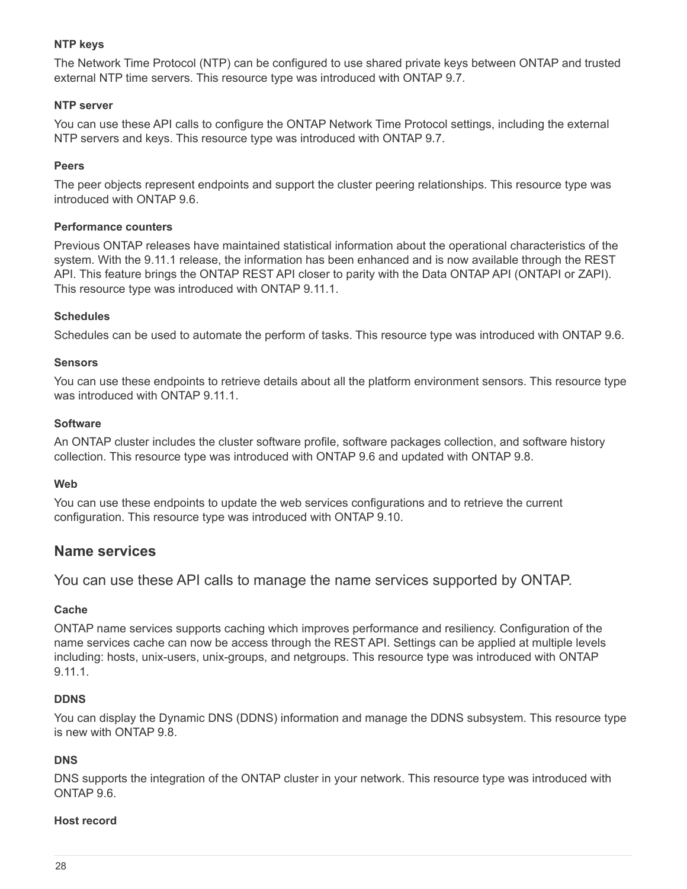#### NTP keys

The Network Time Protocol (NTP) can be configured to use shared private keys between ONTAP and trusted external NTP time servers. This resource type was introduced with ONTAP 9.7.

#### NTP server

You can use these API calls to configure the ONTAP Network Time Protocol settings, including the external NTP servers and keys. This resource type was introduced with ONTAP 9.7.

#### Peers

The peer objects represent endpoints and support the cluster peering relationships. This resource type was introduced with ONTAP 9.6.

#### Performance counters

Previous ONTAP releases have maintained statistical information about the operational characteristics of the system. With the 9.11.1 release, the information has been enhanced and is now available through the REST API. This feature brings the ONTAP REST API closer to parity with the Data ONTAP API (ONTAPI or ZAPI). This resource type was introduced with ONTAP 9.11.1.

#### Schedules

Schedules can be used to automate the perform of tasks. This resource type was introduced with ONTAP 9.6.

#### Sensors

You can use these endpoints to retrieve details about all the platform environment sensors. This resource type was introduced with ONTAP 9.11.1.

#### Software

An ONTAP cluster includes the cluster software profile, software packages collection, and software history collection. This resource type was introduced with ONTAP 9.6 and updated with ONTAP 9.8.

#### Web

You can use these endpoints to update the web services configurations and to retrieve the current configuration. This resource type was introduced with ONTAP 9.10.

## Name services

You can use these API calls to manage the name services supported by ONTAP.

#### Cache

ONTAP name services supports caching which improves performance and resiliency. Configuration of the name services cache can now be access through the REST API. Settings can be applied at multiple levels including: hosts, unix-users, unix-groups, and netgroups. This resource type was introduced with ONTAP 9.11.1.

#### DDNS

You can display the Dynamic DNS (DDNS) information and manage the DDNS subsystem. This resource type is new with ONTAP 9.8.

#### DNS

DNS supports the integration of the ONTAP cluster in your network. This resource type was introduced with ONTAP 9.6.

#### Host record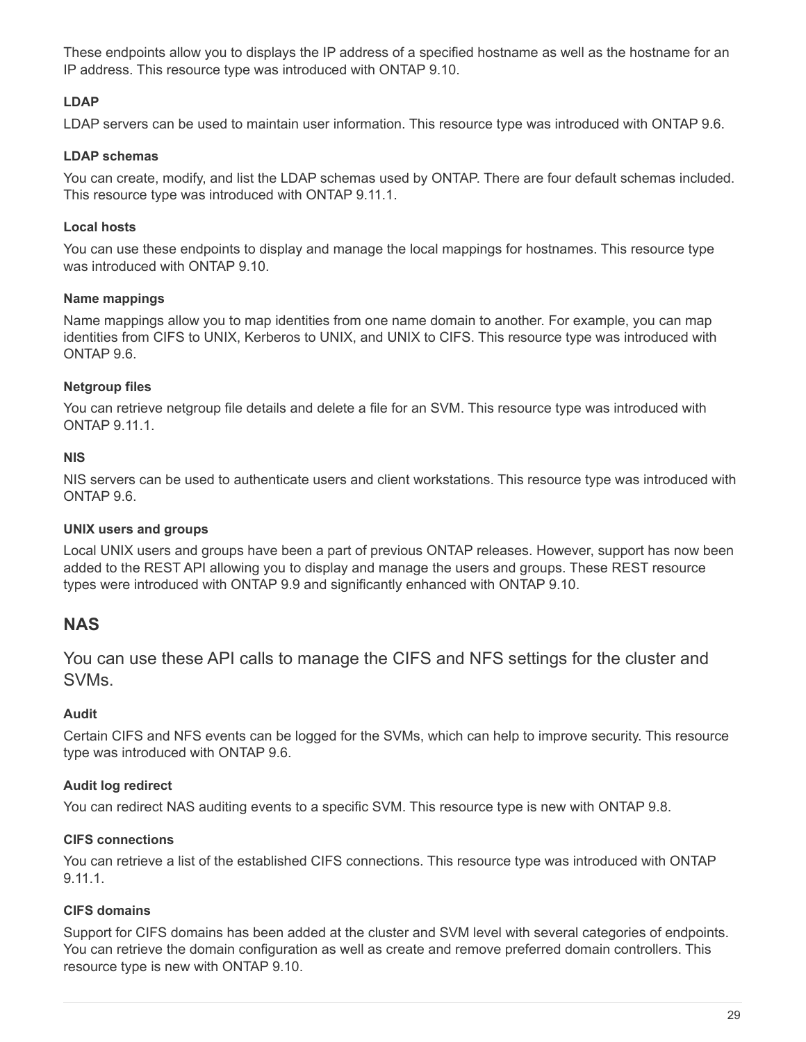These endpoints allow you to displays the IP address of a specified hostname as well as the hostname for an IP address. This resource type was introduced with ONTAP 9.10.

#### LDAP

LDAP servers can be used to maintain user information. This resource type was introduced with ONTAP 9.6.

#### LDAP schemas

You can create, modify, and list the LDAP schemas used by ONTAP. There are four default schemas included. This resource type was introduced with ONTAP 9.11.1.

#### Local hosts

You can use these endpoints to display and manage the local mappings for hostnames. This resource type was introduced with ONTAP 9.10.

#### Name mappings

Name mappings allow you to map identities from one name domain to another. For example, you can map identities from CIFS to UNIX, Kerberos to UNIX, and UNIX to CIFS. This resource type was introduced with ONTAP 9.6.

#### Netgroup files

You can retrieve netgroup file details and delete a file for an SVM. This resource type was introduced with ONTAP 9.11.1.

#### NIS

NIS servers can be used to authenticate users and client workstations. This resource type was introduced with ONTAP 9.6.

#### UNIX users and groups

Local UNIX users and groups have been a part of previous ONTAP releases. However, support has now been added to the REST API allowing you to display and manage the users and groups. These REST resource types were introduced with ONTAP 9.9 and significantly enhanced with ONTAP 9.10.

## NAS

You can use these API calls to manage the CIFS and NFS settings for the cluster and SVMs.

#### Audit

Certain CIFS and NFS events can be logged for the SVMs, which can help to improve security. This resource type was introduced with ONTAP 9.6.

#### Audit log redirect

You can redirect NAS auditing events to a specific SVM. This resource type is new with ONTAP 9.8.

#### CIFS connections

You can retrieve a list of the established CIFS connections. This resource type was introduced with ONTAP 9.11.1.

#### CIFS domains

Support for CIFS domains has been added at the cluster and SVM level with several categories of endpoints. You can retrieve the domain configuration as well as create and remove preferred domain controllers. This resource type is new with ONTAP 9.10.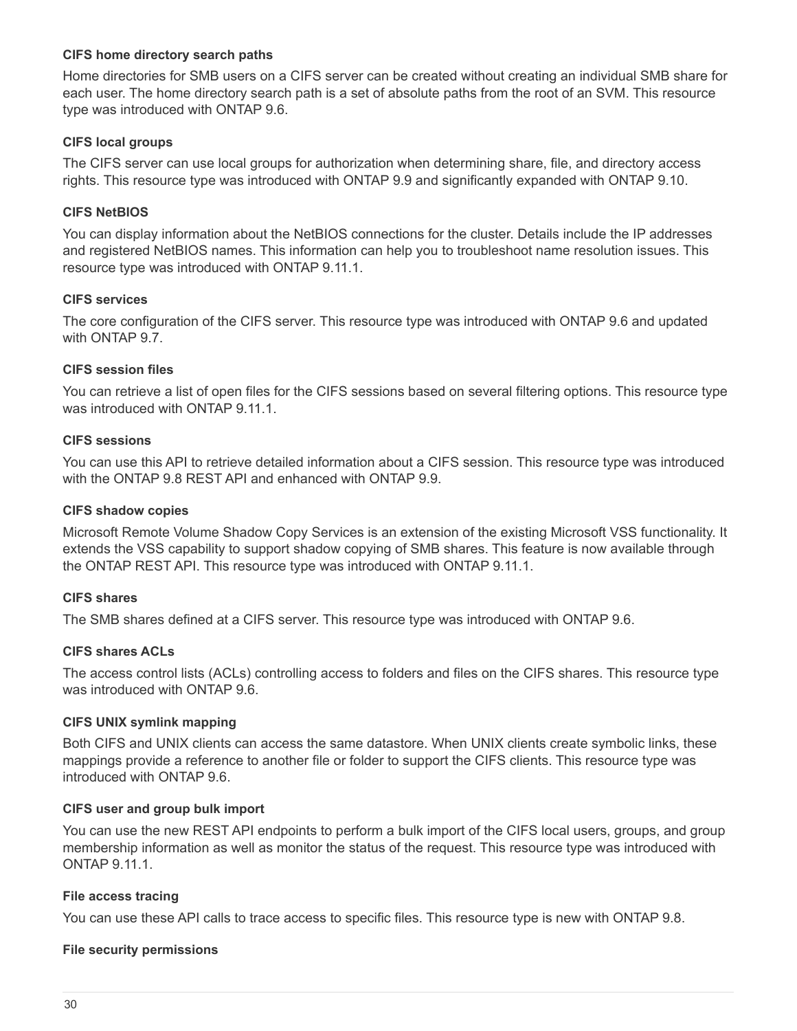#### CIFS home directory search paths

Home directories for SMB users on a CIFS server can be created without creating an individual SMB share for each user. The home directory search path is a set of absolute paths from the root of an SVM. This resource type was introduced with ONTAP 9.6.

#### CIFS local groups

The CIFS server can use local groups for authorization when determining share, file, and directory access rights. This resource type was introduced with ONTAP 9.9 and significantly expanded with ONTAP 9.10.

#### CIFS NetBIOS

You can display information about the NetBIOS connections for the cluster. Details include the IP addresses and registered NetBIOS names. This information can help you to troubleshoot name resolution issues. This resource type was introduced with ONTAP 9.11.1.

#### CIFS services

The core configuration of the CIFS server. This resource type was introduced with ONTAP 9.6 and updated with ONTAP 9.7.

#### CIFS session files

You can retrieve a list of open files for the CIFS sessions based on several filtering options. This resource type was introduced with ONTAP 9.11.1.

#### CIFS sessions

You can use this API to retrieve detailed information about a CIFS session. This resource type was introduced with the ONTAP 9.8 REST API and enhanced with ONTAP 9.9.

#### CIFS shadow copies

Microsoft Remote Volume Shadow Copy Services is an extension of the existing Microsoft VSS functionality. It extends the VSS capability to support shadow copying of SMB shares. This feature is now available through the ONTAP REST API. This resource type was introduced with ONTAP 9.11.1.

#### CIFS shares

The SMB shares defined at a CIFS server. This resource type was introduced with ONTAP 9.6.

#### CIFS shares ACLs

The access control lists (ACLs) controlling access to folders and files on the CIFS shares. This resource type was introduced with ONTAP 9.6.

#### CIFS UNIX symlink mapping

Both CIFS and UNIX clients can access the same datastore. When UNIX clients create symbolic links, these mappings provide a reference to another file or folder to support the CIFS clients. This resource type was introduced with ONTAP 9.6.

#### CIFS user and group bulk import

You can use the new REST API endpoints to perform a bulk import of the CIFS local users, groups, and group membership information as well as monitor the status of the request. This resource type was introduced with ONTAP 9.11.1.

#### File access tracing

You can use these API calls to trace access to specific files. This resource type is new with ONTAP 9.8.

#### File security permissions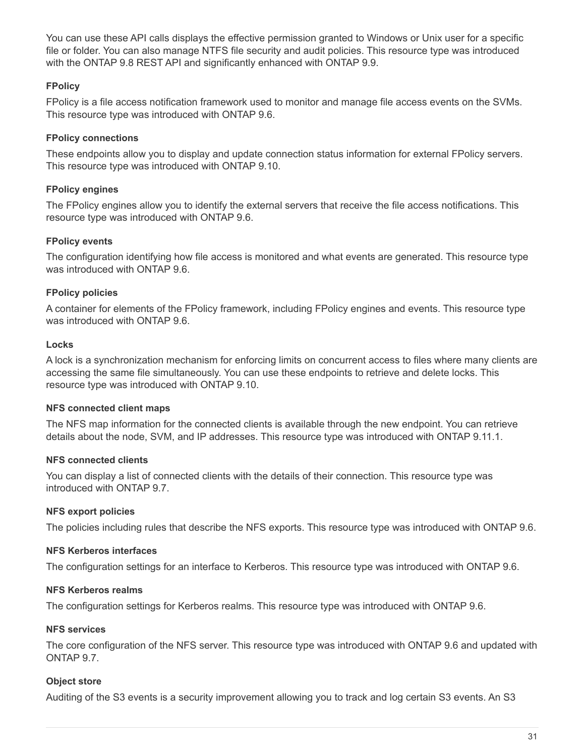You can use these API calls displays the effective permission granted to Windows or Unix user for a specific file or folder. You can also manage NTFS file security and audit policies. This resource type was introduced with the ONTAP 9.8 REST API and significantly enhanced with ONTAP 9.9.

#### FPolicy

FPolicy is a file access notification framework used to monitor and manage file access events on the SVMs. This resource type was introduced with ONTAP 9.6.

#### FPolicy connections

These endpoints allow you to display and update connection status information for external FPolicy servers. This resource type was introduced with ONTAP 9.10.

#### FPolicy engines

The FPolicy engines allow you to identify the external servers that receive the file access notifications. This resource type was introduced with ONTAP 9.6.

#### FPolicy events

The configuration identifying how file access is monitored and what events are generated. This resource type was introduced with ONTAP 9.6.

#### FPolicy policies

A container for elements of the FPolicy framework, including FPolicy engines and events. This resource type was introduced with ONTAP 9.6.

#### Locks

A lock is a synchronization mechanism for enforcing limits on concurrent access to files where many clients are accessing the same file simultaneously. You can use these endpoints to retrieve and delete locks. This resource type was introduced with ONTAP 9.10.

#### NFS connected client maps

The NFS map information for the connected clients is available through the new endpoint. You can retrieve details about the node, SVM, and IP addresses. This resource type was introduced with ONTAP 9.11.1.

#### NFS connected clients

You can display a list of connected clients with the details of their connection. This resource type was introduced with ONTAP 9.7.

#### NFS export policies

The policies including rules that describe the NFS exports. This resource type was introduced with ONTAP 9.6.

#### NFS Kerberos interfaces

The configuration settings for an interface to Kerberos. This resource type was introduced with ONTAP 9.6.

#### NFS Kerberos realms

The configuration settings for Kerberos realms. This resource type was introduced with ONTAP 9.6.

#### NFS services

The core configuration of the NFS server. This resource type was introduced with ONTAP 9.6 and updated with ONTAP 9.7.

#### Object store

Auditing of the S3 events is a security improvement allowing you to track and log certain S3 events. An S3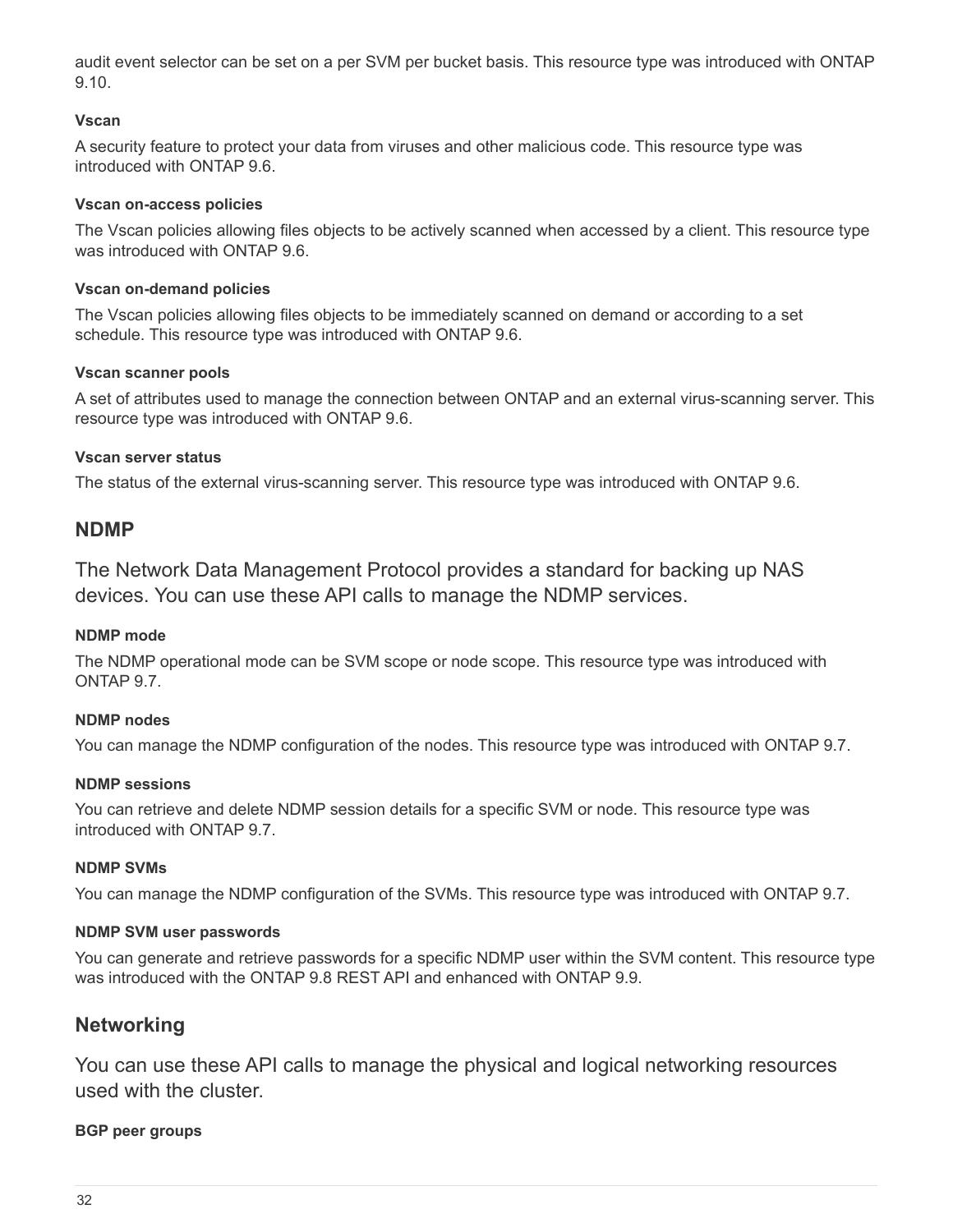audit event selector can be set on a per SVM per bucket basis. This resource type was introduced with ONTAP 9.10.

#### Vscan

A security feature to protect your data from viruses and other malicious code. This resource type was introduced with ONTAP 9.6.

#### Vscan on-access policies

The Vscan policies allowing files objects to be actively scanned when accessed by a client. This resource type was introduced with ONTAP 9.6.

#### Vscan on-demand policies

The Vscan policies allowing files objects to be immediately scanned on demand or according to a set schedule. This resource type was introduced with ONTAP 9.6.

#### Vscan scanner pools

A set of attributes used to manage the connection between ONTAP and an external virus-scanning server. This resource type was introduced with ONTAP 9.6.

#### Vscan server status

The status of the external virus-scanning server. This resource type was introduced with ONTAP 9.6.

### NDMP

The Network Data Management Protocol provides a standard for backing up NAS devices. You can use these API calls to manage the NDMP services.

#### NDMP mode

The NDMP operational mode can be SVM scope or node scope. This resource type was introduced with ONTAP 9.7.

#### NDMP nodes

You can manage the NDMP configuration of the nodes. This resource type was introduced with ONTAP 9.7.

#### NDMP sessions

You can retrieve and delete NDMP session details for a specific SVM or node. This resource type was introduced with ONTAP 9.7.

#### NDMP SVMs

You can manage the NDMP configuration of the SVMs. This resource type was introduced with ONTAP 9.7.

#### NDMP SVM user passwords

You can generate and retrieve passwords for a specific NDMP user within the SVM content. This resource type was introduced with the ONTAP 9.8 REST API and enhanced with ONTAP 9.9.

### Networking

You can use these API calls to manage the physical and logical networking resources used with the cluster.

#### BGP peer groups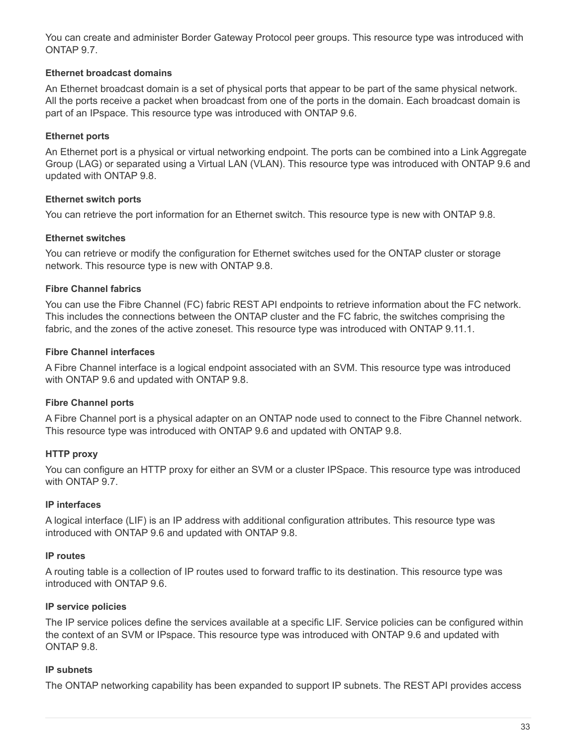You can create and administer Border Gateway Protocol peer groups. This resource type was introduced with ONTAP 9.7.

#### Ethernet broadcast domains

An Ethernet broadcast domain is a set of physical ports that appear to be part of the same physical network. All the ports receive a packet when broadcast from one of the ports in the domain. Each broadcast domain is part of an IPspace. This resource type was introduced with ONTAP 9.6.

#### Ethernet ports

An Ethernet port is a physical or virtual networking endpoint. The ports can be combined into a Link Aggregate Group (LAG) or separated using a Virtual LAN (VLAN). This resource type was introduced with ONTAP 9.6 and updated with ONTAP 9.8.

#### Ethernet switch ports

You can retrieve the port information for an Ethernet switch. This resource type is new with ONTAP 9.8.

#### Ethernet switches

You can retrieve or modify the configuration for Ethernet switches used for the ONTAP cluster or storage network. This resource type is new with ONTAP 9.8.

#### Fibre Channel fabrics

You can use the Fibre Channel (FC) fabric REST API endpoints to retrieve information about the FC network. This includes the connections between the ONTAP cluster and the FC fabric, the switches comprising the fabric, and the zones of the active zoneset. This resource type was introduced with ONTAP 9.11.1.

#### Fibre Channel interfaces

A Fibre Channel interface is a logical endpoint associated with an SVM. This resource type was introduced with ONTAP 9.6 and updated with ONTAP 9.8.

#### Fibre Channel ports

A Fibre Channel port is a physical adapter on an ONTAP node used to connect to the Fibre Channel network. This resource type was introduced with ONTAP 9.6 and updated with ONTAP 9.8.

#### HTTP proxy

You can configure an HTTP proxy for either an SVM or a cluster IPSpace. This resource type was introduced with ONTAP 9.7.

#### IP interfaces

A logical interface (LIF) is an IP address with additional configuration attributes. This resource type was introduced with ONTAP 9.6 and updated with ONTAP 9.8.

#### IP routes

A routing table is a collection of IP routes used to forward traffic to its destination. This resource type was introduced with ONTAP 9.6.

#### IP service policies

The IP service polices define the services available at a specific LIF. Service policies can be configured within the context of an SVM or IPspace. This resource type was introduced with ONTAP 9.6 and updated with ONTAP 9.8.

#### IP subnets

The ONTAP networking capability has been expanded to support IP subnets. The REST API provides access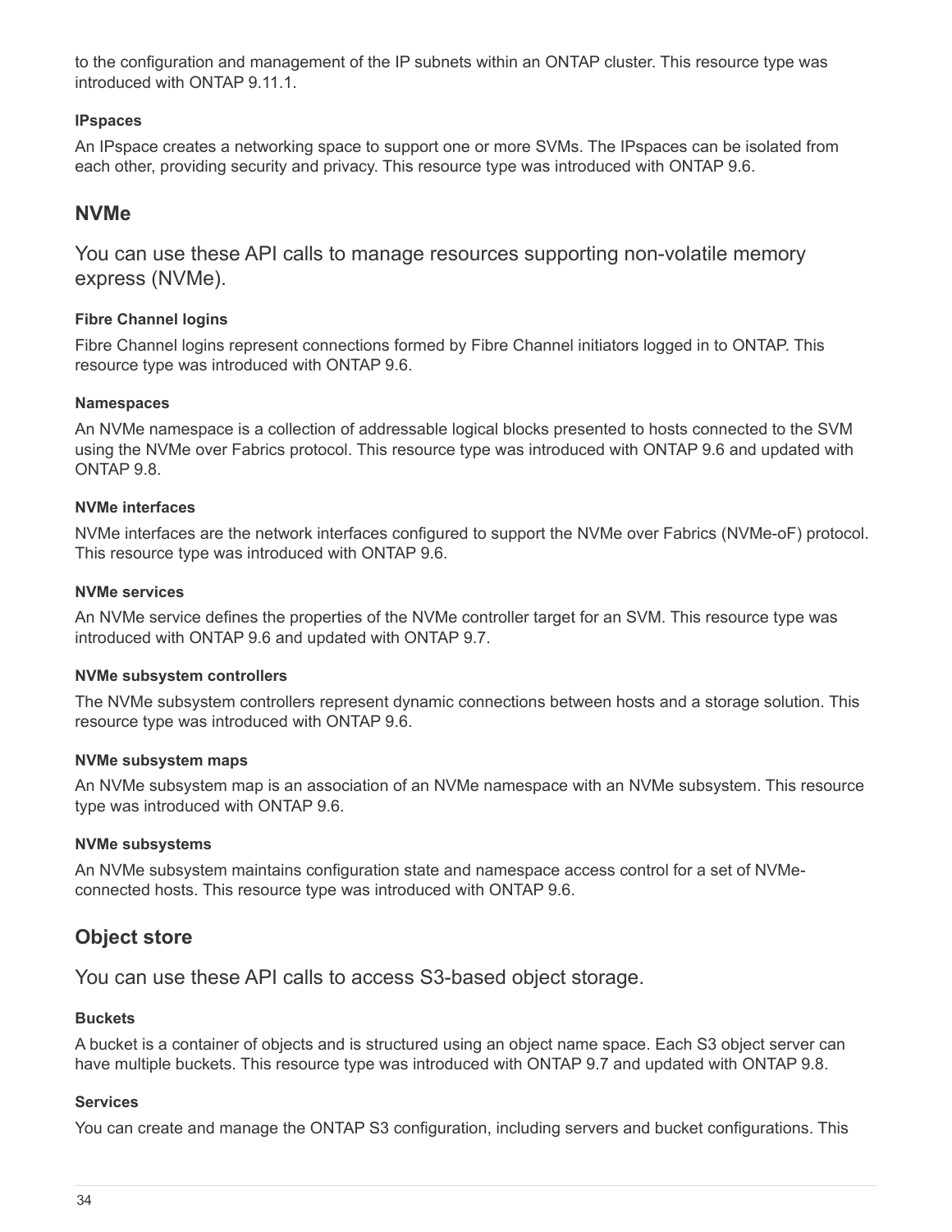to the configuration and management of the IP subnets within an ONTAP cluster. This resource type was introduced with ONTAP 9.11.1.

#### IPspaces

An IPspace creates a networking space to support one or more SVMs. The IPspaces can be isolated from each other, providing security and privacy. This resource type was introduced with ONTAP 9.6.

## NVMe

You can use these API calls to manage resources supporting non-volatile memory express (NVMe).

#### Fibre Channel logins

Fibre Channel logins represent connections formed by Fibre Channel initiators logged in to ONTAP. This resource type was introduced with ONTAP 9.6.

#### Namespaces

An NVMe namespace is a collection of addressable logical blocks presented to hosts connected to the SVM using the NVMe over Fabrics protocol. This resource type was introduced with ONTAP 9.6 and updated with ONTAP 9.8.

#### NVMe interfaces

NVMe interfaces are the network interfaces configured to support the NVMe over Fabrics (NVMe-oF) protocol. This resource type was introduced with ONTAP 9.6.

#### NVMe services

An NVMe service defines the properties of the NVMe controller target for an SVM. This resource type was introduced with ONTAP 9.6 and updated with ONTAP 9.7.

#### NVMe subsystem controllers

The NVMe subsystem controllers represent dynamic connections between hosts and a storage solution. This resource type was introduced with ONTAP 9.6.

#### NVMe subsystem maps

An NVMe subsystem map is an association of an NVMe namespace with an NVMe subsystem. This resource type was introduced with ONTAP 9.6.

#### NVMe subsystems

An NVMe subsystem maintains configuration state and namespace access control for a set of NVMe-connected hosts. This resource type was introduced with ONTAP 9.6.

## Object store

You can use these API calls to access S3-based object storage.

#### Buckets

A bucket is a container of objects and is structured using an object name space. Each S3 object server can have multiple buckets. This resource type was introduced with ONTAP 9.7 and updated with ONTAP 9.8.

#### Services

You can create and manage the ONTAP S3 configuration, including servers and bucket configurations. This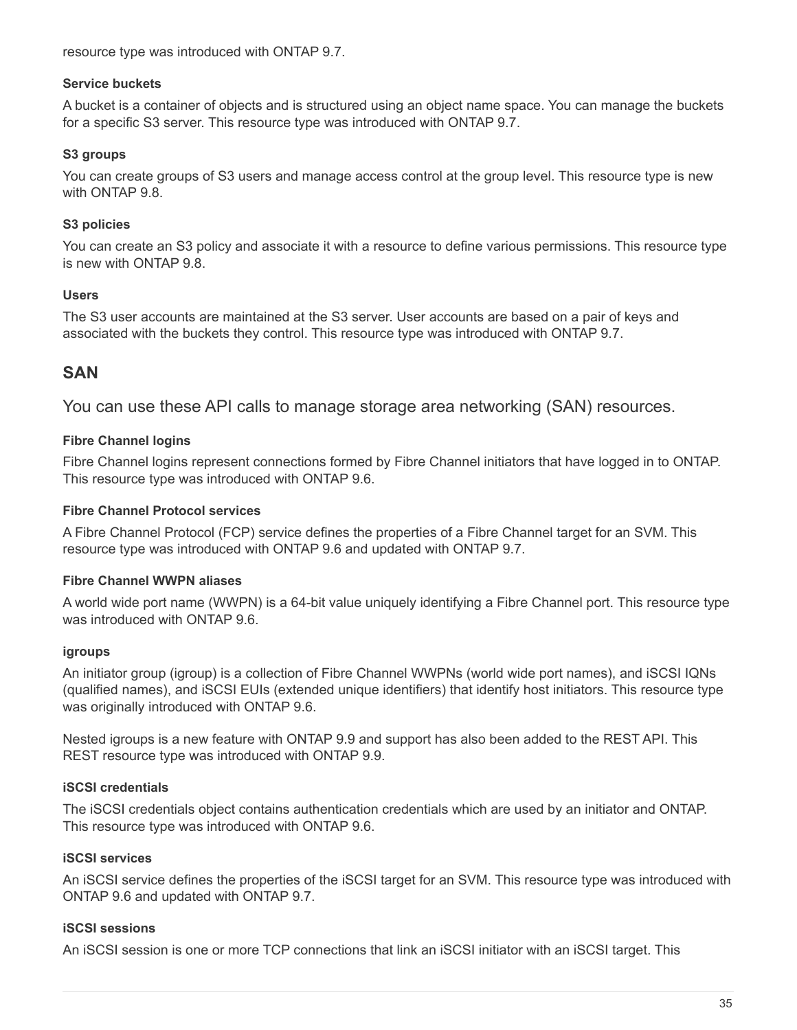resource type was introduced with ONTAP 9.7.

#### Service buckets

A bucket is a container of objects and is structured using an object name space. You can manage the buckets for a specific S3 server. This resource type was introduced with ONTAP 9.7.

#### S3 groups

You can create groups of S3 users and manage access control at the group level. This resource type is new with ONTAP 9.8.

#### S3 policies

You can create an S3 policy and associate it with a resource to define various permissions. This resource type is new with ONTAP 9.8.

#### Users

The S3 user accounts are maintained at the S3 server. User accounts are based on a pair of keys and associated with the buckets they control. This resource type was introduced with ONTAP 9.7.

## SAN

You can use these API calls to manage storage area networking (SAN) resources.

#### Fibre Channel logins

Fibre Channel logins represent connections formed by Fibre Channel initiators that have logged in to ONTAP. This resource type was introduced with ONTAP 9.6.

#### Fibre Channel Protocol services

A Fibre Channel Protocol (FCP) service defines the properties of a Fibre Channel target for an SVM. This resource type was introduced with ONTAP 9.6 and updated with ONTAP 9.7.

#### Fibre Channel WWPN aliases

A world wide port name (WWPN) is a 64-bit value uniquely identifying a Fibre Channel port. This resource type was introduced with ONTAP 9.6.

#### igroups

An initiator group (igroup) is a collection of Fibre Channel WWPNs (world wide port names), and iSCSI IQNs (qualified names), and iSCSI EUIs (extended unique identifiers) that identify host initiators. This resource type was originally introduced with ONTAP 9.6.

Nested igroups is a new feature with ONTAP 9.9 and support has also been added to the REST API. This REST resource type was introduced with ONTAP 9.9.

#### iSCSI credentials

The iSCSI credentials object contains authentication credentials which are used by an initiator and ONTAP. This resource type was introduced with ONTAP 9.6.

#### iSCSI services

An iSCSI service defines the properties of the iSCSI target for an SVM. This resource type was introduced with ONTAP 9.6 and updated with ONTAP 9.7.

#### iSCSI sessions

An iSCSI session is one or more TCP connections that link an iSCSI initiator with an iSCSI target. This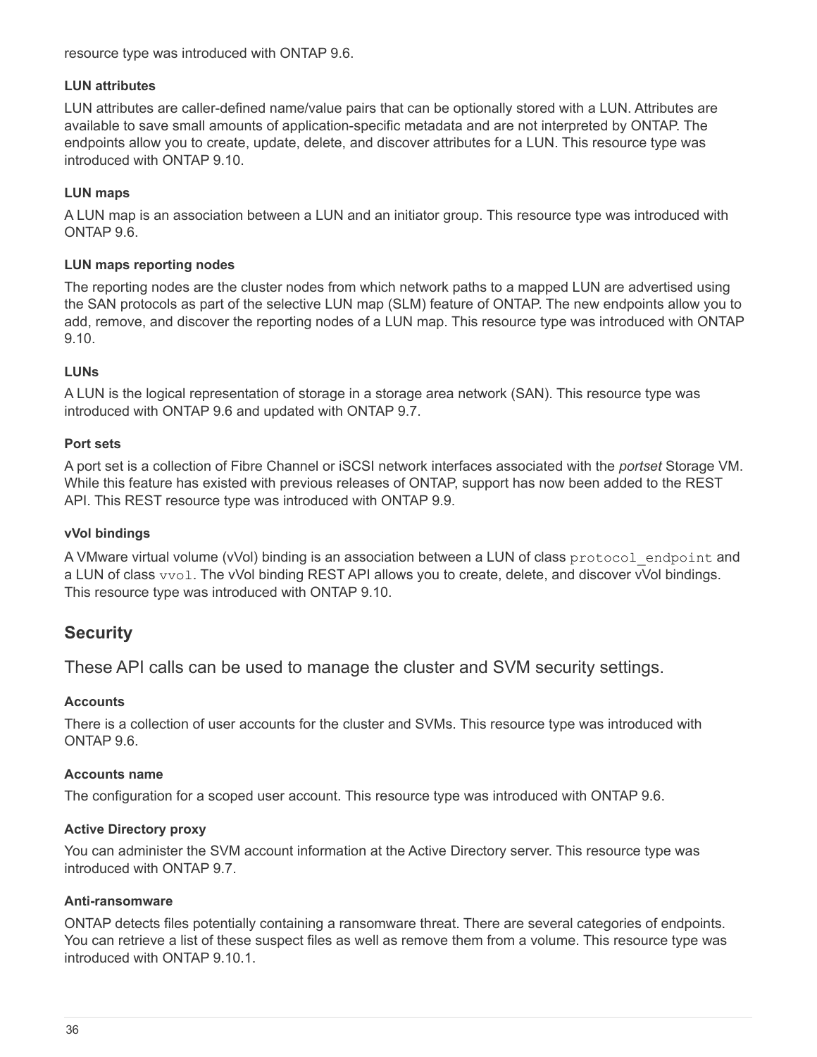resource type was introduced with ONTAP 9.6.

#### LUN attributes

LUN attributes are caller-defined name/value pairs that can be optionally stored with a LUN. Attributes are available to save small amounts of application-specific metadata and are not interpreted by ONTAP. The endpoints allow you to create, update, delete, and discover attributes for a LUN. This resource type was introduced with ONTAP 9.10.

#### LUN maps

A LUN map is an association between a LUN and an initiator group. This resource type was introduced with ONTAP 9.6.

#### LUN maps reporting nodes

The reporting nodes are the cluster nodes from which network paths to a mapped LUN are advertised using the SAN protocols as part of the selective LUN map (SLM) feature of ONTAP. The new endpoints allow you to add, remove, and discover the reporting nodes of a LUN map. This resource type was introduced with ONTAP 9.10.

#### LUNs

A LUN is the logical representation of storage in a storage area network (SAN). This resource type was introduced with ONTAP 9.6 and updated with ONTAP 9.7.

#### Port sets

A port set is a collection of Fibre Channel or iSCSI network interfaces associated with the *portset* Storage VM. While this feature has existed with previous releases of ONTAP, support has now been added to the REST API. This REST resource type was introduced with ONTAP 9.9.

#### vVol bindings

A VMware virtual volume (vVol) binding is an association between a LUN of class `protocol_endpoint` and a LUN of class `vvol`. The vVol binding REST API allows you to create, delete, and discover vVol bindings. This resource type was introduced with ONTAP 9.10.

## Security

These API calls can be used to manage the cluster and SVM security settings.

#### Accounts

There is a collection of user accounts for the cluster and SVMs. This resource type was introduced with ONTAP 9.6.

#### Accounts name

The configuration for a scoped user account. This resource type was introduced with ONTAP 9.6.

#### Active Directory proxy

You can administer the SVM account information at the Active Directory server. This resource type was introduced with ONTAP 9.7.

#### Anti-ransomware

ONTAP detects files potentially containing a ransomware threat. There are several categories of endpoints. You can retrieve a list of these suspect files as well as remove them from a volume. This resource type was introduced with ONTAP 9.10.1.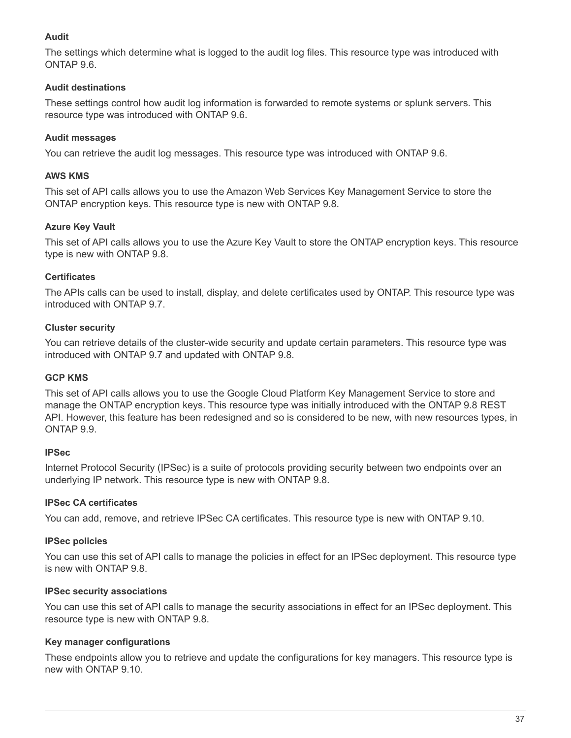#### Audit

The settings which determine what is logged to the audit log files. This resource type was introduced with ONTAP 9.6.

#### Audit destinations

These settings control how audit log information is forwarded to remote systems or splunk servers. This resource type was introduced with ONTAP 9.6.

#### Audit messages

You can retrieve the audit log messages. This resource type was introduced with ONTAP 9.6.

#### AWS KMS

This set of API calls allows you to use the Amazon Web Services Key Management Service to store the ONTAP encryption keys. This resource type is new with ONTAP 9.8.

#### Azure Key Vault

This set of API calls allows you to use the Azure Key Vault to store the ONTAP encryption keys. This resource type is new with ONTAP 9.8.

#### Certificates

The APIs calls can be used to install, display, and delete certificates used by ONTAP. This resource type was introduced with ONTAP 9.7.

#### Cluster security

You can retrieve details of the cluster-wide security and update certain parameters. This resource type was introduced with ONTAP 9.7 and updated with ONTAP 9.8.

#### GCP KMS

This set of API calls allows you to use the Google Cloud Platform Key Management Service to store and manage the ONTAP encryption keys. This resource type was initially introduced with the ONTAP 9.8 REST API. However, this feature has been redesigned and so is considered to be new, with new resources types, in ONTAP 9.9.

#### IPSec

Internet Protocol Security (IPSec) is a suite of protocols providing security between two endpoints over an underlying IP network. This resource type is new with ONTAP 9.8.

#### IPSec CA certificates

You can add, remove, and retrieve IPSec CA certificates. This resource type is new with ONTAP 9.10.

#### IPSec policies

You can use this set of API calls to manage the policies in effect for an IPSec deployment. This resource type is new with ONTAP 9.8.

#### IPSec security associations

You can use this set of API calls to manage the security associations in effect for an IPSec deployment. This resource type is new with ONTAP 9.8.

#### Key manager configurations

These endpoints allow you to retrieve and update the configurations for key managers. This resource type is new with ONTAP 9.10.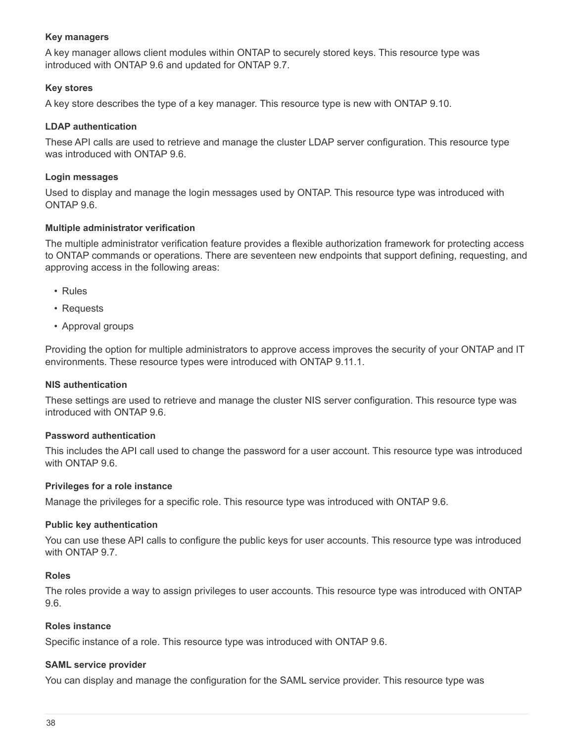#### Key managers

A key manager allows client modules within ONTAP to securely stored keys. This resource type was introduced with ONTAP 9.6 and updated for ONTAP 9.7.

#### Key stores

A key store describes the type of a key manager. This resource type is new with ONTAP 9.10.

#### LDAP authentication

These API calls are used to retrieve and manage the cluster LDAP server configuration. This resource type was introduced with ONTAP 9.6.

#### Login messages

Used to display and manage the login messages used by ONTAP. This resource type was introduced with ONTAP 9.6.

#### Multiple administrator verification

The multiple administrator verification feature provides a flexible authorization framework for protecting access to ONTAP commands or operations. There are seventeen new endpoints that support defining, requesting, and approving access in the following areas:

- Rules
- Requests
- Approval groups

Providing the option for multiple administrators to approve access improves the security of your ONTAP and IT environments. These resource types were introduced with ONTAP 9.11.1.

#### NIS authentication

These settings are used to retrieve and manage the cluster NIS server configuration. This resource type was introduced with ONTAP 9.6.

#### Password authentication

This includes the API call used to change the password for a user account. This resource type was introduced with ONTAP 9.6.

#### Privileges for a role instance

Manage the privileges for a specific role. This resource type was introduced with ONTAP 9.6.

#### Public key authentication

You can use these API calls to configure the public keys for user accounts. This resource type was introduced with ONTAP 9.7.

#### Roles

The roles provide a way to assign privileges to user accounts. This resource type was introduced with ONTAP 9.6.

#### Roles instance

Specific instance of a role. This resource type was introduced with ONTAP 9.6.

#### SAML service provider

You can display and manage the configuration for the SAML service provider. This resource type was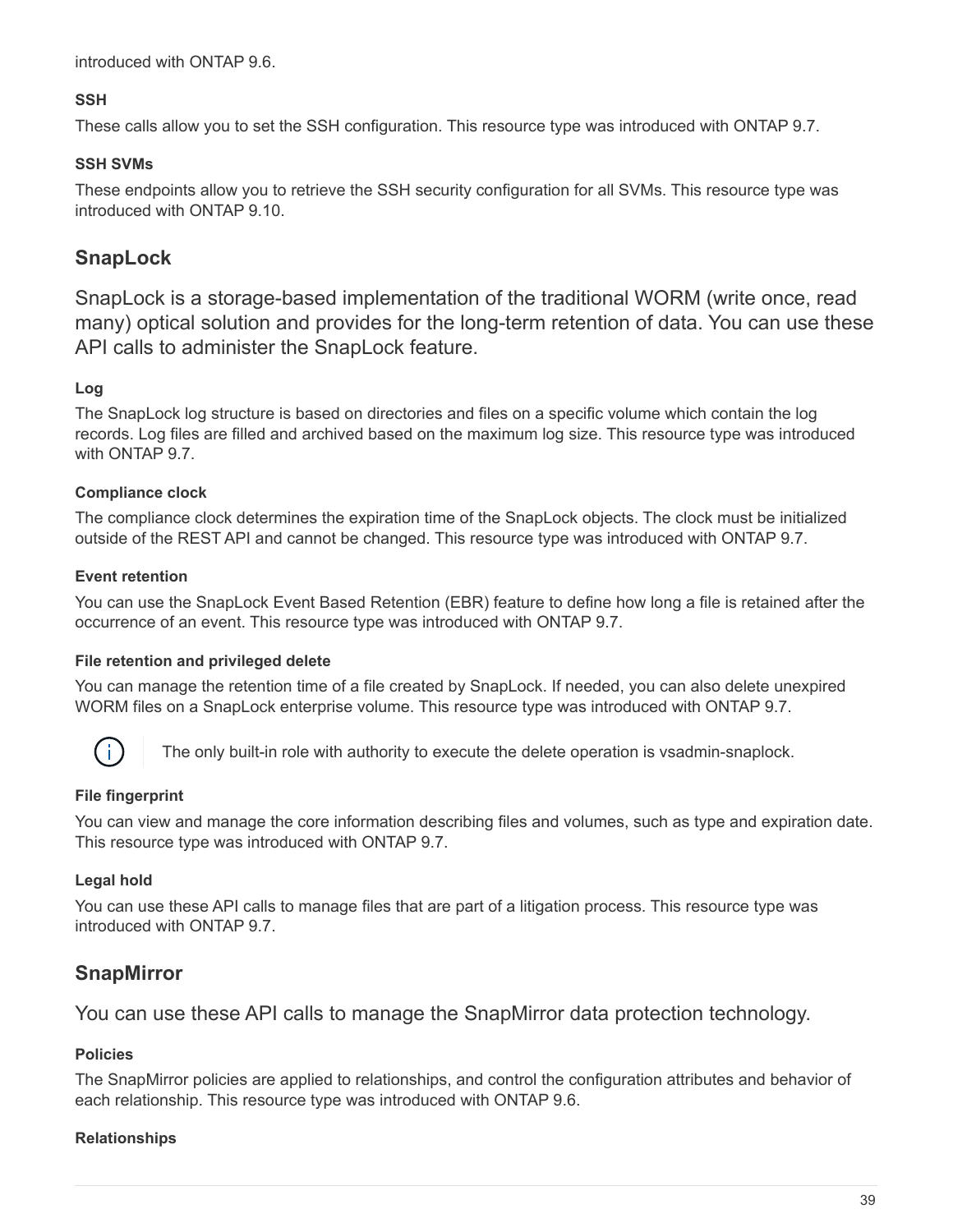introduced with ONTAP 9.6.

#### SSH

These calls allow you to set the SSH configuration. This resource type was introduced with ONTAP 9.7.

#### SSH SVMs

These endpoints allow you to retrieve the SSH security configuration for all SVMs. This resource type was introduced with ONTAP 9.10.

## SnapLock

SnapLock is a storage-based implementation of the traditional WORM (write once, read many) optical solution and provides for the long-term retention of data. You can use these API calls to administer the SnapLock feature.

#### Log

The SnapLock log structure is based on directories and files on a specific volume which contain the log records. Log files are filled and archived based on the maximum log size. This resource type was introduced with ONTAP 9.7.

#### Compliance clock

The compliance clock determines the expiration time of the SnapLock objects. The clock must be initialized outside of the REST API and cannot be changed. This resource type was introduced with ONTAP 9.7.

#### Event retention

You can use the SnapLock Event Based Retention (EBR) feature to define how long a file is retained after the occurrence of an event. This resource type was introduced with ONTAP 9.7.

#### File retention and privileged delete

You can manage the retention time of a file created by SnapLock. If needed, you can also delete unexpired WORM files on a SnapLock enterprise volume. This resource type was introduced with ONTAP 9.7.

> The only built-in role with authority to execute the delete operation is vsadmin-snaplock.

#### File fingerprint

You can view and manage the core information describing files and volumes, such as type and expiration date. This resource type was introduced with ONTAP 9.7.

#### Legal hold

You can use these API calls to manage files that are part of a litigation process. This resource type was introduced with ONTAP 9.7.

## SnapMirror

You can use these API calls to manage the SnapMirror data protection technology.

#### Policies

The SnapMirror policies are applied to relationships, and control the configuration attributes and behavior of each relationship. This resource type was introduced with ONTAP 9.6.

#### Relationships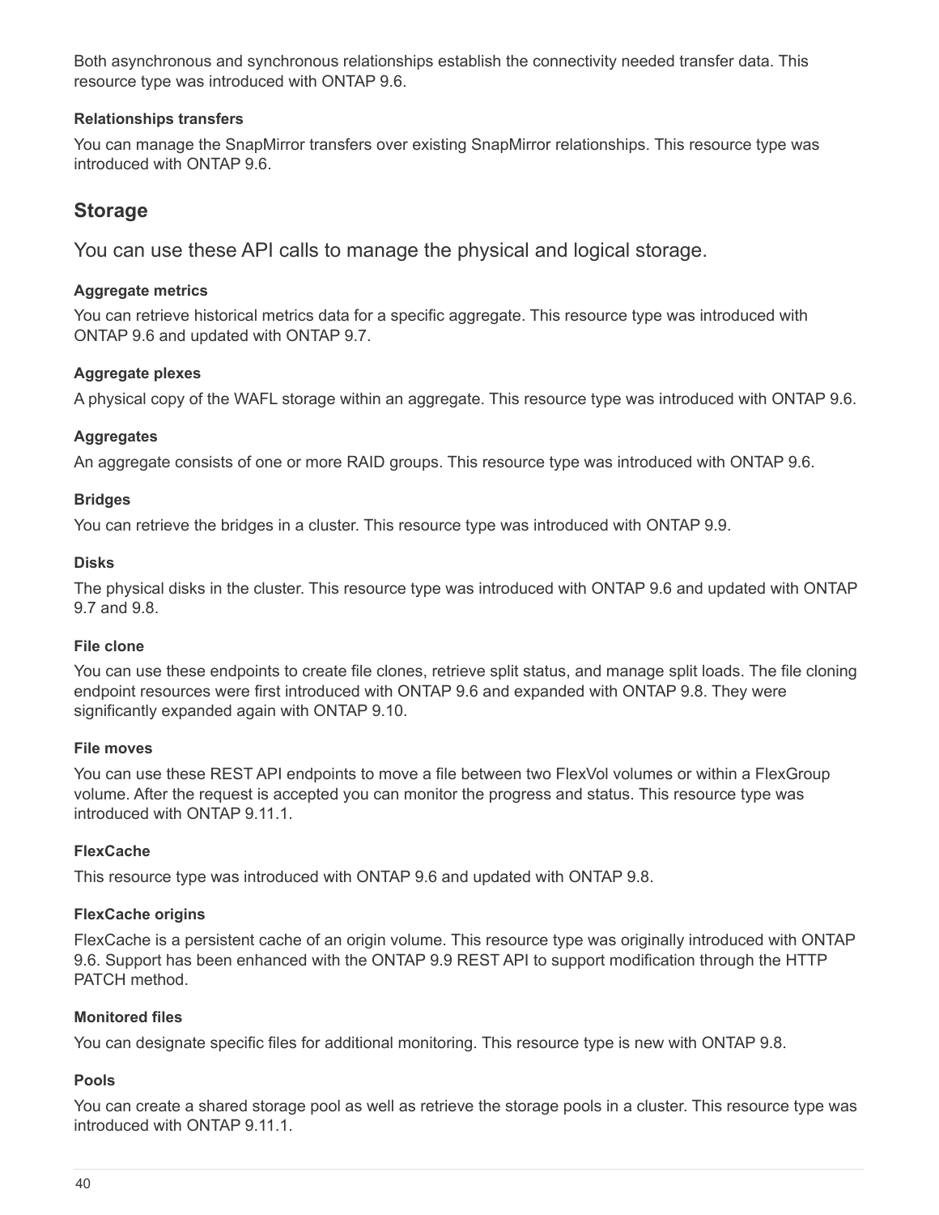Both asynchronous and synchronous relationships establish the connectivity needed transfer data. This resource type was introduced with ONTAP 9.6.

#### Relationships transfers

You can manage the SnapMirror transfers over existing SnapMirror relationships. This resource type was introduced with ONTAP 9.6.

## Storage

You can use these API calls to manage the physical and logical storage.

#### Aggregate metrics

You can retrieve historical metrics data for a specific aggregate. This resource type was introduced with ONTAP 9.6 and updated with ONTAP 9.7.

#### Aggregate plexes

A physical copy of the WAFL storage within an aggregate. This resource type was introduced with ONTAP 9.6.

#### Aggregates

An aggregate consists of one or more RAID groups. This resource type was introduced with ONTAP 9.6.

#### Bridges

You can retrieve the bridges in a cluster. This resource type was introduced with ONTAP 9.9.

#### Disks

The physical disks in the cluster. This resource type was introduced with ONTAP 9.6 and updated with ONTAP 9.7 and 9.8.

#### File clone

You can use these endpoints to create file clones, retrieve split status, and manage split loads. The file cloning endpoint resources were first introduced with ONTAP 9.6 and expanded with ONTAP 9.8. They were significantly expanded again with ONTAP 9.10.

#### File moves

You can use these REST API endpoints to move a file between two FlexVol volumes or within a FlexGroup volume. After the request is accepted you can monitor the progress and status. This resource type was introduced with ONTAP 9.11.1.

#### FlexCache

This resource type was introduced with ONTAP 9.6 and updated with ONTAP 9.8.

#### FlexCache origins

FlexCache is a persistent cache of an origin volume. This resource type was originally introduced with ONTAP 9.6. Support has been enhanced with the ONTAP 9.9 REST API to support modification through the HTTP PATCH method.

#### Monitored files

You can designate specific files for additional monitoring. This resource type is new with ONTAP 9.8.

#### Pools

You can create a shared storage pool as well as retrieve the storage pools in a cluster. This resource type was introduced with ONTAP 9.11.1.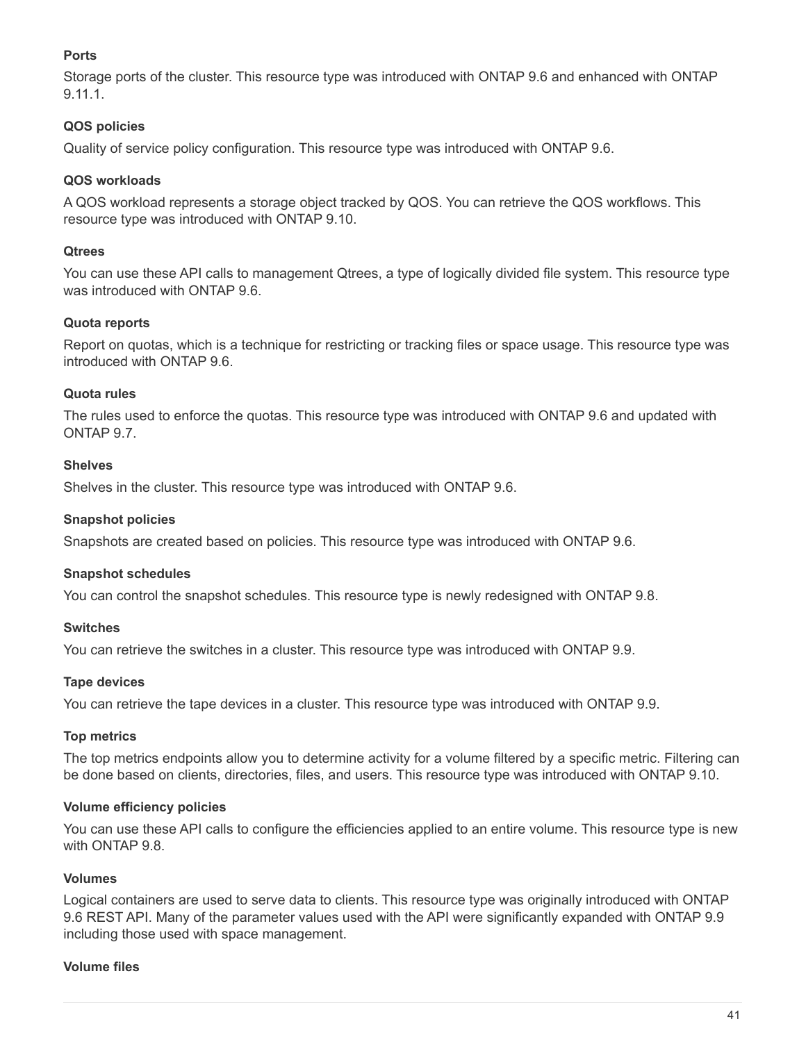#### Ports

Storage ports of the cluster. This resource type was introduced with ONTAP 9.6 and enhanced with ONTAP 9.11.1.

#### QOS policies

Quality of service policy configuration. This resource type was introduced with ONTAP 9.6.

#### QOS workloads

A QOS workload represents a storage object tracked by QOS. You can retrieve the QOS workflows. This resource type was introduced with ONTAP 9.10.

#### Qtrees

You can use these API calls to management Qtrees, a type of logically divided file system. This resource type was introduced with ONTAP 9.6.

#### Quota reports

Report on quotas, which is a technique for restricting or tracking files or space usage. This resource type was introduced with ONTAP 9.6.

#### Quota rules

The rules used to enforce the quotas. This resource type was introduced with ONTAP 9.6 and updated with ONTAP 9.7.

#### Shelves

Shelves in the cluster. This resource type was introduced with ONTAP 9.6.

#### Snapshot policies

Snapshots are created based on policies. This resource type was introduced with ONTAP 9.6.

#### Snapshot schedules

You can control the snapshot schedules. This resource type is newly redesigned with ONTAP 9.8.

#### Switches

You can retrieve the switches in a cluster. This resource type was introduced with ONTAP 9.9.

#### Tape devices

You can retrieve the tape devices in a cluster. This resource type was introduced with ONTAP 9.9.

#### Top metrics

The top metrics endpoints allow you to determine activity for a volume filtered by a specific metric. Filtering can be done based on clients, directories, files, and users. This resource type was introduced with ONTAP 9.10.

#### Volume efficiency policies

You can use these API calls to configure the efficiencies applied to an entire volume. This resource type is new with ONTAP 9.8.

#### Volumes

Logical containers are used to serve data to clients. This resource type was originally introduced with ONTAP 9.6 REST API. Many of the parameter values used with the API were significantly expanded with ONTAP 9.9 including those used with space management.

#### Volume files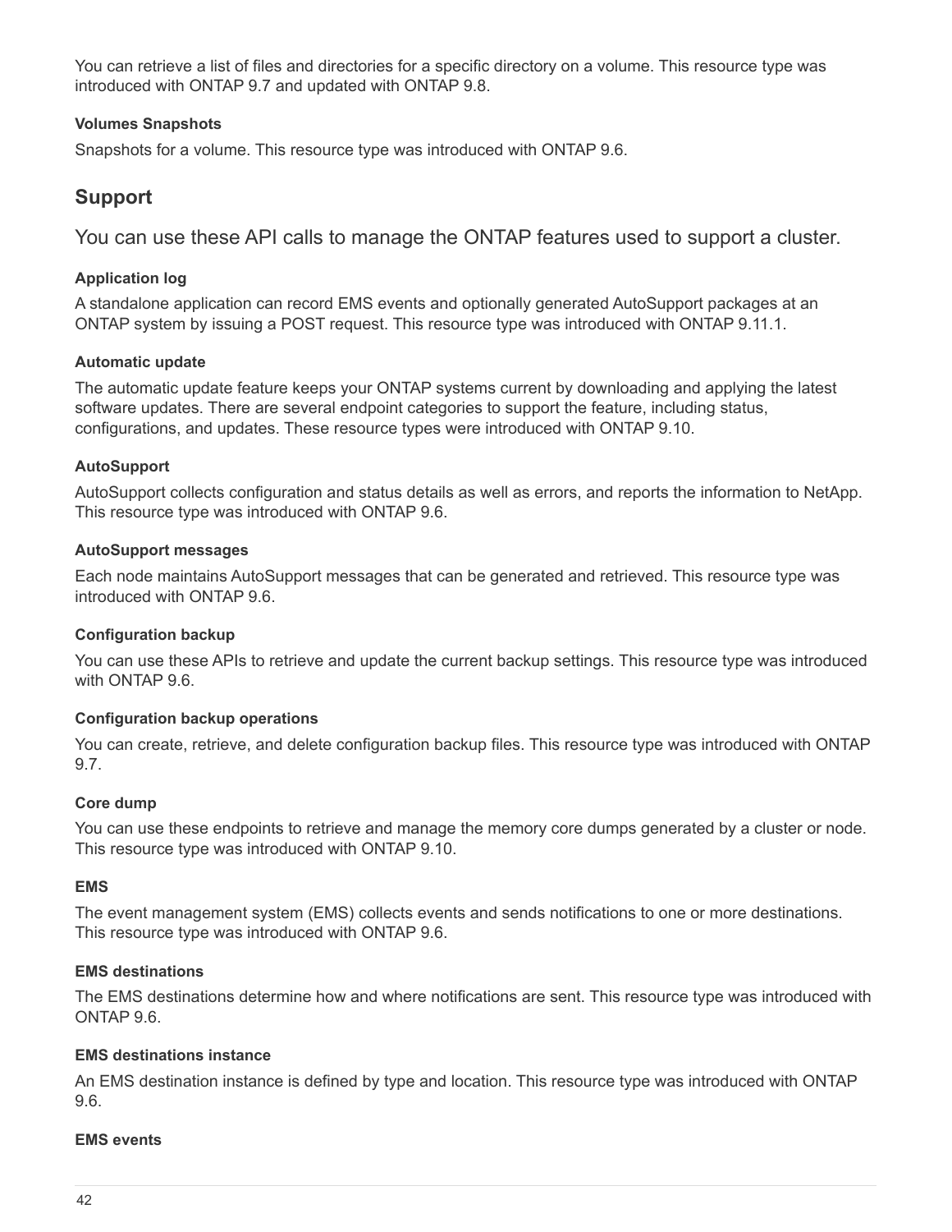You can retrieve a list of files and directories for a specific directory on a volume. This resource type was introduced with ONTAP 9.7 and updated with ONTAP 9.8.

#### Volumes Snapshots

Snapshots for a volume. This resource type was introduced with ONTAP 9.6.

## Support

You can use these API calls to manage the ONTAP features used to support a cluster.

#### Application log

A standalone application can record EMS events and optionally generated AutoSupport packages at an ONTAP system by issuing a POST request. This resource type was introduced with ONTAP 9.11.1.

#### Automatic update

The automatic update feature keeps your ONTAP systems current by downloading and applying the latest software updates. There are several endpoint categories to support the feature, including status, configurations, and updates. These resource types were introduced with ONTAP 9.10.

#### AutoSupport

AutoSupport collects configuration and status details as well as errors, and reports the information to NetApp. This resource type was introduced with ONTAP 9.6.

#### AutoSupport messages

Each node maintains AutoSupport messages that can be generated and retrieved. This resource type was introduced with ONTAP 9.6.

#### Configuration backup

You can use these APIs to retrieve and update the current backup settings. This resource type was introduced with ONTAP 9.6.

#### Configuration backup operations

You can create, retrieve, and delete configuration backup files. This resource type was introduced with ONTAP 9.7.

#### Core dump

You can use these endpoints to retrieve and manage the memory core dumps generated by a cluster or node. This resource type was introduced with ONTAP 9.10.

#### EMS

The event management system (EMS) collects events and sends notifications to one or more destinations. This resource type was introduced with ONTAP 9.6.

#### EMS destinations

The EMS destinations determine how and where notifications are sent. This resource type was introduced with ONTAP 9.6.

#### EMS destinations instance

An EMS destination instance is defined by type and location. This resource type was introduced with ONTAP 9.6.

#### EMS events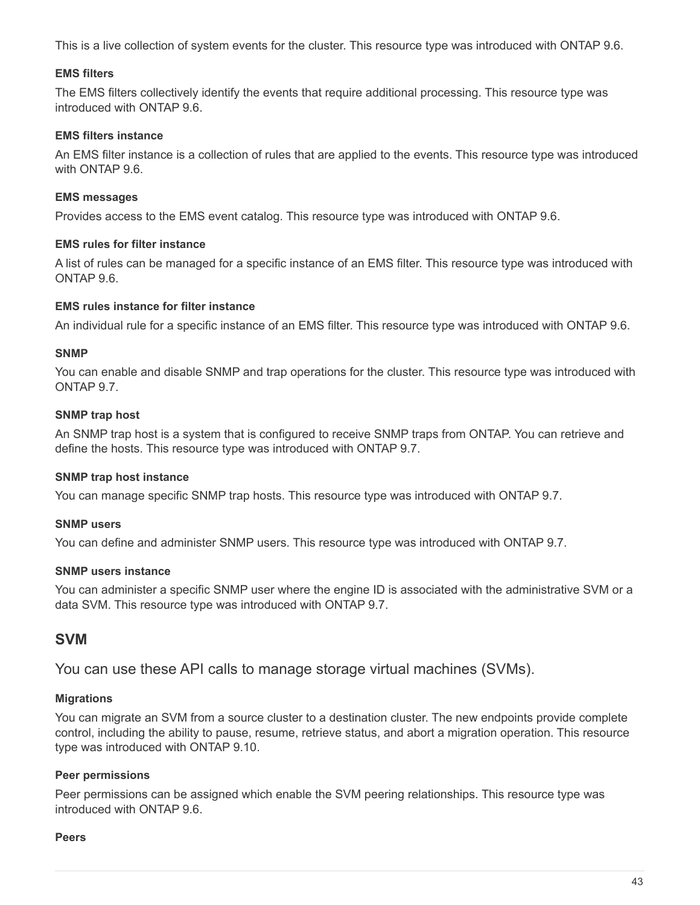This is a live collection of system events for the cluster. This resource type was introduced with ONTAP 9.6.

#### EMS filters

The EMS filters collectively identify the events that require additional processing. This resource type was introduced with ONTAP 9.6.

#### EMS filters instance

An EMS filter instance is a collection of rules that are applied to the events. This resource type was introduced with ONTAP 9.6.

#### EMS messages

Provides access to the EMS event catalog. This resource type was introduced with ONTAP 9.6.

#### EMS rules for filter instance

A list of rules can be managed for a specific instance of an EMS filter. This resource type was introduced with ONTAP 9.6.

#### EMS rules instance for filter instance

An individual rule for a specific instance of an EMS filter. This resource type was introduced with ONTAP 9.6.

#### SNMP

You can enable and disable SNMP and trap operations for the cluster. This resource type was introduced with ONTAP 9.7.

#### SNMP trap host

An SNMP trap host is a system that is configured to receive SNMP traps from ONTAP. You can retrieve and define the hosts. This resource type was introduced with ONTAP 9.7.

#### SNMP trap host instance

You can manage specific SNMP trap hosts. This resource type was introduced with ONTAP 9.7.

#### SNMP users

You can define and administer SNMP users. This resource type was introduced with ONTAP 9.7.

#### SNMP users instance

You can administer a specific SNMP user where the engine ID is associated with the administrative SVM or a data SVM. This resource type was introduced with ONTAP 9.7.

## SVM

You can use these API calls to manage storage virtual machines (SVMs).

#### Migrations

You can migrate an SVM from a source cluster to a destination cluster. The new endpoints provide complete control, including the ability to pause, resume, retrieve status, and abort a migration operation. This resource type was introduced with ONTAP 9.10.

#### Peer permissions

Peer permissions can be assigned which enable the SVM peering relationships. This resource type was introduced with ONTAP 9.6.

#### Peers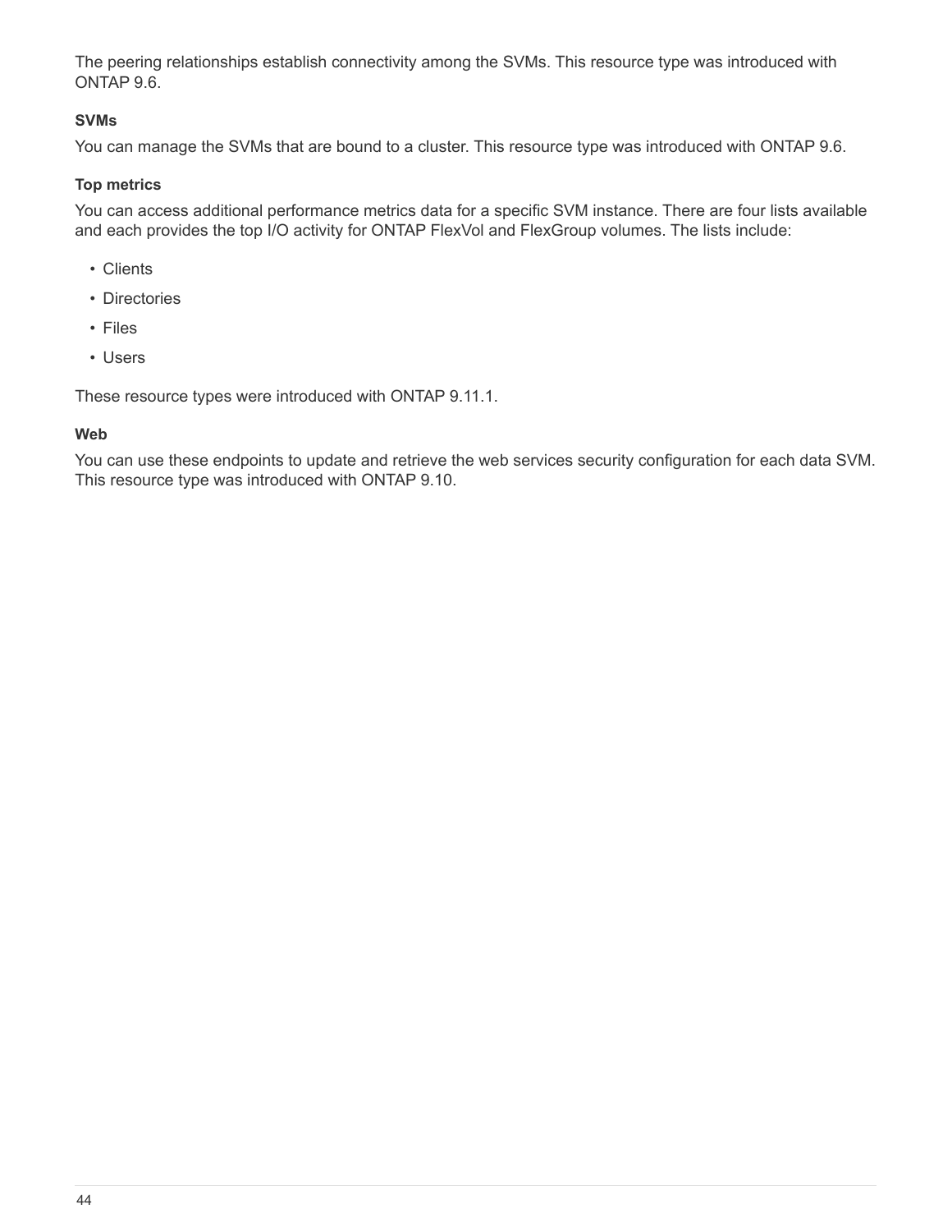The peering relationships establish connectivity among the SVMs. This resource type was introduced with ONTAP 9.6.

#### SVMs

You can manage the SVMs that are bound to a cluster. This resource type was introduced with ONTAP 9.6.

#### Top metrics

You can access additional performance metrics data for a specific SVM instance. There are four lists available and each provides the top I/O activity for ONTAP FlexVol and FlexGroup volumes. The lists include:

- Clients
- Directories
- Files
- Users

These resource types were introduced with ONTAP 9.11.1.

#### Web

You can use these endpoints to update and retrieve the web services security configuration for each data SVM. This resource type was introduced with ONTAP 9.10.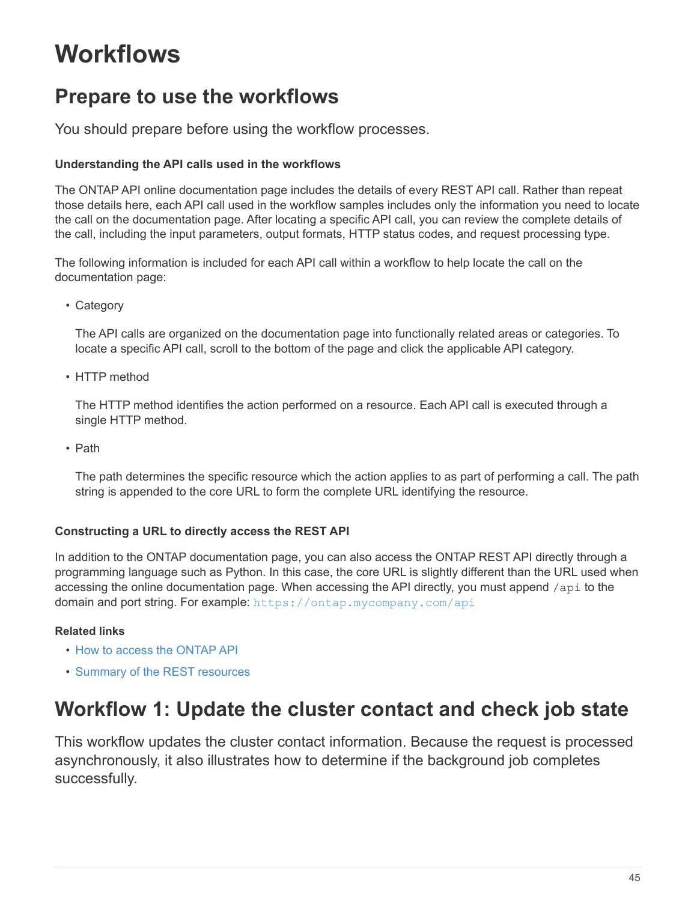# Workflows

## Prepare to use the workflows

You should prepare before using the workflow processes.

#### Understanding the API calls used in the workflows

The ONTAP API online documentation page includes the details of every REST API call. Rather than repeat those details here, each API call used in the workflow samples includes only the information you need to locate the call on the documentation page. After locating a specific API call, you can review the complete details of the call, including the input parameters, output formats, HTTP status codes, and request processing type.

The following information is included for each API call within a workflow to help locate the call on the documentation page:

- Category

  The API calls are organized on the documentation page into functionally related areas or categories. To locate a specific API call, scroll to the bottom of the page and click the applicable API category.

- HTTP method

  The HTTP method identifies the action performed on a resource. Each API call is executed through a single HTTP method.

- Path

  The path determines the specific resource which the action applies to as part of performing a call. The path string is appended to the core URL to form the complete URL identifying the resource.

#### Constructing a URL to directly access the REST API

In addition to the ONTAP documentation page, you can also access the ONTAP REST API directly through a programming language such as Python. In this case, the core URL is slightly different than the URL used when accessing the online documentation page. When accessing the API directly, you must append `/api` to the domain and port string. For example: `https://ontap.mycompany.com/api`

#### Related links

- How to access the ONTAP API
- Summary of the REST resources

## Workflow 1: Update the cluster contact and check job state

This workflow updates the cluster contact information. Because the request is processed asynchronously, it also illustrates how to determine if the background job completes successfully.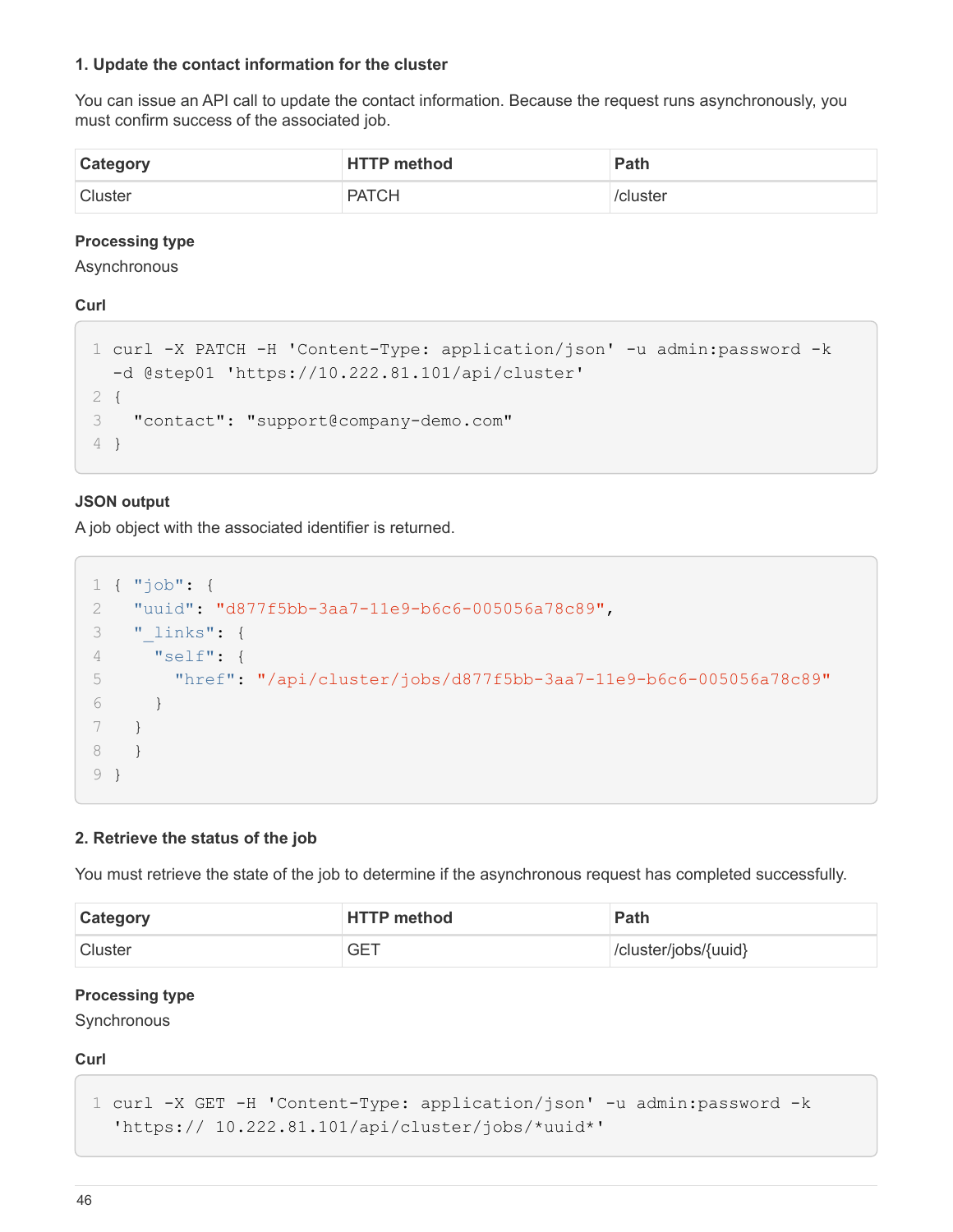#### 1. Update the contact information for the cluster

You can issue an API call to update the contact information. Because the request runs asynchronously, you must confirm success of the associated job.

| Category | HTTP method | Path |
| --- | --- | --- |
| Cluster | PATCH | /cluster |

**Processing type**

Asynchronous

**Curl**

```
curl -X PATCH -H 'Content-Type: application/json' -u admin:password -k
-d @step01 'https://10.222.81.101/api/cluster'
{
  "contact": "support@company-demo.com"
}
```

**JSON output**

A job object with the associated identifier is returned.

```
{ "job": {
  "uuid": "d877f5bb-3aa7-11e9-b6c6-005056a78c89",
  "_links": {
    "self": {
      "href": "/api/cluster/jobs/d877f5bb-3aa7-11e9-b6c6-005056a78c89"
    }
  }
  }
}
```

#### 2. Retrieve the status of the job

You must retrieve the state of the job to determine if the asynchronous request has completed successfully.

| Category | HTTP method | Path |
| --- | --- | --- |
| Cluster | GET | /cluster/jobs/{uuid} |

**Processing type**

Synchronous

**Curl**

```
curl -X GET -H 'Content-Type: application/json' -u admin:password -k
'https:// 10.222.81.101/api/cluster/jobs/*uuid*'
```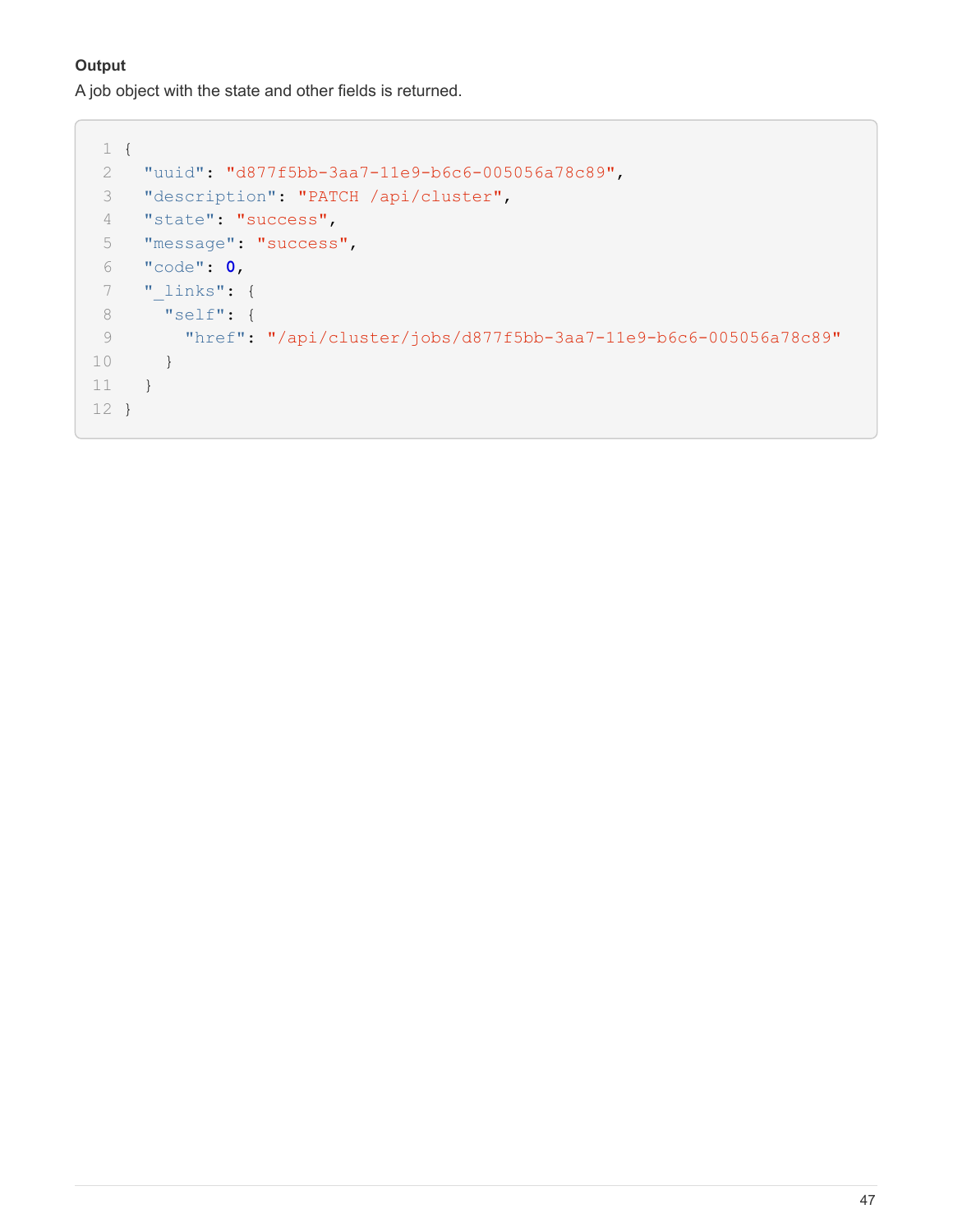**Output**

A job object with the state and other fields is returned.

```
{
  "uuid": "d877f5bb-3aa7-11e9-b6c6-005056a78c89",
  "description": "PATCH /api/cluster",
  "state": "success",
  "message": "success",
  "code": 0,
  "_links": {
    "self": {
      "href": "/api/cluster/jobs/d877f5bb-3aa7-11e9-b6c6-005056a78c89"
    }
  }
}
```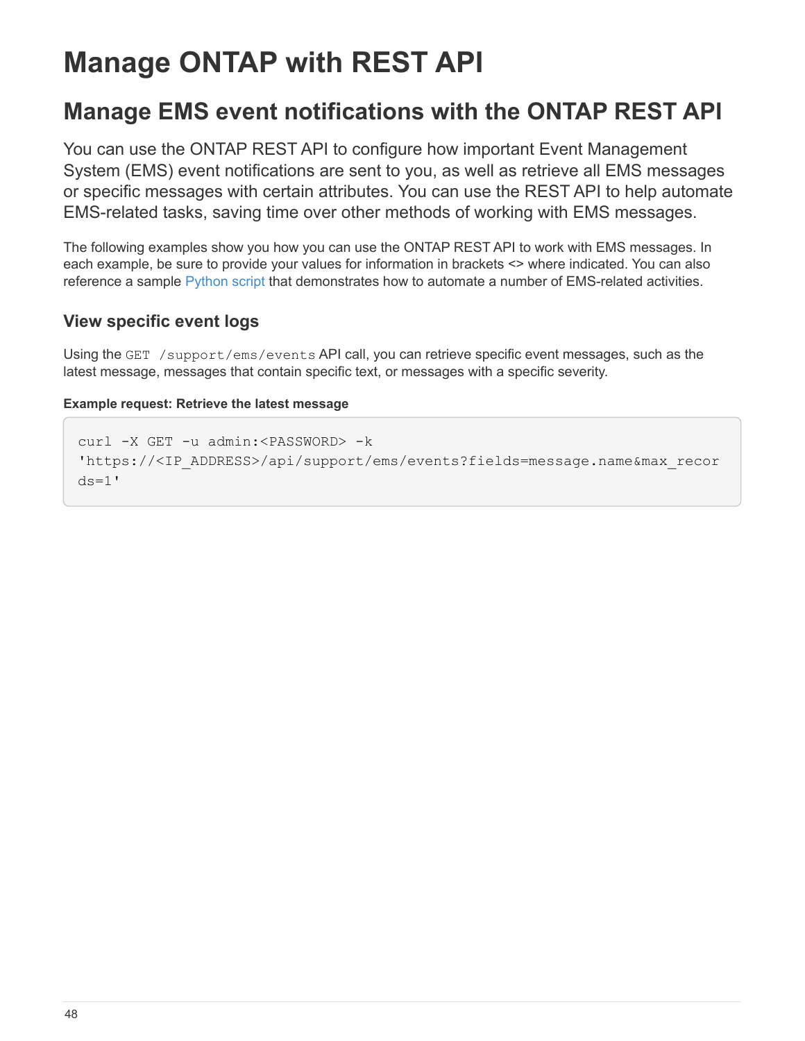# Manage ONTAP with REST API

## Manage EMS event notifications with the ONTAP REST API

You can use the ONTAP REST API to configure how important Event Management System (EMS) event notifications are sent to you, as well as retrieve all EMS messages or specific messages with certain attributes. You can use the REST API to help automate EMS-related tasks, saving time over other methods of working with EMS messages.

The following examples show you how you can use the ONTAP REST API to work with EMS messages. In each example, be sure to provide your values for information in brackets <> where indicated. You can also reference a sample Python script that demonstrates how to automate a number of EMS-related activities.

### View specific event logs

Using the `GET /support/ems/events` API call, you can retrieve specific event messages, such as the latest message, messages that contain specific text, or messages with a specific severity.

**Example request: Retrieve the latest message**

```
curl -X GET -u admin:<PASSWORD> -k
'https://<IP_ADDRESS>/api/support/ems/events?fields=message.name&max_records=1'
```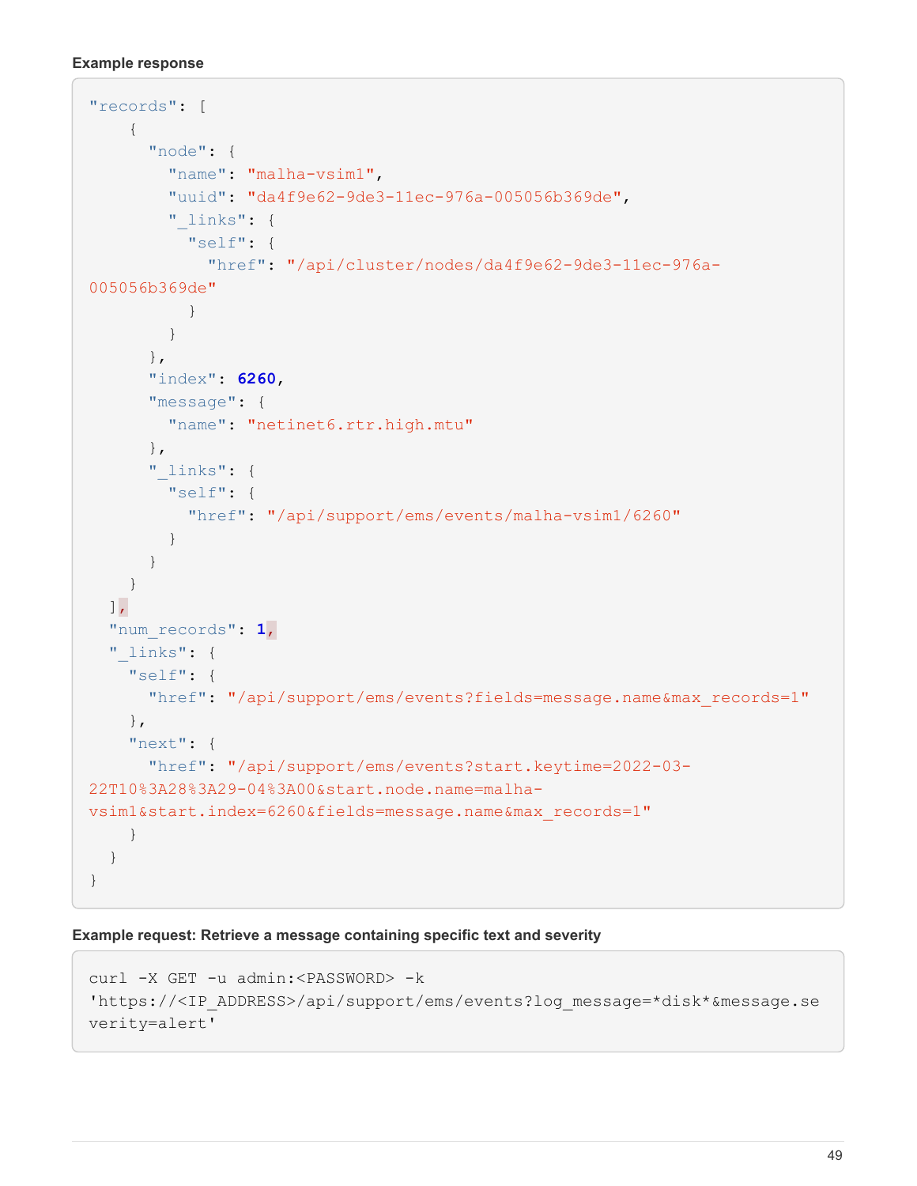**Example response**

```
"records": [
    {
      "node": {
        "name": "malha-vsim1",
        "uuid": "da4f9e62-9de3-11ec-976a-005056b369de",
        "_links": {
          "self": {
            "href": "/api/cluster/nodes/da4f9e62-9de3-11ec-976a-005056b369de"
          }
        }
      },
      "index": 6260,
      "message": {
        "name": "netinet6.rtr.high.mtu"
      },
      "_links": {
        "self": {
          "href": "/api/support/ems/events/malha-vsim1/6260"
        }
      }
    }
  ],
  "num_records": 1,
  "_links": {
    "self": {
      "href": "/api/support/ems/events?fields=message.name&max_records=1"
    },
    "next": {
      "href": "/api/support/ems/events?start.keytime=2022-03-22T10%3A28%3A29-04%3A00&start.node.name=malha-vsim1&start.index=6260&fields=message.name&max_records=1"
    }
  }
}
```

**Example request: Retrieve a message containing specific text and severity**

```
curl -X GET -u admin:<PASSWORD> -k
'https://<IP_ADDRESS>/api/support/ems/events?log_message=*disk*&message.severity=alert'
```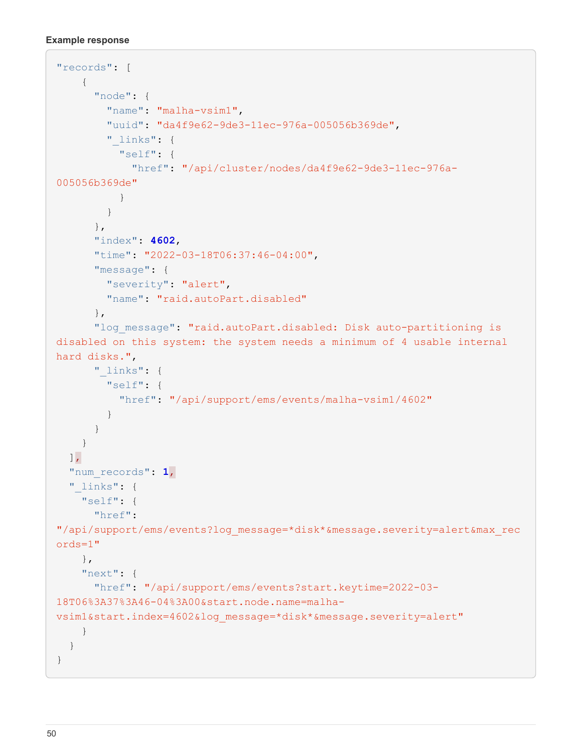#### Example response

```
"records": [
    {
      "node": {
        "name": "malha-vsim1",
        "uuid": "da4f9e62-9de3-11ec-976a-005056b369de",
        "_links": {
          "self": {
            "href": "/api/cluster/nodes/da4f9e62-9de3-11ec-976a-005056b369de"
          }
        }
      },
      "index": 4602,
      "time": "2022-03-18T06:37:46-04:00",
      "message": {
        "severity": "alert",
        "name": "raid.autoPart.disabled"
      },
      "log_message": "raid.autoPart.disabled: Disk auto-partitioning is disabled on this system: the system needs a minimum of 4 usable internal hard disks.",
      "_links": {
        "self": {
          "href": "/api/support/ems/events/malha-vsim1/4602"
        }
      }
    }
  ],
  "num_records": 1,
  "_links": {
    "self": {
      "href": "/api/support/ems/events?log_message=*disk*&message.severity=alert&max_records=1"
    },
    "next": {
      "href": "/api/support/ems/events?start.keytime=2022-03-18T06%3A37%3A46-04%3A00&start.node.name=malha-vsim1&start.index=4602&log_message=*disk*&message.severity=alert"
    }
  }
}
```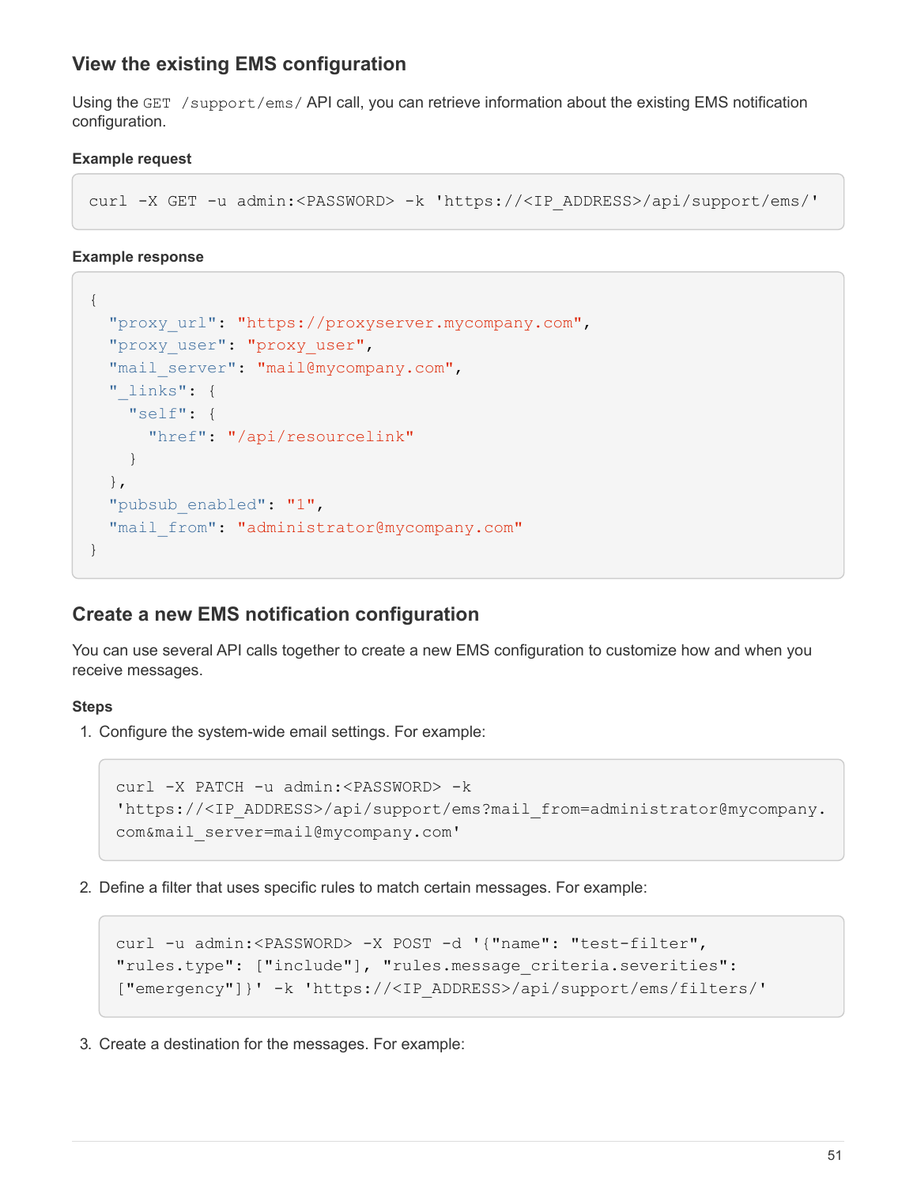## View the existing EMS configuration

Using the `GET /support/ems/` API call, you can retrieve information about the existing EMS notification configuration.

#### Example request

```
curl -X GET -u admin:<PASSWORD> -k 'https://<IP_ADDRESS>/api/support/ems/'
```

#### Example response

```
{
  "proxy_url": "https://proxyserver.mycompany.com",
  "proxy_user": "proxy_user",
  "mail_server": "mail@mycompany.com",
  "_links": {
    "self": {
      "href": "/api/resourcelink"
    }
  },
  "pubsub_enabled": "1",
  "mail_from": "administrator@mycompany.com"
}
```

## Create a new EMS notification configuration

You can use several API calls together to create a new EMS configuration to customize how and when you receive messages.

#### Steps

1. Configure the system-wide email settings. For example:

```
curl -X PATCH -u admin:<PASSWORD> -k
'https://<IP_ADDRESS>/api/support/ems?mail_from=administrator@mycompany.
com&mail_server=mail@mycompany.com'
```

2. Define a filter that uses specific rules to match certain messages. For example:

```
curl -u admin:<PASSWORD> -X POST -d '{"name": "test-filter",
"rules.type": ["include"], "rules.message_criteria.severities":
["emergency"]}' -k 'https://<IP_ADDRESS>/api/support/ems/filters/'
```

3. Create a destination for the messages. For example: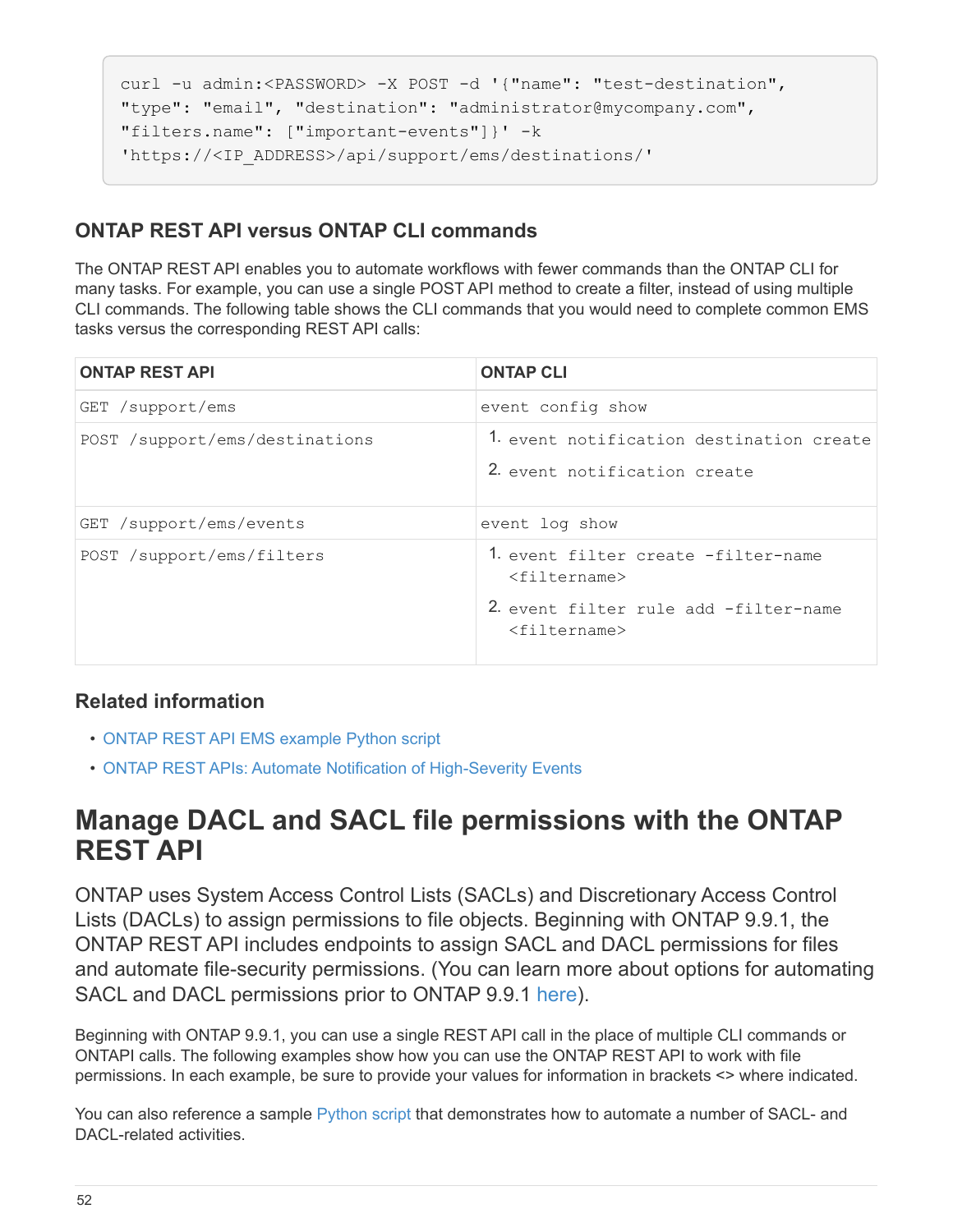```
curl -u admin:<PASSWORD> -X POST -d '{"name": "test-destination",
"type": "email", "destination": "administrator@mycompany.com",
"filters.name": ["important-events"]}' -k
'https://<IP_ADDRESS>/api/support/ems/destinations/'
```

### ONTAP REST API versus ONTAP CLI commands

The ONTAP REST API enables you to automate workflows with fewer commands than the ONTAP CLI for many tasks. For example, you can use a single POST API method to create a filter, instead of using multiple CLI commands. The following table shows the CLI commands that you would need to complete common EMS tasks versus the corresponding REST API calls:

| ONTAP REST API | ONTAP CLI |
| --- | --- |
| `GET /support/ems` | `event config show` |
| `POST /support/ems/destinations` | 1. `event notification destination create`<br>2. `event notification create` |
| `GET /support/ems/events` | `event log show` |
| `POST /support/ems/filters` | 1. `event filter create -filter-name <filtername>`<br>2. `event filter rule add -filter-name <filtername>` |

### Related information

- ONTAP REST API EMS example Python script
- ONTAP REST APIs: Automate Notification of High-Severity Events

# Manage DACL and SACL file permissions with the ONTAP REST API

ONTAP uses System Access Control Lists (SACLs) and Discretionary Access Control Lists (DACLs) to assign permissions to file objects. Beginning with ONTAP 9.9.1, the ONTAP REST API includes endpoints to assign SACL and DACL permissions for files and automate file-security permissions. (You can learn more about options for automating SACL and DACL permissions prior to ONTAP 9.9.1 here).

Beginning with ONTAP 9.9.1, you can use a single REST API call in the place of multiple CLI commands or ONTAPI calls. The following examples show how you can use the ONTAP REST API to work with file permissions. In each example, be sure to provide your values for information in brackets <> where indicated.

You can also reference a sample Python script that demonstrates how to automate a number of SACL- and DACL-related activities.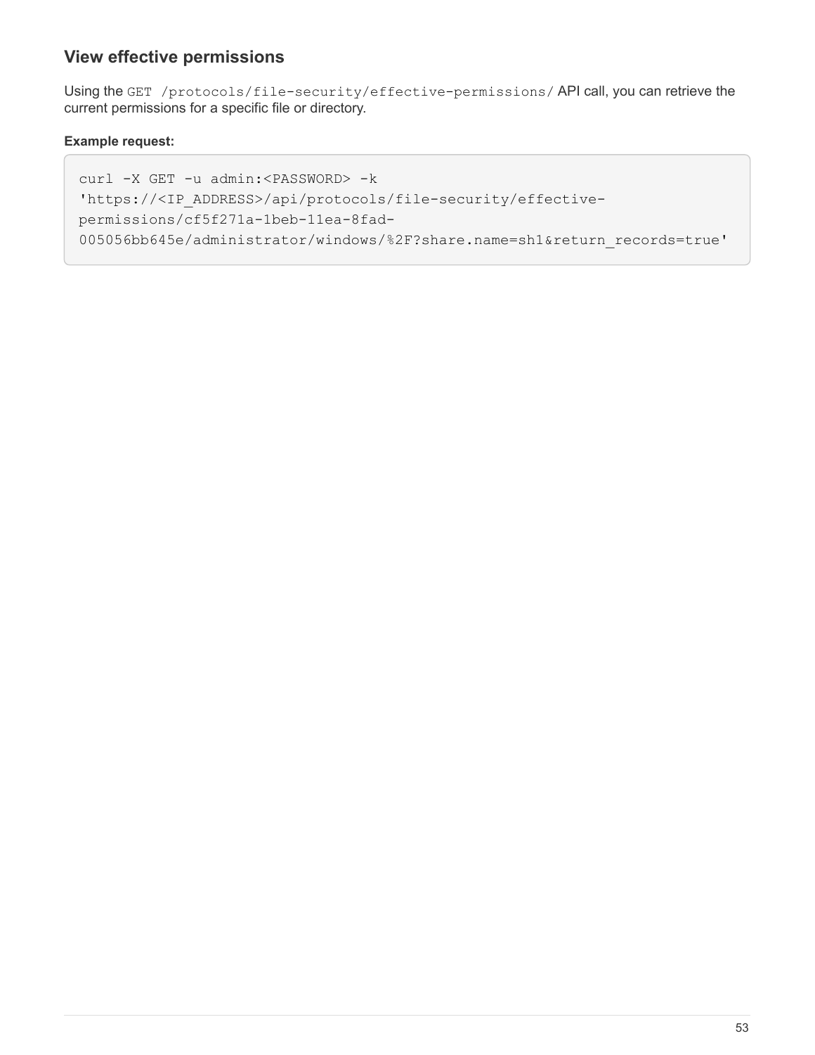## View effective permissions

Using the `GET /protocols/file-security/effective-permissions/` API call, you can retrieve the current permissions for a specific file or directory.

**Example request:**

```
curl -X GET -u admin:<PASSWORD> -k
'https://<IP_ADDRESS>/api/protocols/file-security/effective-
permissions/cf5f271a-1beb-11ea-8fad-
005056bb645e/administrator/windows/%2F?share.name=sh1&return_records=true'
```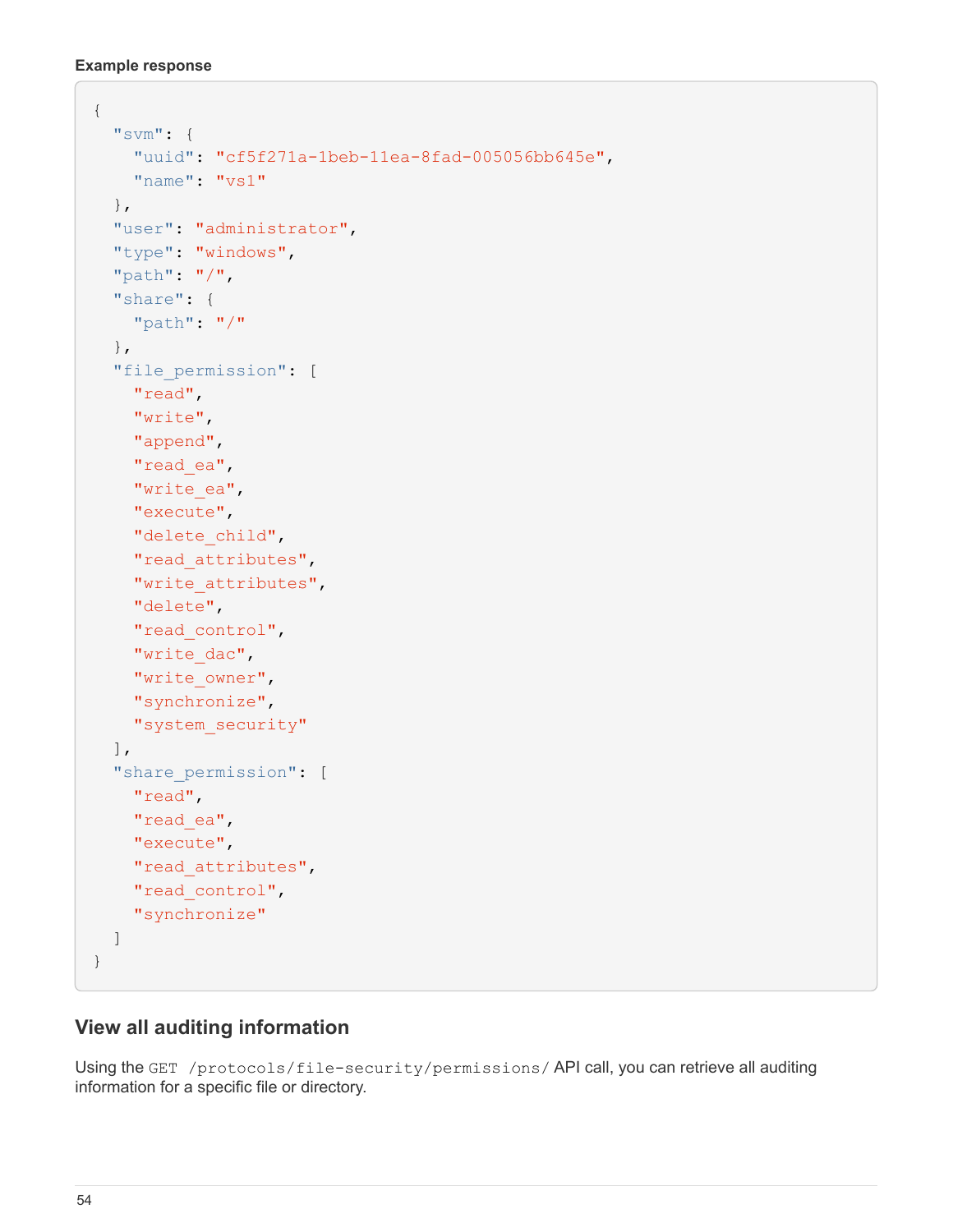**Example response**

```
{
  "svm": {
    "uuid": "cf5f271a-1beb-11ea-8fad-005056bb645e",
    "name": "vs1"
  },
  "user": "administrator",
  "type": "windows",
  "path": "/",
  "share": {
    "path": "/"
  },
  "file_permission": [
    "read",
    "write",
    "append",
    "read_ea",
    "write_ea",
    "execute",
    "delete_child",
    "read_attributes",
    "write_attributes",
    "delete",
    "read_control",
    "write_dac",
    "write_owner",
    "synchronize",
    "system_security"
  ],
  "share_permission": [
    "read",
    "read_ea",
    "execute",
    "read_attributes",
    "read_control",
    "synchronize"
  ]
}
```

## View all auditing information

Using the `GET /protocols/file-security/permissions/` API call, you can retrieve all auditing information for a specific file or directory.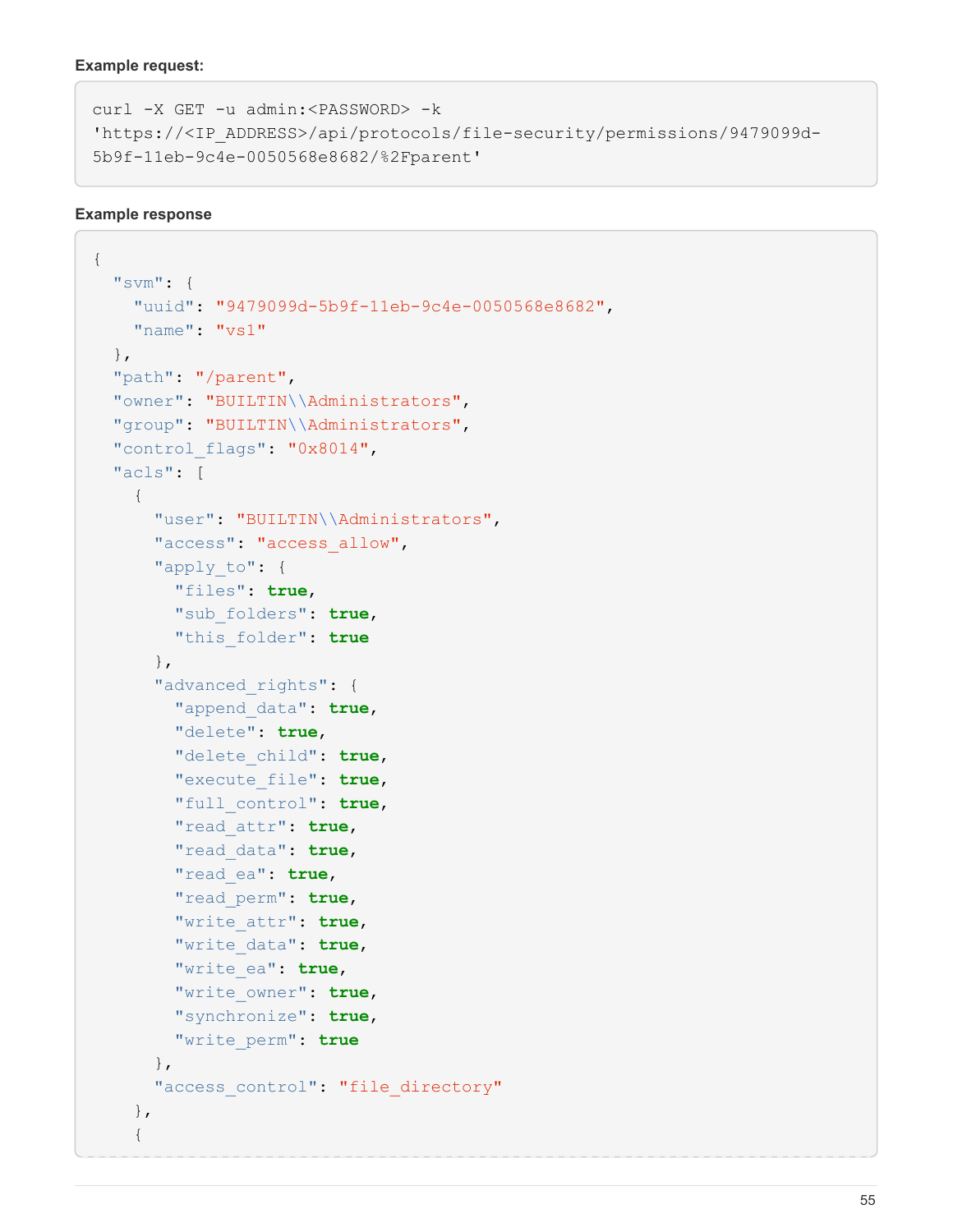**Example request:**

```
curl -X GET -u admin:<PASSWORD> -k
'https://<IP_ADDRESS>/api/protocols/file-security/permissions/9479099d-
5b9f-11eb-9c4e-0050568e8682/%2Fparent'
```

**Example response**

```
{
  "svm": {
    "uuid": "9479099d-5b9f-11eb-9c4e-0050568e8682",
    "name": "vs1"
  },
  "path": "/parent",
  "owner": "BUILTIN\\Administrators",
  "group": "BUILTIN\\Administrators",
  "control_flags": "0x8014",
  "acls": [
    {
      "user": "BUILTIN\\Administrators",
      "access": "access_allow",
      "apply_to": {
        "files": true,
        "sub_folders": true,
        "this_folder": true
      },
      "advanced_rights": {
        "append_data": true,
        "delete": true,
        "delete_child": true,
        "execute_file": true,
        "full_control": true,
        "read_attr": true,
        "read_data": true,
        "read_ea": true,
        "read_perm": true,
        "write_attr": true,
        "write_data": true,
        "write_ea": true,
        "write_owner": true,
        "synchronize": true,
        "write_perm": true
      },
      "access_control": "file_directory"
    },
    {
```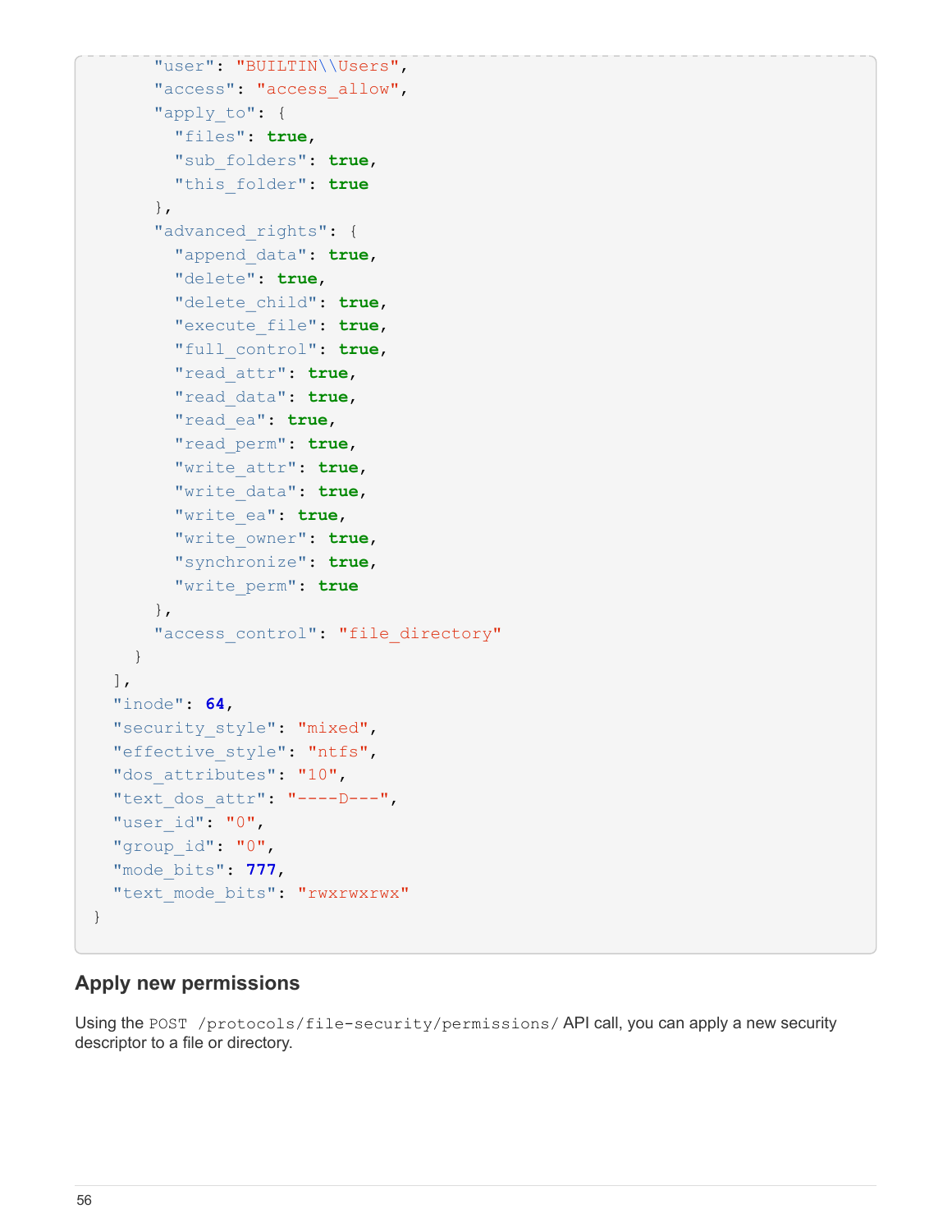```
        "user": "BUILTIN\\Users",
        "access": "access_allow",
        "apply_to": {
          "files": true,
          "sub_folders": true,
          "this_folder": true
        },
        "advanced_rights": {
          "append_data": true,
          "delete": true,
          "delete_child": true,
          "execute_file": true,
          "full_control": true,
          "read_attr": true,
          "read_data": true,
          "read_ea": true,
          "read_perm": true,
          "write_attr": true,
          "write_data": true,
          "write_ea": true,
          "write_owner": true,
          "synchronize": true,
          "write_perm": true
        },
        "access_control": "file_directory"
      }
    ],
    "inode": 64,
    "security_style": "mixed",
    "effective_style": "ntfs",
    "dos_attributes": "10",
    "text_dos_attr": "----D---",
    "user_id": "0",
    "group_id": "0",
    "mode_bits": 777,
    "text_mode_bits": "rwxrwxrwx"
}
```

## Apply new permissions

Using the `POST /protocols/file-security/permissions/` API call, you can apply a new security descriptor to a file or directory.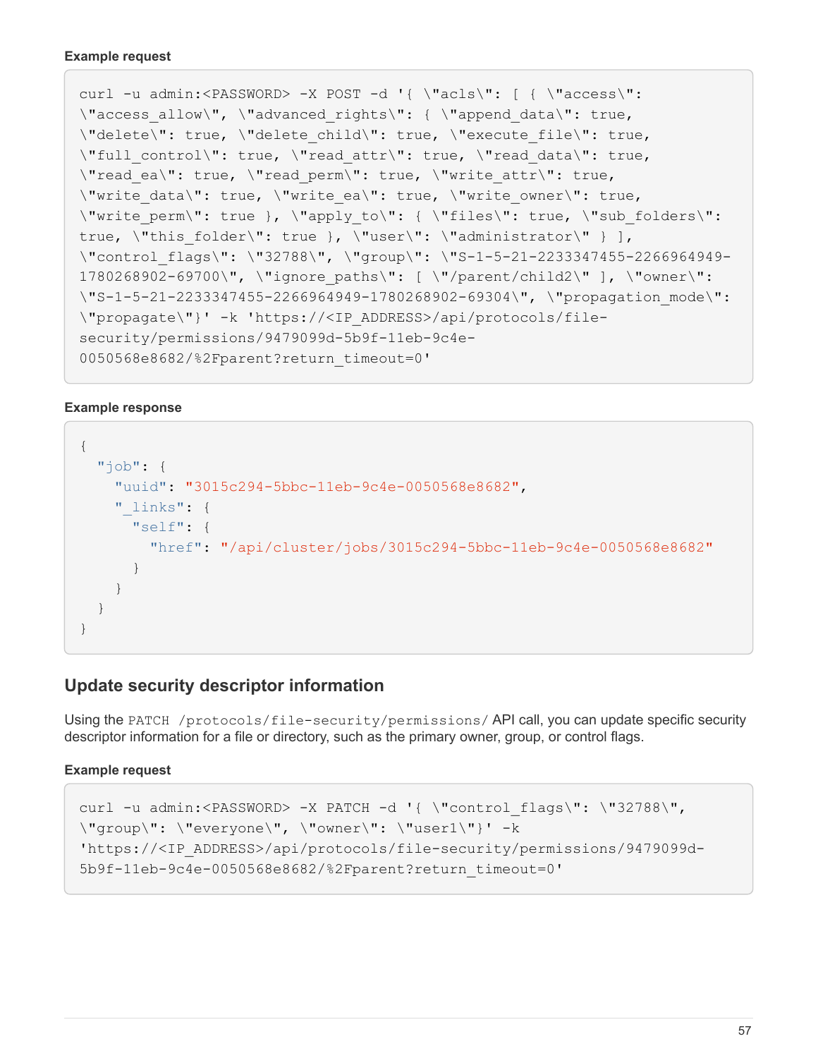**Example request**

```
curl -u admin:<PASSWORD> -X POST -d '{ \"acls\": [ { \"access\":
\"access_allow\", \"advanced_rights\": { \"append_data\": true,
\"delete\": true, \"delete_child\": true, \"execute_file\": true,
\"full_control\": true, \"read_attr\": true, \"read_data\": true,
\"read_ea\": true, \"read_perm\": true, \"write_attr\": true,
\"write_data\": true, \"write_ea\": true, \"write_owner\": true,
\"write_perm\": true }, \"apply_to\": { \"files\": true, \"sub_folders\":
true, \"this_folder\": true }, \"user\": \"administrator\" } ],
\"control_flags\": \"32788\", \"group\": \"S-1-5-21-2233347455-2266964949-
1780268902-69700\", \"ignore_paths\": [ \"/parent/child2\" ], \"owner\":
\"S-1-5-21-2233347455-2266964949-1780268902-69304\", \"propagation_mode\":
\"propagate\"}' -k 'https://<IP_ADDRESS>/api/protocols/file-
security/permissions/9479099d-5b9f-11eb-9c4e-
0050568e8682/%2Fparent?return_timeout=0'
```

**Example response**

```
{
  "job": {
    "uuid": "3015c294-5bbc-11eb-9c4e-0050568e8682",
    "_links": {
      "self": {
        "href": "/api/cluster/jobs/3015c294-5bbc-11eb-9c4e-0050568e8682"
      }
    }
  }
}
```

## Update security descriptor information

Using the `PATCH /protocols/file-security/permissions/` API call, you can update specific security descriptor information for a file or directory, such as the primary owner, group, or control flags.

**Example request**

```
curl -u admin:<PASSWORD> -X PATCH -d '{ \"control_flags\": \"32788\",
\"group\": \"everyone\", \"owner\": \"user1\"}' -k
'https://<IP_ADDRESS>/api/protocols/file-security/permissions/9479099d-
5b9f-11eb-9c4e-0050568e8682/%2Fparent?return_timeout=0'
```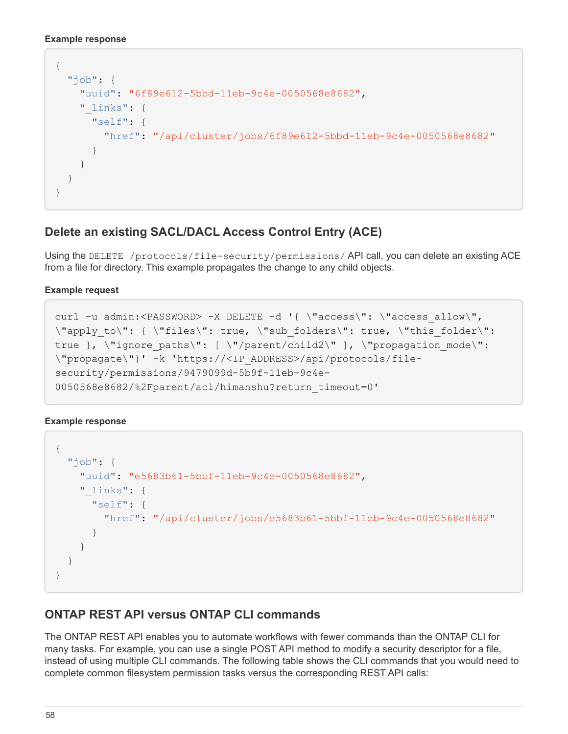**Example response**

```
{
  "job": {
    "uuid": "6f89e612-5bbd-11eb-9c4e-0050568e8682",
    "_links": {
      "self": {
        "href": "/api/cluster/jobs/6f89e612-5bbd-11eb-9c4e-0050568e8682"
      }
    }
  }
}
```

## Delete an existing SACL/DACL Access Control Entry (ACE)

Using the `DELETE /protocols/file-security/permissions/` API call, you can delete an existing ACE from a file for directory. This example propagates the change to any child objects.

**Example request**

```
curl -u admin:<PASSWORD> -X DELETE -d '{ \"access\": \"access_allow\",
\"apply_to\": { \"files\": true, \"sub_folders\": true, \"this_folder\":
true }, \"ignore_paths\": [ \"/parent/child2\" ], \"propagation_mode\":
\"propagate\"}' -k 'https://<IP_ADDRESS>/api/protocols/file-
security/permissions/9479099d-5b9f-11eb-9c4e-
0050568e8682/%2Fparent/acl/himanshu?return_timeout=0'
```

**Example response**

```
{
  "job": {
    "uuid": "e5683b61-5bbf-11eb-9c4e-0050568e8682",
    "_links": {
      "self": {
        "href": "/api/cluster/jobs/e5683b61-5bbf-11eb-9c4e-0050568e8682"
      }
    }
  }
}
```

## ONTAP REST API versus ONTAP CLI commands

The ONTAP REST API enables you to automate workflows with fewer commands than the ONTAP CLI for many tasks. For example, you can use a single POST API method to modify a security descriptor for a file, instead of using multiple CLI commands. The following table shows the CLI commands that you would need to complete common filesystem permission tasks versus the corresponding REST API calls: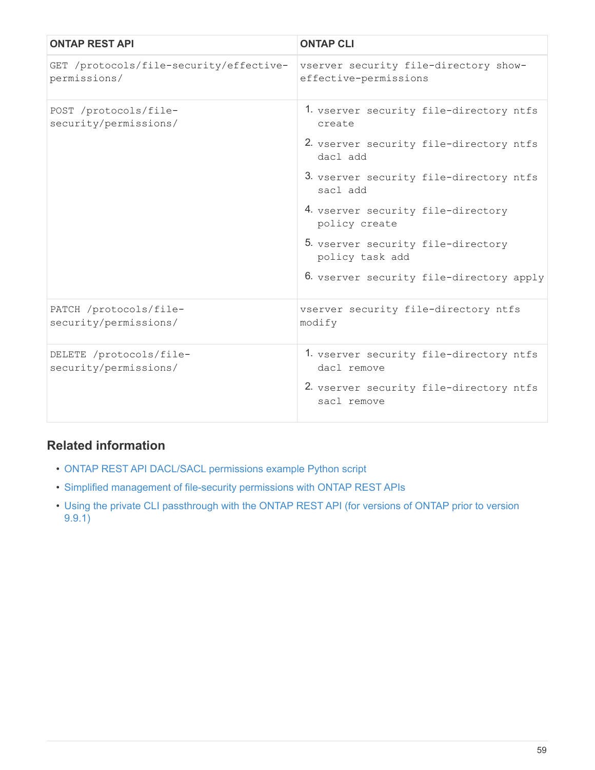| ONTAP REST API | ONTAP CLI |
| --- | --- |
| GET /protocols/file-security/effective-permissions/ | vserver security file-directory show-effective-permissions |
| POST /protocols/file-security/permissions/ | 1. vserver security file-directory ntfs create<br>2. vserver security file-directory ntfs dacl add<br>3. vserver security file-directory ntfs sacl add<br>4. vserver security file-directory policy create<br>5. vserver security file-directory policy task add<br>6. vserver security file-directory apply |
| PATCH /protocols/file-security/permissions/ | vserver security file-directory ntfs modify |
| DELETE /protocols/file-security/permissions/ | 1. vserver security file-directory ntfs dacl remove<br>2. vserver security file-directory ntfs sacl remove |

## Related information

- ONTAP REST API DACL/SACL permissions example Python script
- Simplified management of file-security permissions with ONTAP REST APIs
- Using the private CLI passthrough with the ONTAP REST API (for versions of ONTAP prior to version 9.9.1)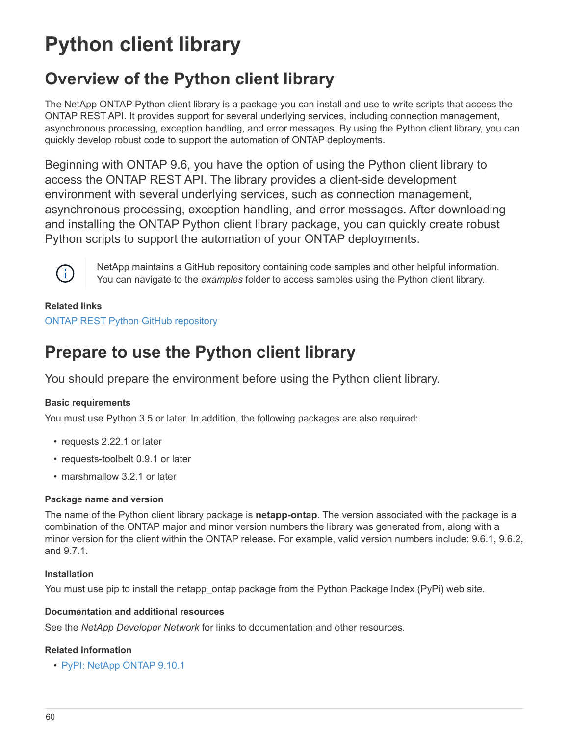# Python client library

## Overview of the Python client library

The NetApp ONTAP Python client library is a package you can install and use to write scripts that access the ONTAP REST API. It provides support for several underlying services, including connection management, asynchronous processing, exception handling, and error messages. By using the Python client library, you can quickly develop robust code to support the automation of ONTAP deployments.

Beginning with ONTAP 9.6, you have the option of using the Python client library to access the ONTAP REST API. The library provides a client-side development environment with several underlying services, such as connection management, asynchronous processing, exception handling, and error messages. After downloading and installing the ONTAP Python client library package, you can quickly create robust Python scripts to support the automation of your ONTAP deployments.

> NetApp maintains a GitHub repository containing code samples and other helpful information. You can navigate to the *examples* folder to access samples using the Python client library.

**Related links**

ONTAP REST Python GitHub repository

## Prepare to use the Python client library

You should prepare the environment before using the Python client library.

#### Basic requirements

You must use Python 3.5 or later. In addition, the following packages are also required:

- requests 2.22.1 or later
- requests-toolbelt 0.9.1 or later
- marshmallow 3.2.1 or later

#### Package name and version

The name of the Python client library package is **netapp-ontap**. The version associated with the package is a combination of the ONTAP major and minor version numbers the library was generated from, along with a minor version for the client within the ONTAP release. For example, valid version numbers include: 9.6.1, 9.6.2, and 9.7.1.

#### Installation

You must use pip to install the netapp_ontap package from the Python Package Index (PyPi) web site.

#### Documentation and additional resources

See the *NetApp Developer Network* for links to documentation and other resources.

#### Related information

- PyPI: NetApp ONTAP 9.10.1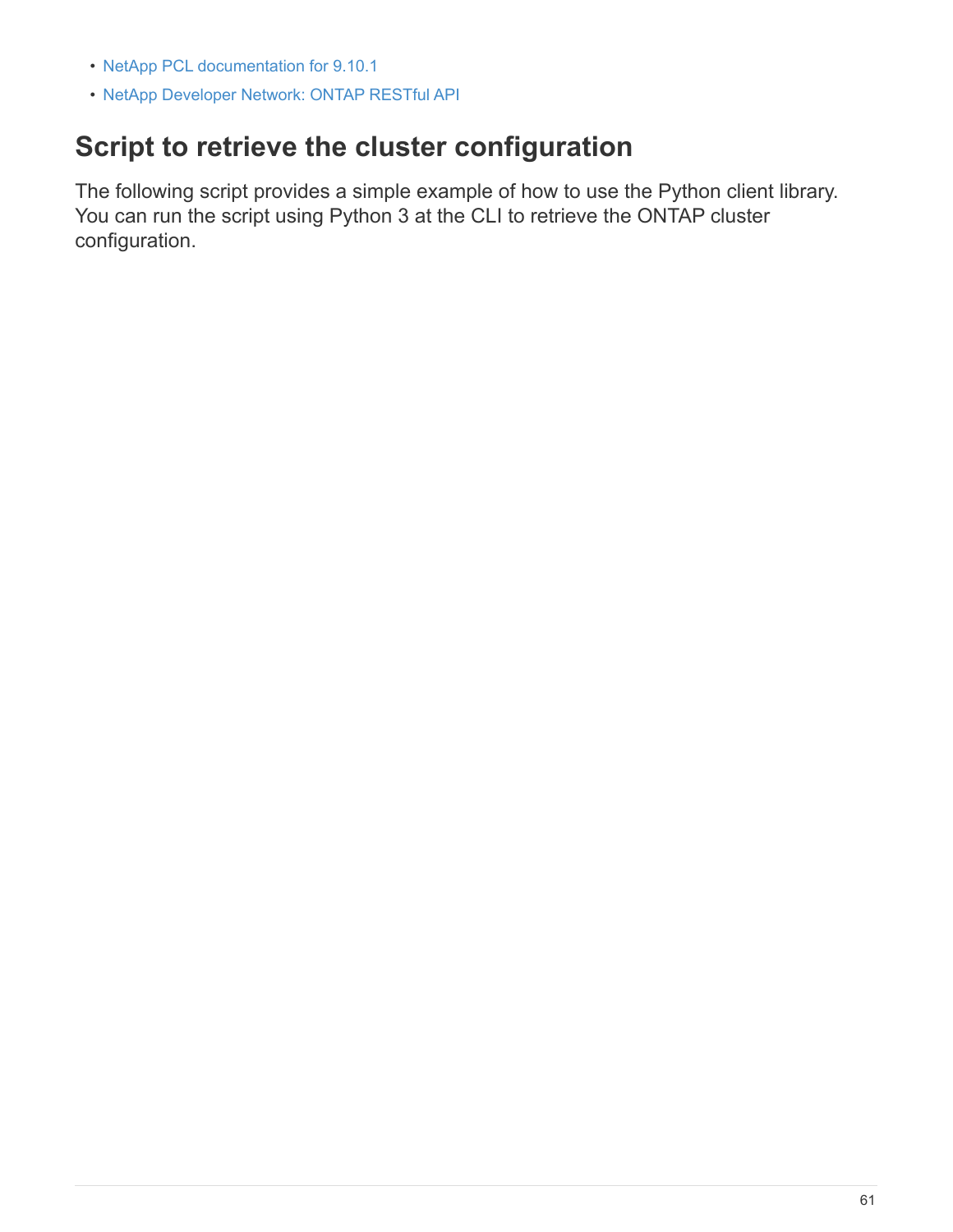- NetApp PCL documentation for 9.10.1
- NetApp Developer Network: ONTAP RESTful API

## Script to retrieve the cluster configuration

The following script provides a simple example of how to use the Python client library. You can run the script using Python 3 at the CLI to retrieve the ONTAP cluster configuration.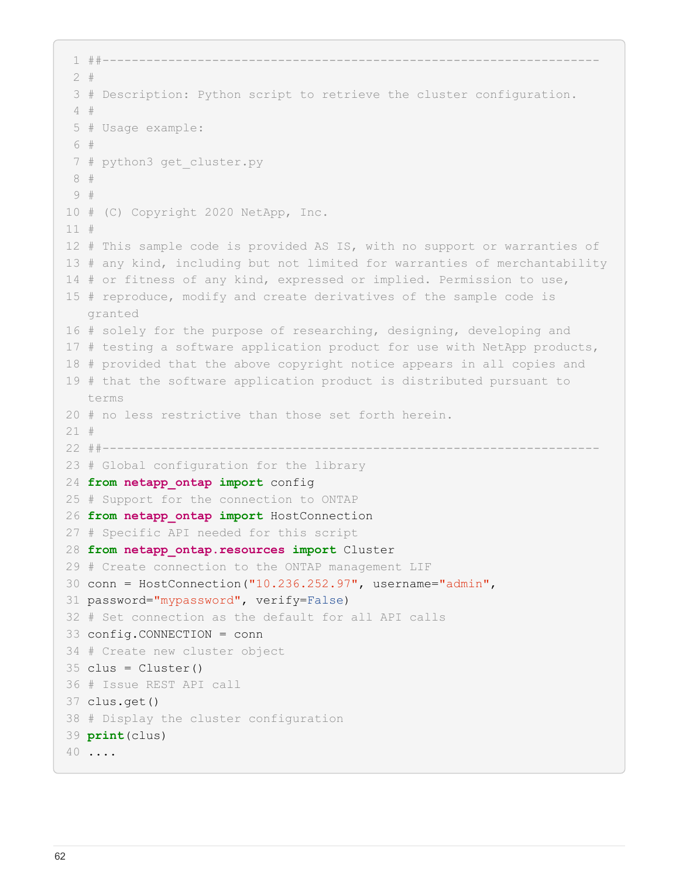```
##---------------------------------------------------------------------
#
# Description: Python script to retrieve the cluster configuration.
#
# Usage example:
#
# python3 get_cluster.py
#
#
# (C) Copyright 2020 NetApp, Inc.
#
# This sample code is provided AS IS, with no support or warranties of
# any kind, including but not limited for warranties of merchantability
# or fitness of any kind, expressed or implied. Permission to use,
# reproduce, modify and create derivatives of the sample code is
granted
# solely for the purpose of researching, designing, developing and
# testing a software application product for use with NetApp products,
# provided that the above copyright notice appears in all copies and
# that the software application product is distributed pursuant to
terms
# no less restrictive than those set forth herein.
#
##---------------------------------------------------------------------
# Global configuration for the library
from netapp_ontap import config
# Support for the connection to ONTAP
from netapp_ontap import HostConnection
# Specific API needed for this script
from netapp_ontap.resources import Cluster
# Create connection to the ONTAP management LIF
conn = HostConnection("10.236.252.97", username="admin",
password="mypassword", verify=False)
# Set connection as the default for all API calls
config.CONNECTION = conn
# Create new cluster object
clus = Cluster()
# Issue REST API call
clus.get()
# Display the cluster configuration
print(clus)
....
```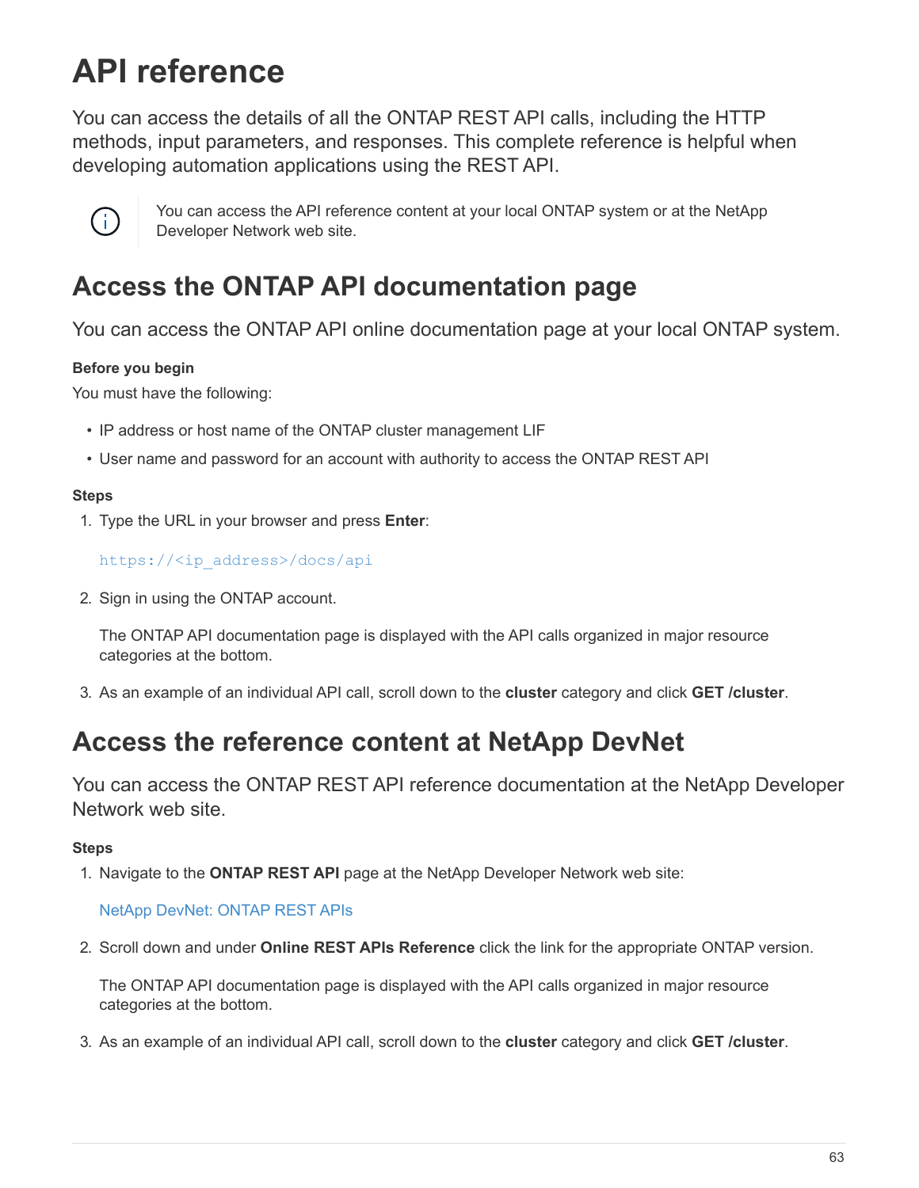# API reference

You can access the details of all the ONTAP REST API calls, including the HTTP methods, input parameters, and responses. This complete reference is helpful when developing automation applications using the REST API.

> You can access the API reference content at your local ONTAP system or at the NetApp Developer Network web site.

## Access the ONTAP API documentation page

You can access the ONTAP API online documentation page at your local ONTAP system.

**Before you begin**

You must have the following:

- IP address or host name of the ONTAP cluster management LIF
- User name and password for an account with authority to access the ONTAP REST API

**Steps**

1. Type the URL in your browser and press **Enter**:

   ```
   https://<ip_address>/docs/api
   ```

2. Sign in using the ONTAP account.

   The ONTAP API documentation page is displayed with the API calls organized in major resource categories at the bottom.

3. As an example of an individual API call, scroll down to the **cluster** category and click **GET /cluster**.

## Access the reference content at NetApp DevNet

You can access the ONTAP REST API reference documentation at the NetApp Developer Network web site.

**Steps**

1. Navigate to the **ONTAP REST API** page at the NetApp Developer Network web site:

   NetApp DevNet: ONTAP REST APIs

2. Scroll down and under **Online REST APIs Reference** click the link for the appropriate ONTAP version.

   The ONTAP API documentation page is displayed with the API calls organized in major resource categories at the bottom.

3. As an example of an individual API call, scroll down to the **cluster** category and click **GET /cluster**.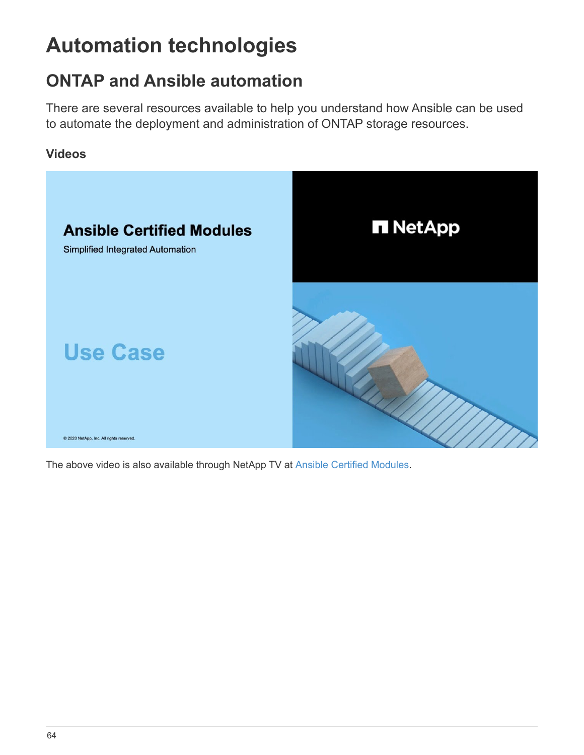# Automation technologies

## ONTAP and Ansible automation

There are several resources available to help you understand how Ansible can be used to automate the deployment and administration of ONTAP storage resources.

### Videos

The above video is also available through NetApp TV at Ansible Certified Modules.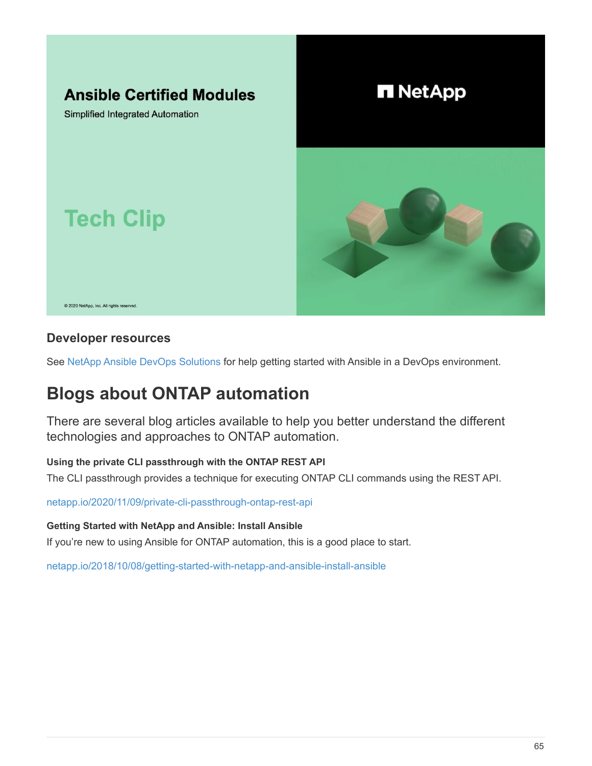Ansible Certified Modules

Simplified Integrated Automation

Tech Clip

© 2020 NetApp, Inc. All rights reserved.

NetApp

### Developer resources

See NetApp Ansible DevOps Solutions for help getting started with Ansible in a DevOps environment.

## Blogs about ONTAP automation

There are several blog articles available to help you better understand the different technologies and approaches to ONTAP automation.

#### Using the private CLI passthrough with the ONTAP REST API

The CLI passthrough provides a technique for executing ONTAP CLI commands using the REST API.

netapp.io/2020/11/09/private-cli-passthrough-ontap-rest-api

#### Getting Started with NetApp and Ansible: Install Ansible

If you're new to using Ansible for ONTAP automation, this is a good place to start.

netapp.io/2018/10/08/getting-started-with-netapp-and-ansible-install-ansible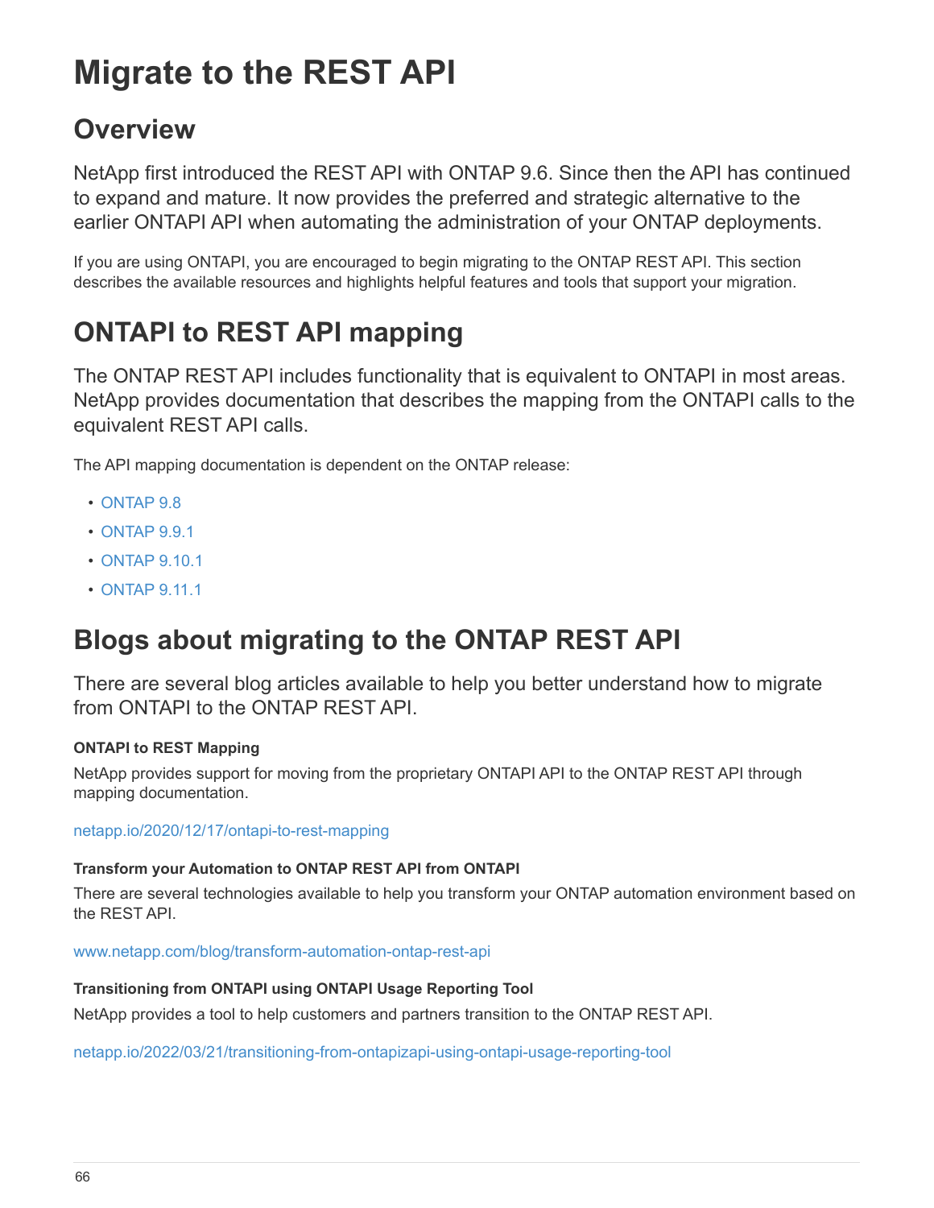# Migrate to the REST API

## Overview

NetApp first introduced the REST API with ONTAP 9.6. Since then the API has continued to expand and mature. It now provides the preferred and strategic alternative to the earlier ONTAPI API when automating the administration of your ONTAP deployments.

If you are using ONTAPI, you are encouraged to begin migrating to the ONTAP REST API. This section describes the available resources and highlights helpful features and tools that support your migration.

## ONTAPI to REST API mapping

The ONTAP REST API includes functionality that is equivalent to ONTAPI in most areas. NetApp provides documentation that describes the mapping from the ONTAPI calls to the equivalent REST API calls.

The API mapping documentation is dependent on the ONTAP release:

- ONTAP 9.8
- ONTAP 9.9.1
- ONTAP 9.10.1
- ONTAP 9.11.1

## Blogs about migrating to the ONTAP REST API

There are several blog articles available to help you better understand how to migrate from ONTAPI to the ONTAP REST API.

**ONTAPI to REST Mapping**

NetApp provides support for moving from the proprietary ONTAPI API to the ONTAP REST API through mapping documentation.

netapp.io/2020/12/17/ontapi-to-rest-mapping

**Transform your Automation to ONTAP REST API from ONTAPI**

There are several technologies available to help you transform your ONTAP automation environment based on the REST API.

www.netapp.com/blog/transform-automation-ontap-rest-api

**Transitioning from ONTAPI using ONTAPI Usage Reporting Tool**

NetApp provides a tool to help customers and partners transition to the ONTAP REST API.

netapp.io/2022/03/21/transitioning-from-ontapizapi-using-ontapi-usage-reporting-tool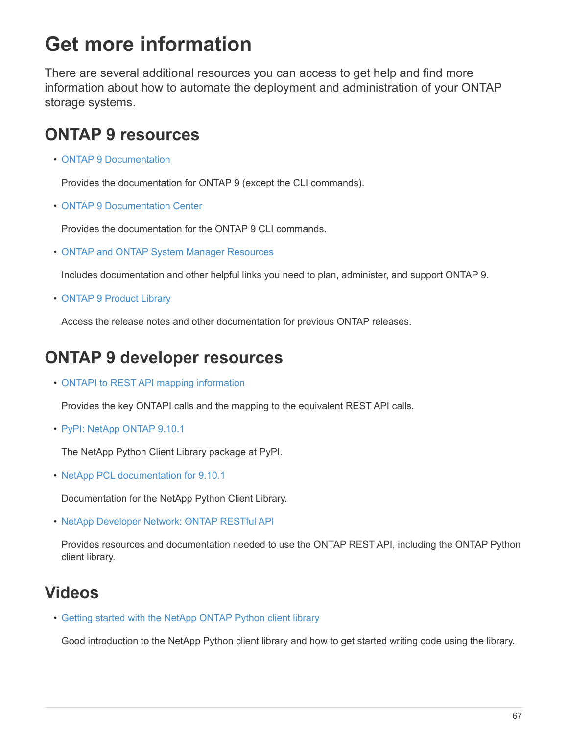# Get more information

There are several additional resources you can access to get help and find more information about how to automate the deployment and administration of your ONTAP storage systems.

## ONTAP 9 resources

- ONTAP 9 Documentation

  Provides the documentation for ONTAP 9 (except the CLI commands).

- ONTAP 9 Documentation Center

  Provides the documentation for the ONTAP 9 CLI commands.

- ONTAP and ONTAP System Manager Resources

  Includes documentation and other helpful links you need to plan, administer, and support ONTAP 9.

- ONTAP 9 Product Library

  Access the release notes and other documentation for previous ONTAP releases.

## ONTAP 9 developer resources

- ONTAPI to REST API mapping information

  Provides the key ONTAPI calls and the mapping to the equivalent REST API calls.

- PyPI: NetApp ONTAP 9.10.1

  The NetApp Python Client Library package at PyPI.

- NetApp PCL documentation for 9.10.1

  Documentation for the NetApp Python Client Library.

- NetApp Developer Network: ONTAP RESTful API

  Provides resources and documentation needed to use the ONTAP REST API, including the ONTAP Python client library.

## Videos

- Getting started with the NetApp ONTAP Python client library

  Good introduction to the NetApp Python client library and how to get started writing code using the library.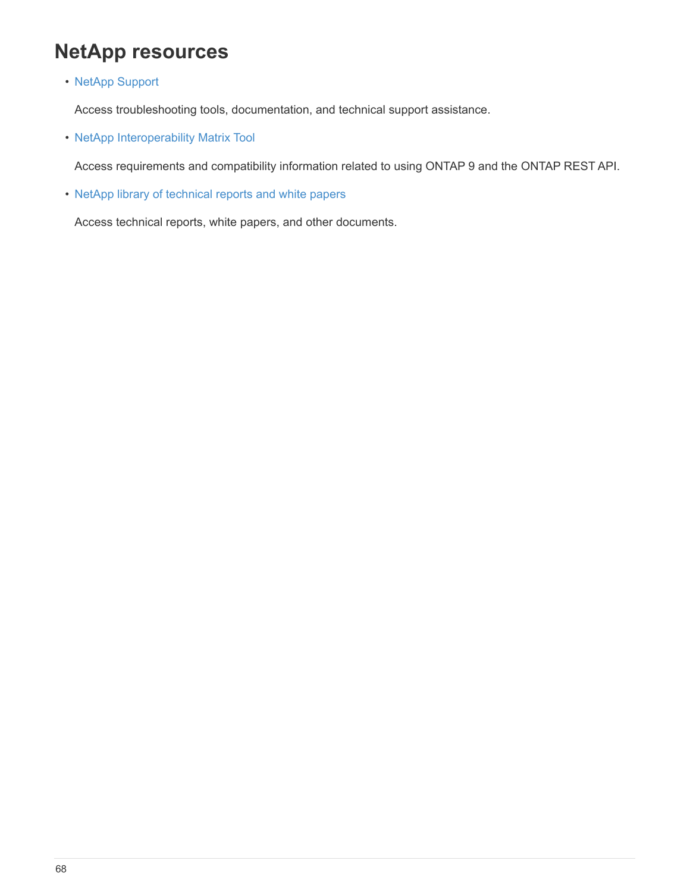# NetApp resources

- NetApp Support

  Access troubleshooting tools, documentation, and technical support assistance.

- NetApp Interoperability Matrix Tool

  Access requirements and compatibility information related to using ONTAP 9 and the ONTAP REST API.

- NetApp library of technical reports and white papers

  Access technical reports, white papers, and other documents.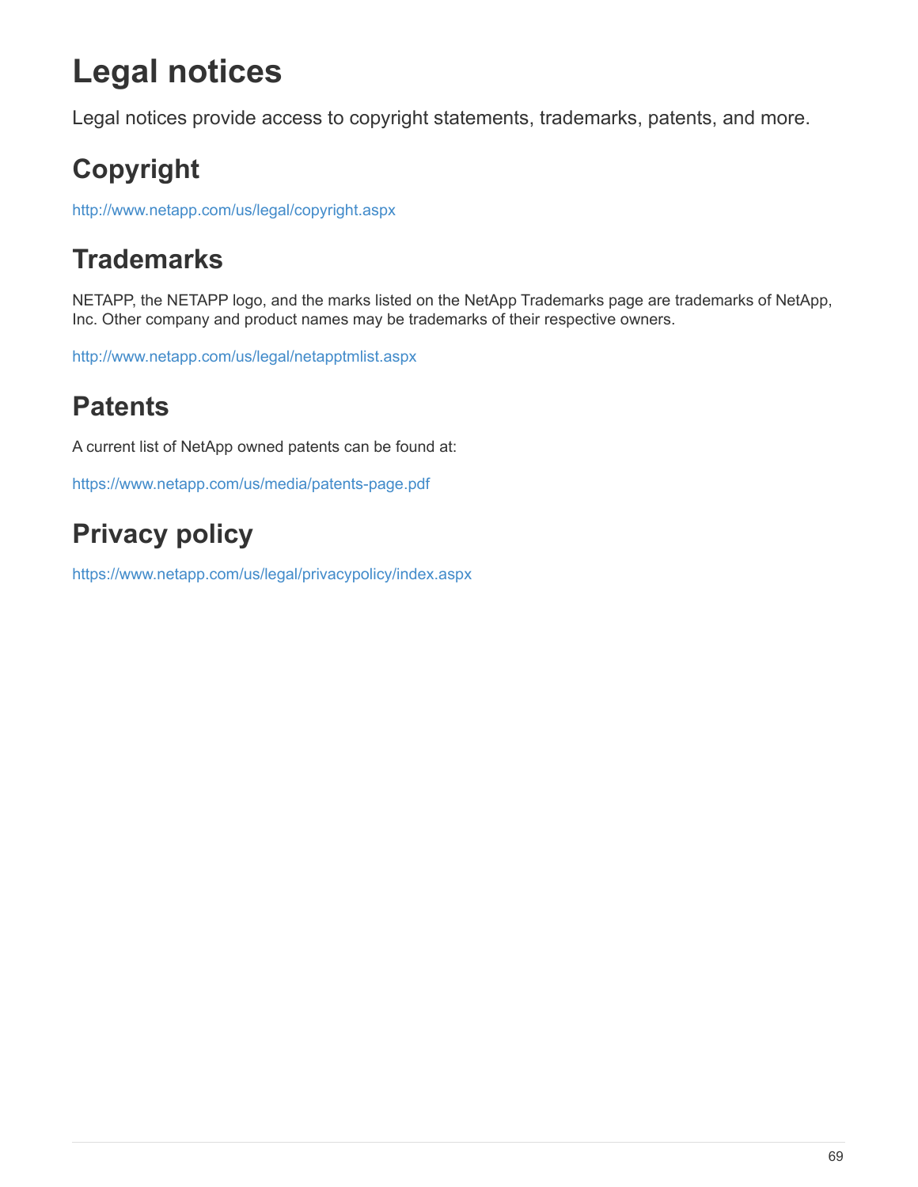# Legal notices

Legal notices provide access to copyright statements, trademarks, patents, and more.

## Copyright

http://www.netapp.com/us/legal/copyright.aspx

## Trademarks

NETAPP, the NETAPP logo, and the marks listed on the NetApp Trademarks page are trademarks of NetApp, Inc. Other company and product names may be trademarks of their respective owners.

http://www.netapp.com/us/legal/netapptmlist.aspx

## Patents

A current list of NetApp owned patents can be found at:

https://www.netapp.com/us/media/patents-page.pdf

## Privacy policy

https://www.netapp.com/us/legal/privacypolicy/index.aspx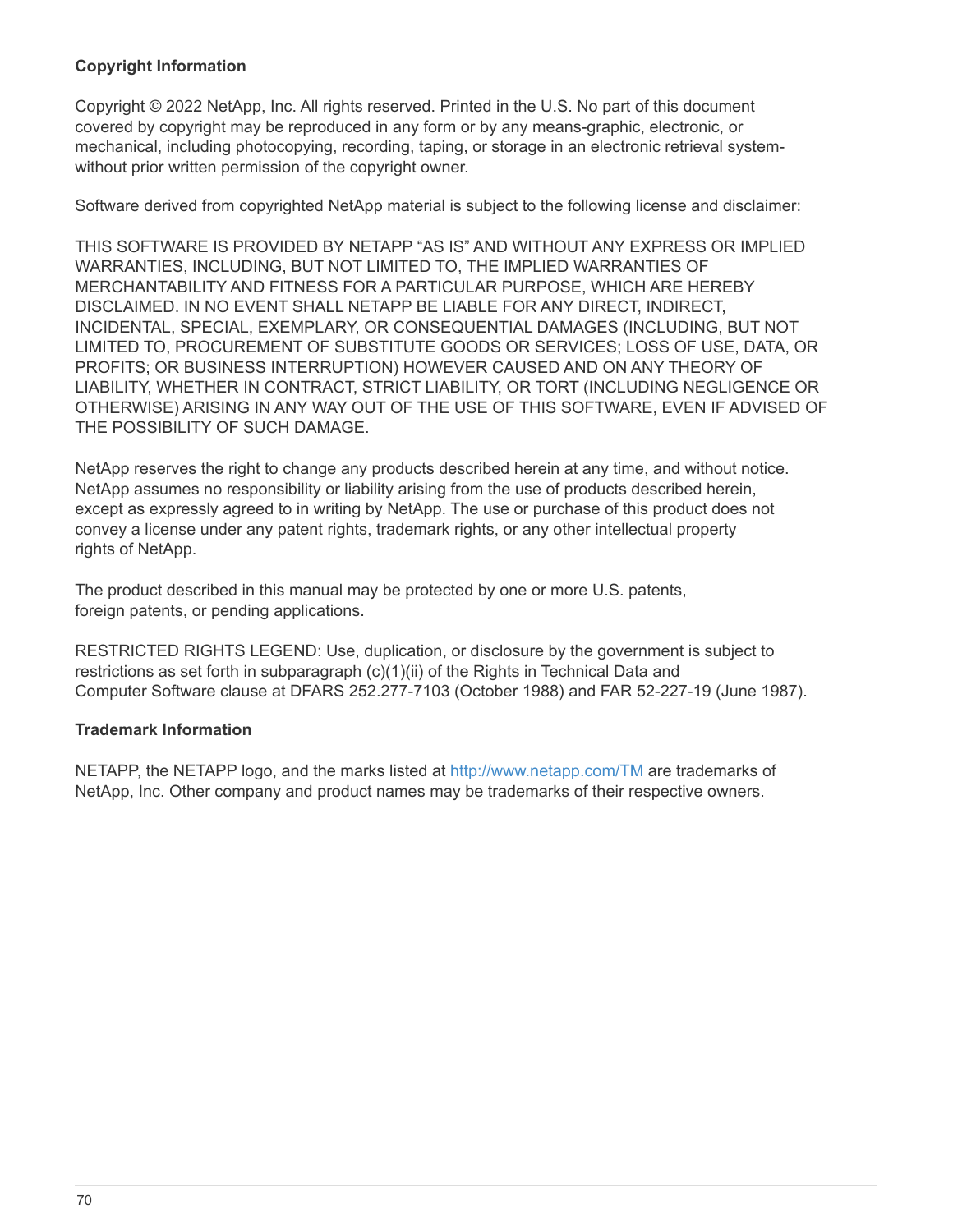**Copyright Information**

Copyright © 2022 NetApp, Inc. All rights reserved. Printed in the U.S. No part of this document covered by copyright may be reproduced in any form or by any means-graphic, electronic, or mechanical, including photocopying, recording, taping, or storage in an electronic retrieval system-without prior written permission of the copyright owner.

Software derived from copyrighted NetApp material is subject to the following license and disclaimer:

THIS SOFTWARE IS PROVIDED BY NETAPP “AS IS” AND WITHOUT ANY EXPRESS OR IMPLIED WARRANTIES, INCLUDING, BUT NOT LIMITED TO, THE IMPLIED WARRANTIES OF MERCHANTABILITY AND FITNESS FOR A PARTICULAR PURPOSE, WHICH ARE HEREBY DISCLAIMED. IN NO EVENT SHALL NETAPP BE LIABLE FOR ANY DIRECT, INDIRECT, INCIDENTAL, SPECIAL, EXEMPLARY, OR CONSEQUENTIAL DAMAGES (INCLUDING, BUT NOT LIMITED TO, PROCUREMENT OF SUBSTITUTE GOODS OR SERVICES; LOSS OF USE, DATA, OR PROFITS; OR BUSINESS INTERRUPTION) HOWEVER CAUSED AND ON ANY THEORY OF LIABILITY, WHETHER IN CONTRACT, STRICT LIABILITY, OR TORT (INCLUDING NEGLIGENCE OR OTHERWISE) ARISING IN ANY WAY OUT OF THE USE OF THIS SOFTWARE, EVEN IF ADVISED OF THE POSSIBILITY OF SUCH DAMAGE.

NetApp reserves the right to change any products described herein at any time, and without notice. NetApp assumes no responsibility or liability arising from the use of products described herein, except as expressly agreed to in writing by NetApp. The use or purchase of this product does not convey a license under any patent rights, trademark rights, or any other intellectual property rights of NetApp.

The product described in this manual may be protected by one or more U.S. patents, foreign patents, or pending applications.

RESTRICTED RIGHTS LEGEND: Use, duplication, or disclosure by the government is subject to restrictions as set forth in subparagraph (c)(1)(ii) of the Rights in Technical Data and Computer Software clause at DFARS 252.277-7103 (October 1988) and FAR 52-227-19 (June 1987).

**Trademark Information**

NETAPP, the NETAPP logo, and the marks listed at http://www.netapp.com/TM are trademarks of NetApp, Inc. Other company and product names may be trademarks of their respective owners.